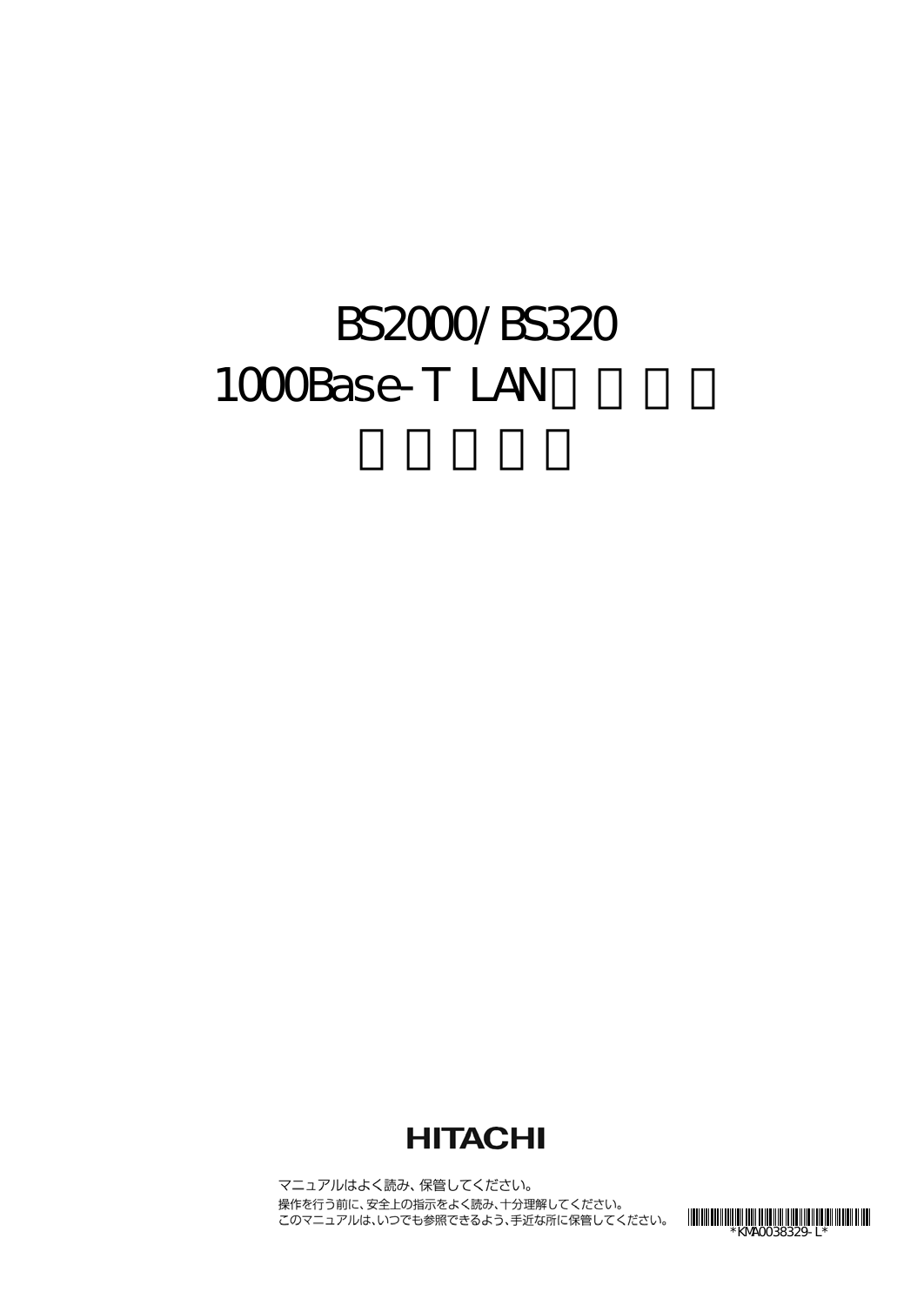# BS2000/BS320
# 1000Base-T LAN

HITACHI

マニュアルはよく読み、保管してください。

操作を行う前に、安全上の指示をよく読み、十分理解してください。

このマニュアルは、いつでも参照できるよう、手近な所に保管してください。

*KMA0038329-L*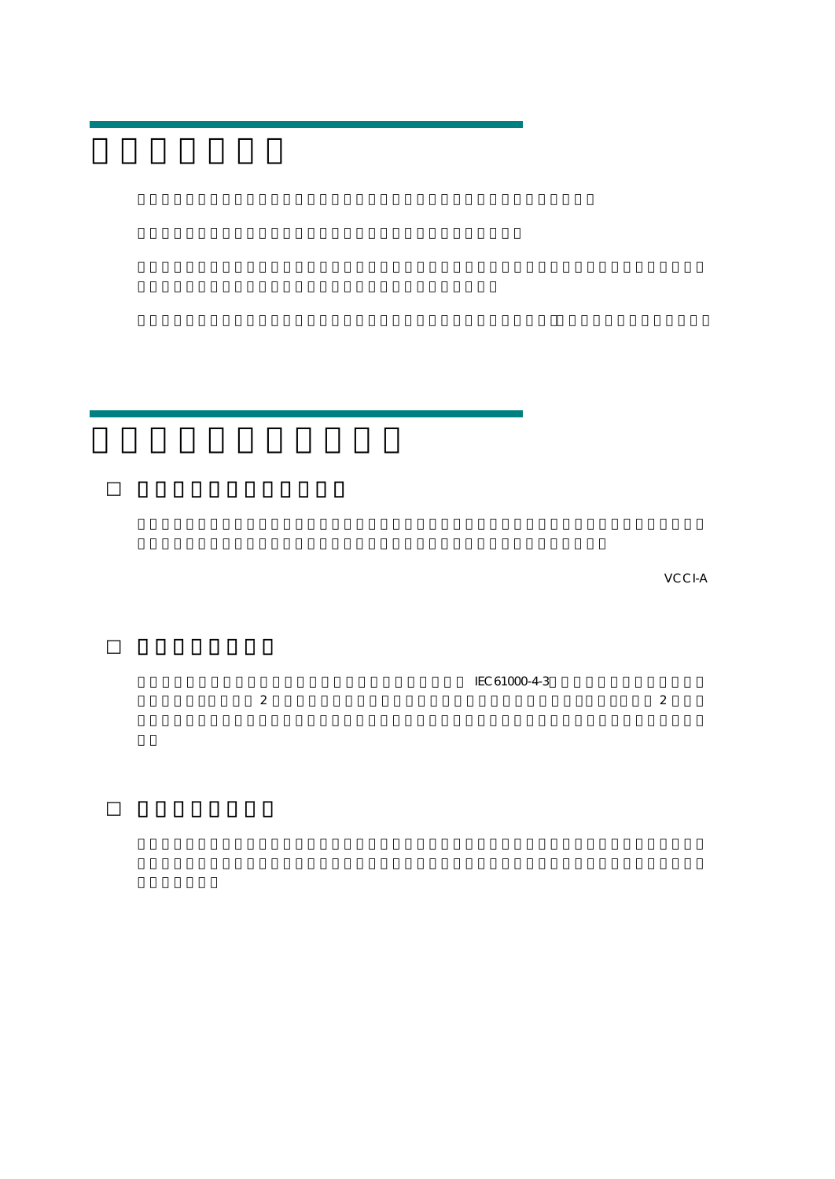VCCI-A

IEC61000-4-3

2

2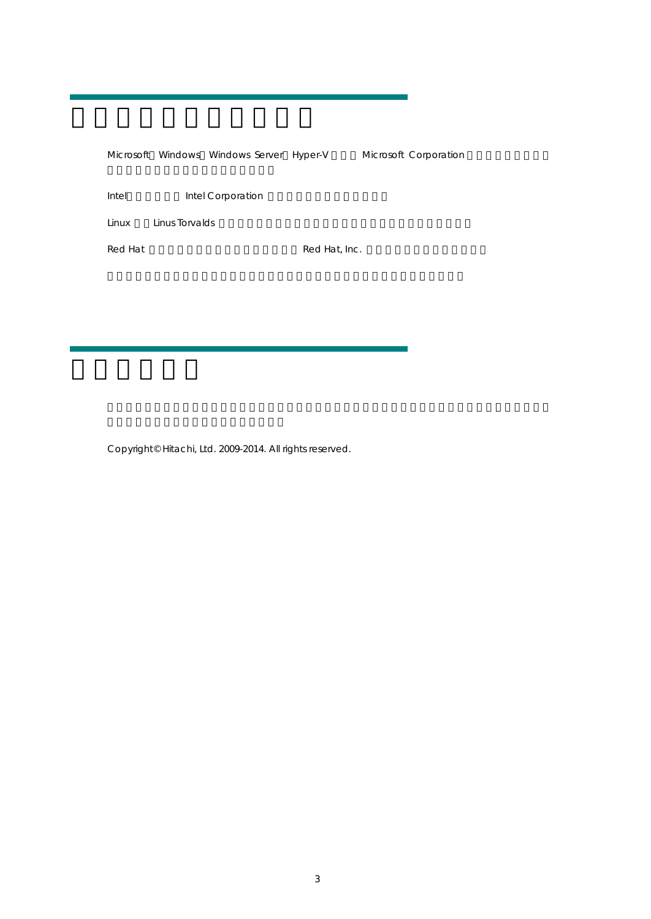Microsoft Windows Windows Server Hyper-V Microsoft Corporation

Intel Intel Corporation

Linux Linus Torvalds

Red Hat Red Hat, Inc.

Copyright© Hitachi, Ltd. 2009-2014. All rights reserved.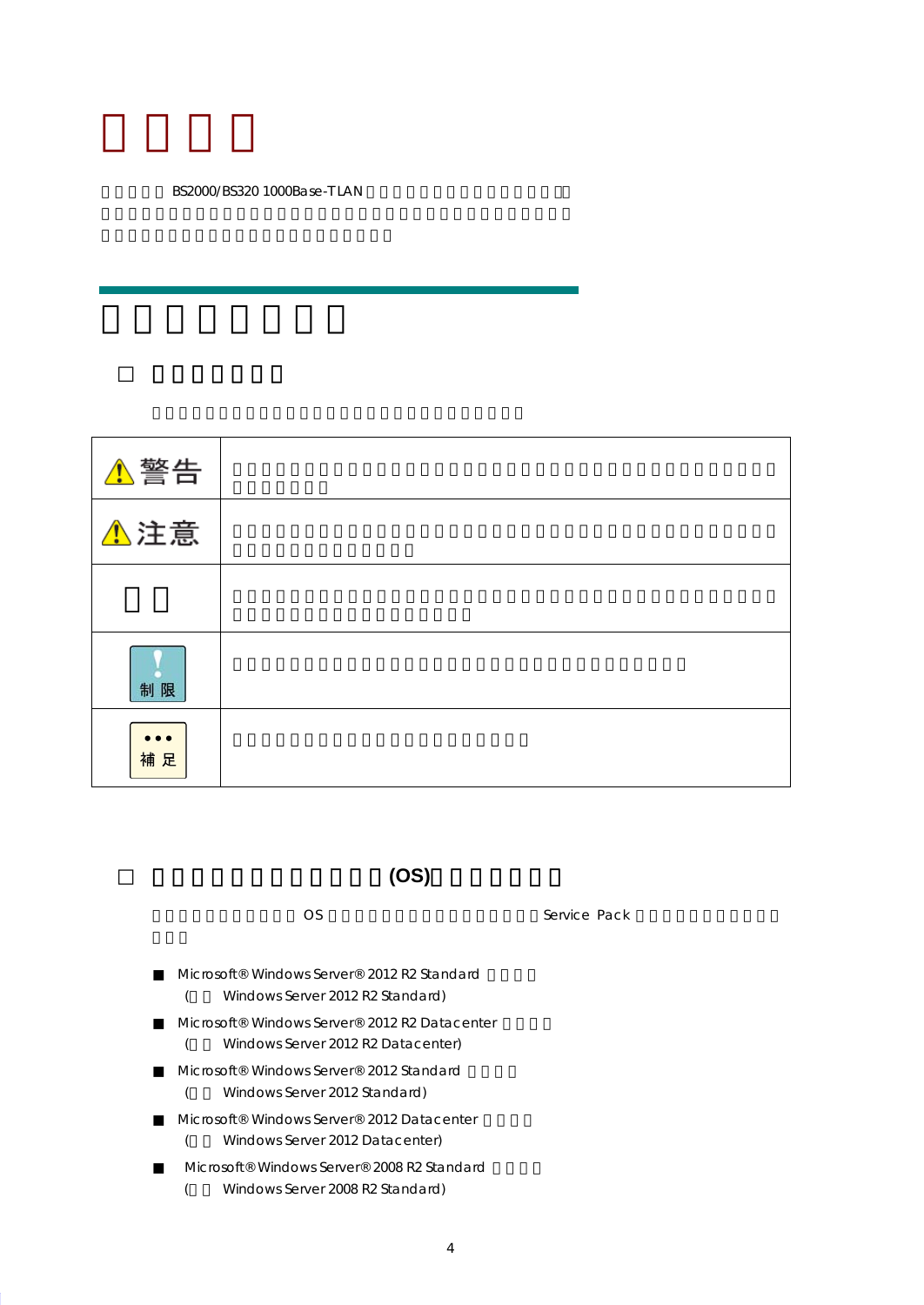BS2000/BS320 1000Base-T LAN

| | |
|---|---|
| ⚠警告 | |
| ⚠注意 | |
| | |
| 制限 | |
| 補足 | |

## (OS)

OS Service Pack

- Microsoft® Windows Server® 2012 R2 Standard
  (Windows Server 2012 R2 Standard)
- Microsoft® Windows Server® 2012 R2 Datacenter
  (Windows Server 2012 R2 Datacenter)
- Microsoft® Windows Server® 2012 Standard
  (Windows Server 2012 Standard)
- Microsoft® Windows Server® 2012 Datacenter
  (Windows Server 2012 Datacenter)
- Microsoft® Windows Server® 2008 R2 Standard
  (Windows Server 2008 R2 Standard)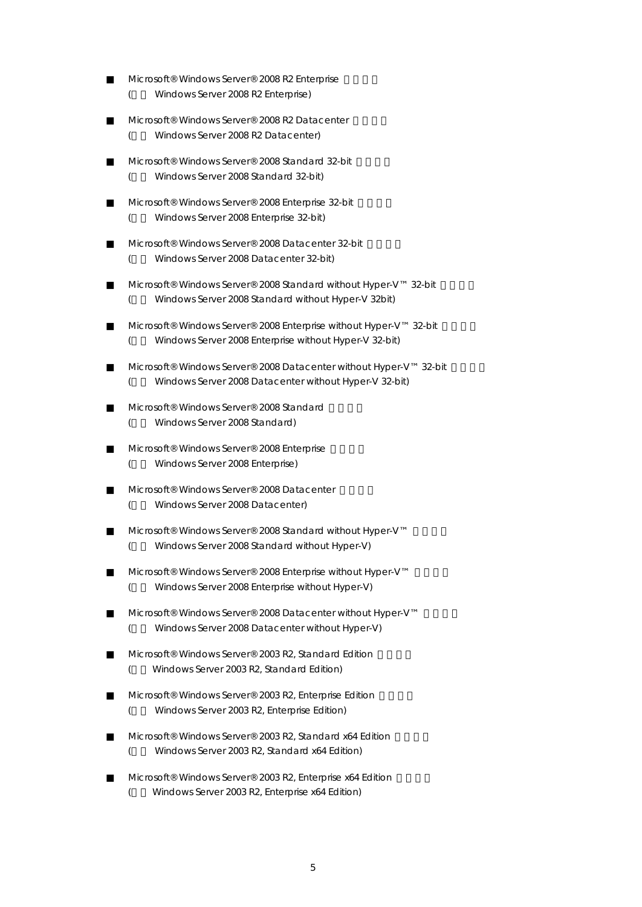- Microsoft® Windows Server® 2008 R2 Enterprise
  ( Windows Server 2008 R2 Enterprise)

- Microsoft® Windows Server® 2008 R2 Datacenter
  ( Windows Server 2008 R2 Datacenter)

- Microsoft® Windows Server® 2008 Standard 32-bit
  ( Windows Server 2008 Standard 32-bit)

- Microsoft® Windows Server® 2008 Enterprise 32-bit
  ( Windows Server 2008 Enterprise 32-bit)

- Microsoft® Windows Server® 2008 Datacenter 32-bit
  ( Windows Server 2008 Datacenter 32-bit)

- Microsoft® Windows Server® 2008 Standard without Hyper-V™ 32-bit
  ( Windows Server 2008 Standard without Hyper-V 32bit)

- Microsoft® Windows Server® 2008 Enterprise without Hyper-V™ 32-bit
  ( Windows Server 2008 Enterprise without Hyper-V 32-bit)

- Microsoft® Windows Server® 2008 Datacenter without Hyper-V™ 32-bit
  ( Windows Server 2008 Datacenter without Hyper-V 32-bit)

- Microsoft® Windows Server® 2008 Standard
  ( Windows Server 2008 Standard)

- Microsoft® Windows Server® 2008 Enterprise
  ( Windows Server 2008 Enterprise)

- Microsoft® Windows Server® 2008 Datacenter
  ( Windows Server 2008 Datacenter)

- Microsoft® Windows Server® 2008 Standard without Hyper-V™
  ( Windows Server 2008 Standard without Hyper-V)

- Microsoft® Windows Server® 2008 Enterprise without Hyper-V™
  ( Windows Server 2008 Enterprise without Hyper-V)

- Microsoft® Windows Server® 2008 Datacenter without Hyper-V™
  ( Windows Server 2008 Datacenter without Hyper-V)

- Microsoft® Windows Server® 2003 R2, Standard Edition
  ( Windows Server 2003 R2, Standard Edition)

- Microsoft® Windows Server® 2003 R2, Enterprise Edition
  ( Windows Server 2003 R2, Enterprise Edition)

- Microsoft® Windows Server® 2003 R2, Standard x64 Edition
  ( Windows Server 2003 R2, Standard x64 Edition)

- Microsoft® Windows Server® 2003 R2, Enterprise x64 Edition
  ( Windows Server 2003 R2, Enterprise x64 Edition)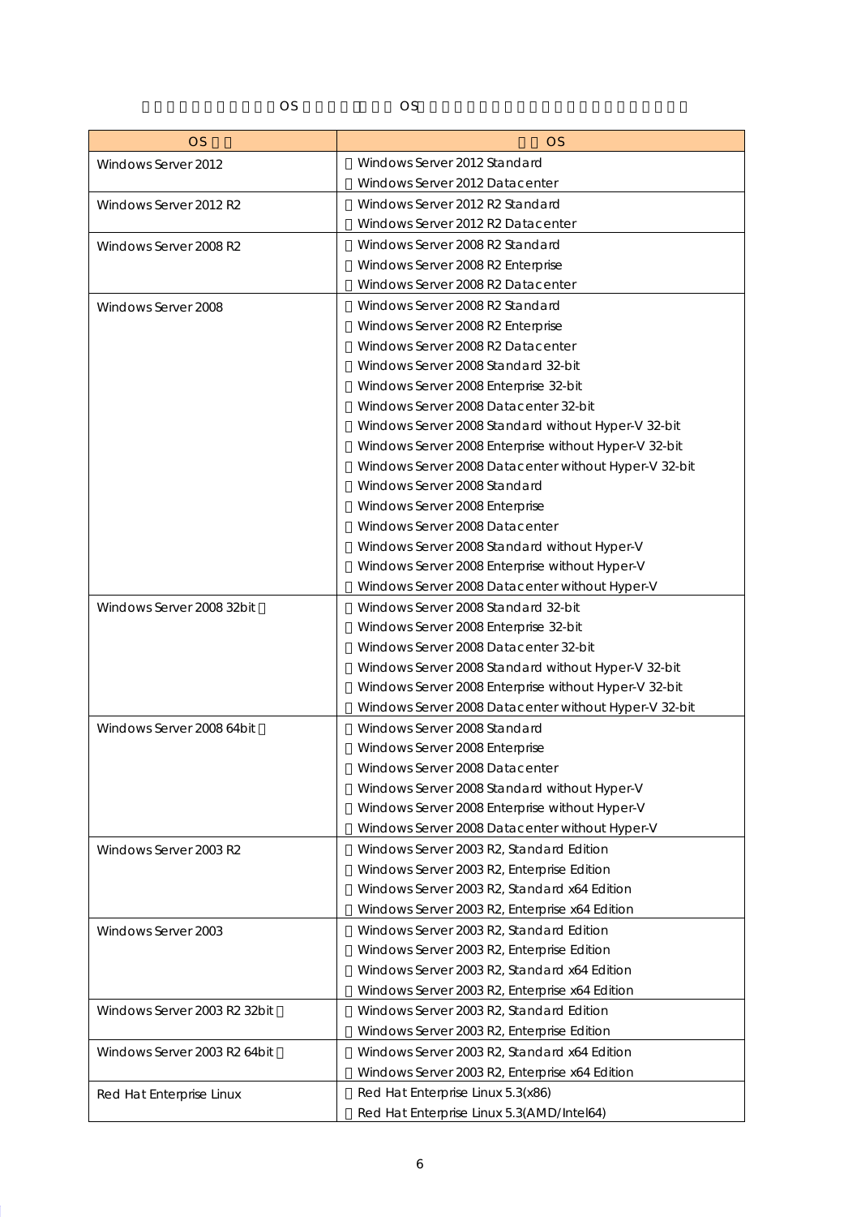OS OS

| OS | OS |
| --- | --- |
| Windows Server 2012 | Windows Server 2012 Standard<br>Windows Server 2012 Datacenter |
| Windows Server 2012 R2 | Windows Server 2012 R2 Standard<br>Windows Server 2012 R2 Datacenter |
| Windows Server 2008 R2 | Windows Server 2008 R2 Standard<br>Windows Server 2008 R2 Enterprise<br>Windows Server 2008 R2 Datacenter |
| Windows Server 2008 | Windows Server 2008 R2 Standard<br>Windows Server 2008 R2 Enterprise<br>Windows Server 2008 R2 Datacenter<br>Windows Server 2008 Standard 32-bit<br>Windows Server 2008 Enterprise 32-bit<br>Windows Server 2008 Datacenter 32-bit<br>Windows Server 2008 Standard without Hyper-V 32-bit<br>Windows Server 2008 Enterprise without Hyper-V 32-bit<br>Windows Server 2008 Datacenter without Hyper-V 32-bit<br>Windows Server 2008 Standard<br>Windows Server 2008 Enterprise<br>Windows Server 2008 Datacenter<br>Windows Server 2008 Standard without Hyper-V<br>Windows Server 2008 Enterprise without Hyper-V<br>Windows Server 2008 Datacenter without Hyper-V |
| Windows Server 2008 32bit | Windows Server 2008 Standard 32-bit<br>Windows Server 2008 Enterprise 32-bit<br>Windows Server 2008 Datacenter 32-bit<br>Windows Server 2008 Standard without Hyper-V 32-bit<br>Windows Server 2008 Enterprise without Hyper-V 32-bit<br>Windows Server 2008 Datacenter without Hyper-V 32-bit |
| Windows Server 2008 64bit | Windows Server 2008 Standard<br>Windows Server 2008 Enterprise<br>Windows Server 2008 Datacenter<br>Windows Server 2008 Standard without Hyper-V<br>Windows Server 2008 Enterprise without Hyper-V<br>Windows Server 2008 Datacenter without Hyper-V |
| Windows Server 2003 R2 | Windows Server 2003 R2, Standard Edition<br>Windows Server 2003 R2, Enterprise Edition<br>Windows Server 2003 R2, Standard x64 Edition<br>Windows Server 2003 R2, Enterprise x64 Edition |
| Windows Server 2003 | Windows Server 2003 R2, Standard Edition<br>Windows Server 2003 R2, Enterprise Edition<br>Windows Server 2003 R2, Standard x64 Edition<br>Windows Server 2003 R2, Enterprise x64 Edition |
| Windows Server 2003 R2 32bit | Windows Server 2003 R2, Standard Edition<br>Windows Server 2003 R2, Enterprise Edition |
| Windows Server 2003 R2 64bit | Windows Server 2003 R2, Standard x64 Edition<br>Windows Server 2003 R2, Enterprise x64 Edition |
| Red Hat Enterprise Linux | Red Hat Enterprise Linux 5.3(x86)<br>Red Hat Enterprise Linux 5.3(AMD/Intel64) |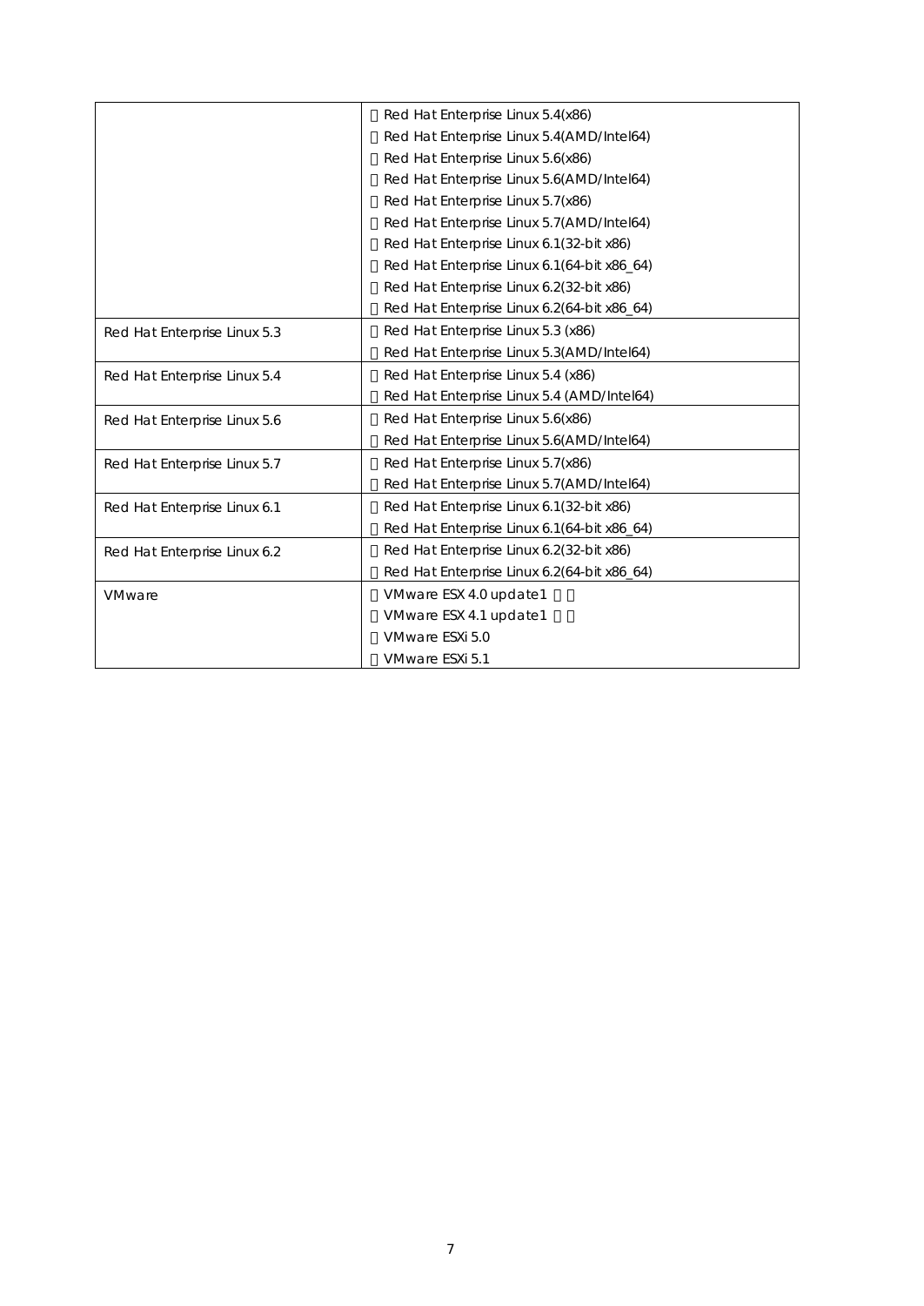| | |
|---|---|
| | ・Red Hat Enterprise Linux 5.4(x86)<br>・Red Hat Enterprise Linux 5.4(AMD/Intel64)<br>・Red Hat Enterprise Linux 5.6(x86)<br>・Red Hat Enterprise Linux 5.6(AMD/Intel64)<br>・Red Hat Enterprise Linux 5.7(x86)<br>・Red Hat Enterprise Linux 5.7(AMD/Intel64)<br>・Red Hat Enterprise Linux 6.1(32-bit x86)<br>・Red Hat Enterprise Linux 6.1(64-bit x86_64)<br>・Red Hat Enterprise Linux 6.2(32-bit x86)<br>・Red Hat Enterprise Linux 6.2(64-bit x86_64) |
| Red Hat Enterprise Linux 5.3 | ・Red Hat Enterprise Linux 5.3 (x86)<br>・Red Hat Enterprise Linux 5.3(AMD/Intel64) |
| Red Hat Enterprise Linux 5.4 | ・Red Hat Enterprise Linux 5.4 (x86)<br>・Red Hat Enterprise Linux 5.4 (AMD/Intel64) |
| Red Hat Enterprise Linux 5.6 | ・Red Hat Enterprise Linux 5.6(x86)<br>・Red Hat Enterprise Linux 5.6(AMD/Intel64) |
| Red Hat Enterprise Linux 5.7 | ・Red Hat Enterprise Linux 5.7(x86)<br>・Red Hat Enterprise Linux 5.7(AMD/Intel64) |
| Red Hat Enterprise Linux 6.1 | ・Red Hat Enterprise Linux 6.1(32-bit x86)<br>・Red Hat Enterprise Linux 6.1(64-bit x86_64) |
| Red Hat Enterprise Linux 6.2 | ・Red Hat Enterprise Linux 6.2(32-bit x86)<br>・Red Hat Enterprise Linux 6.2(64-bit x86_64) |
| VMware | ・VMware ESX 4.0 update1<br>・VMware ESX 4.1 update1<br>・VMware ESXi 5.0<br>・VMware ESXi 5.1 |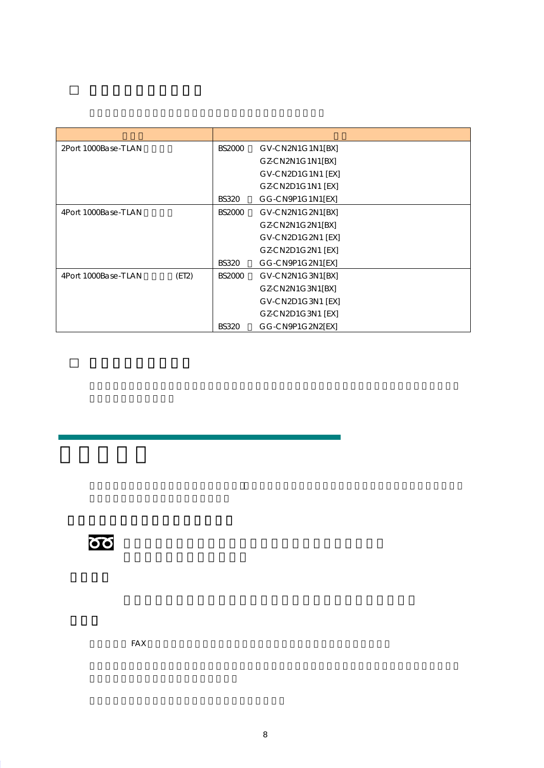| | |
|---|---|
| 2Port 1000Base-TLAN | BS2000 GV-CN2N1G1N1[BX] |
| | GZ-CN2N1G1N1[BX] |
| | GV-CN2D1G1N1 [EX] |
| | GZ-CN2D1G1N1 [EX] |
| | BS320 GG-CN9P1G1N1[EX] |
| 4Port 1000Base-TLAN | BS2000 GV-CN2N1G2N1[BX] |
| | GZ-CN2N1G2N1[BX] |
| | GV-CN2D1G2N1 [EX] |
| | GZ-CN2D1G2N1 [EX] |
| | BS320 GG-CN9P1G2N1[EX] |
| 4Port 1000Base-TLAN (ET2) | BS2000 GV-CN2N1G3N1[BX] |
| | GZ-CN2N1G3N1[BX] |
| | GV-CN2D1G3N1 [EX] |
| | GZ-CN2D1G3N1 [EX] |
| | BS320 GG-CN9P1G2N2[EX] |

FAX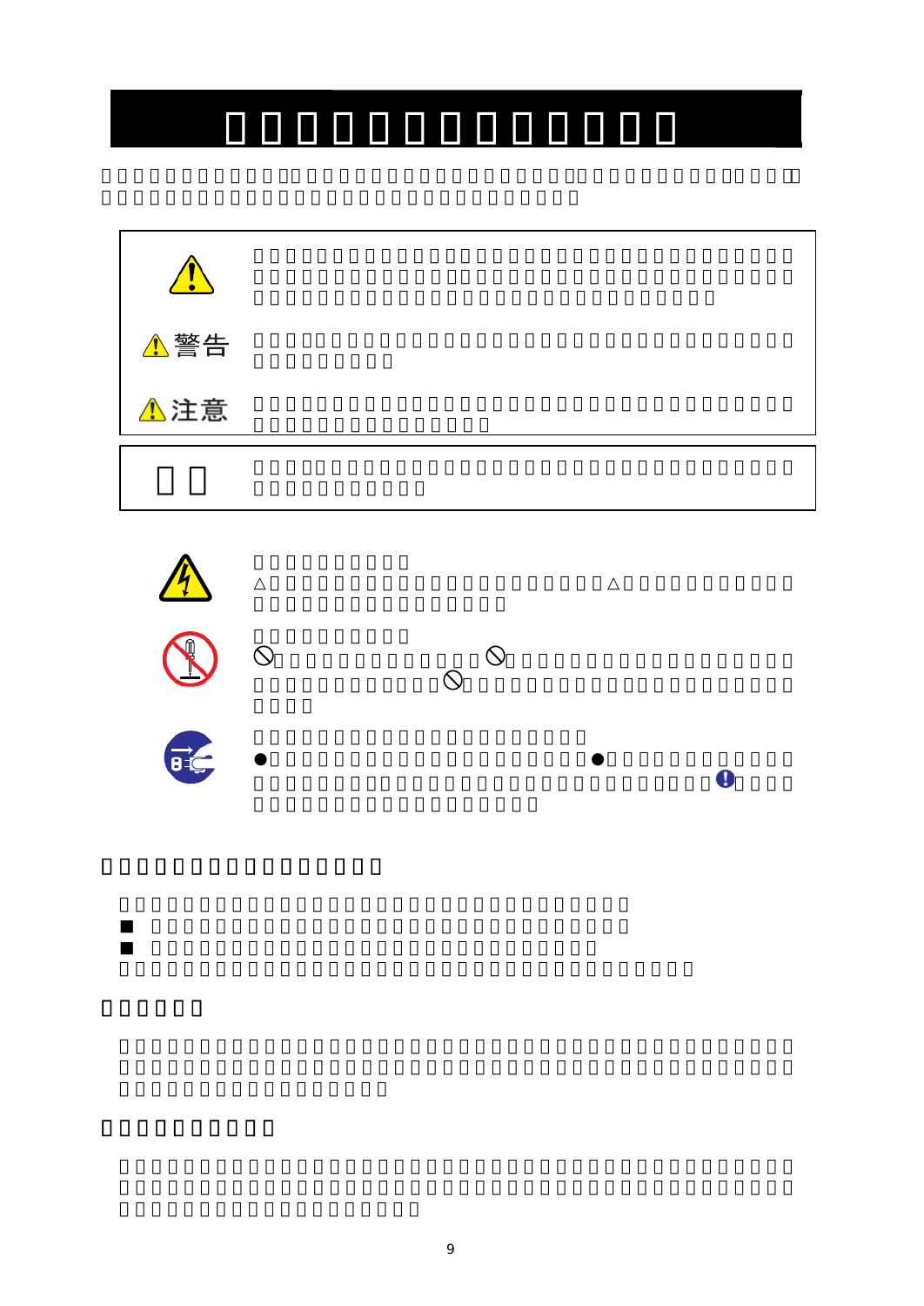警告

注意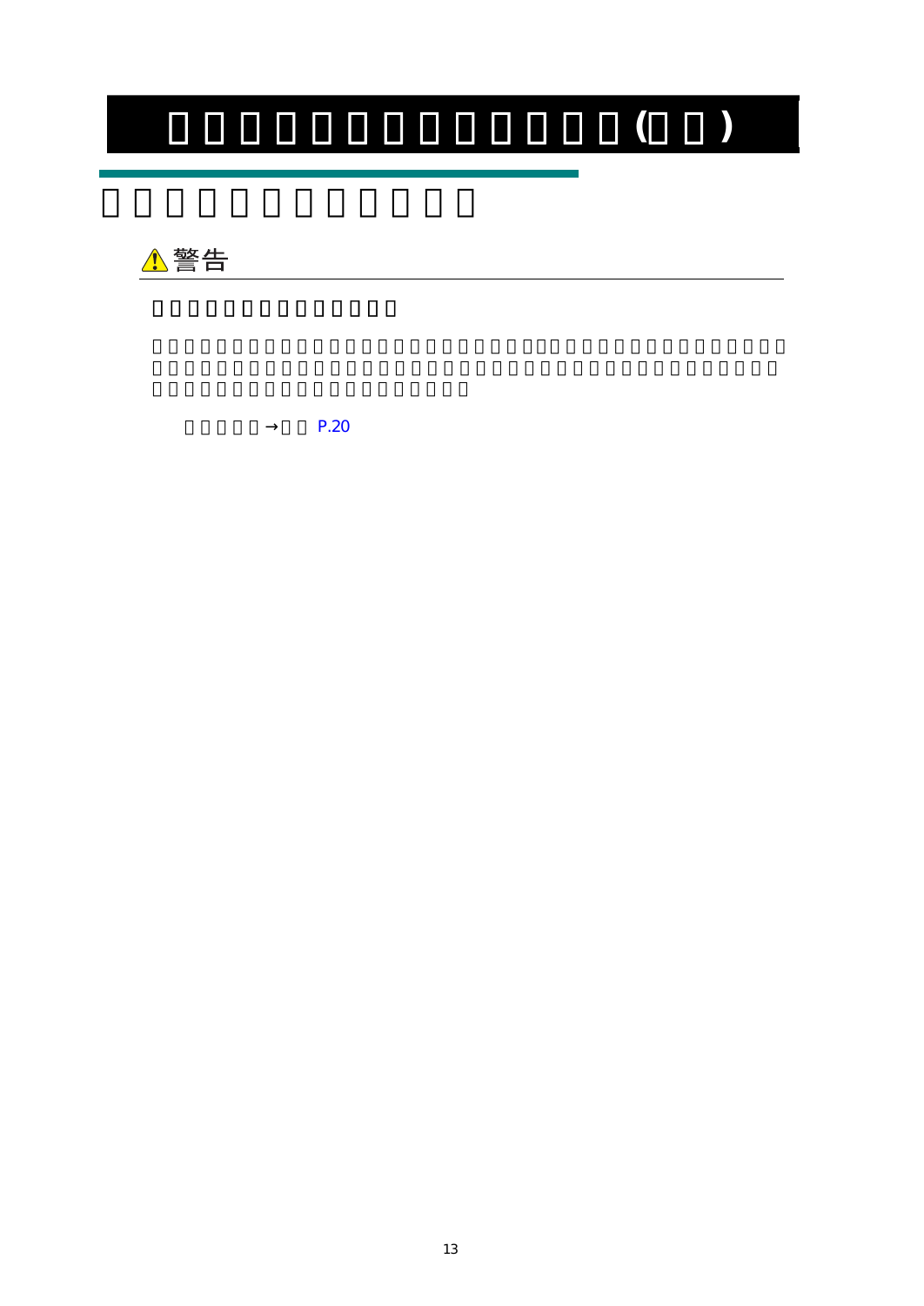⚠警告

→ P.20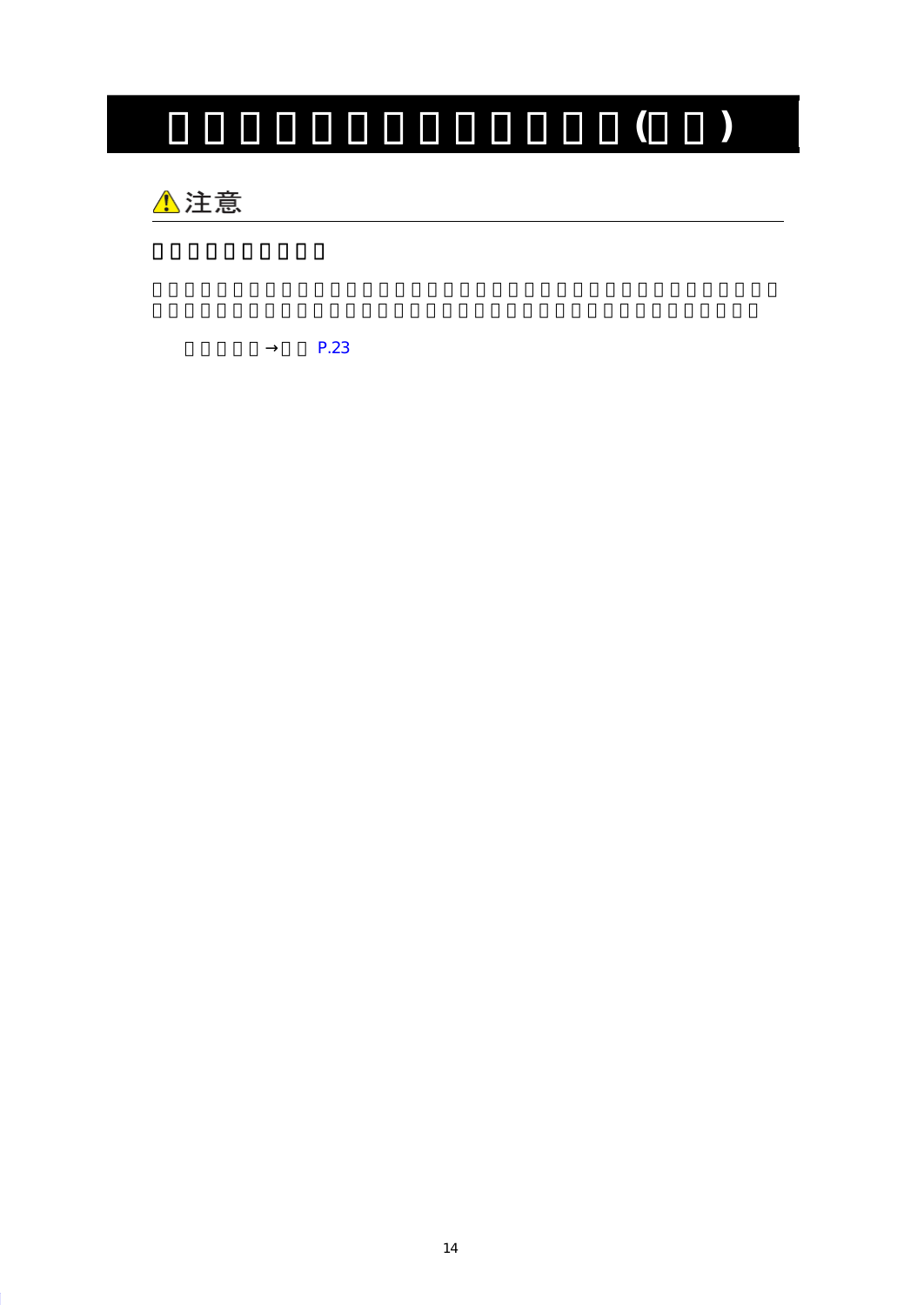# ⚠注意

→ P.23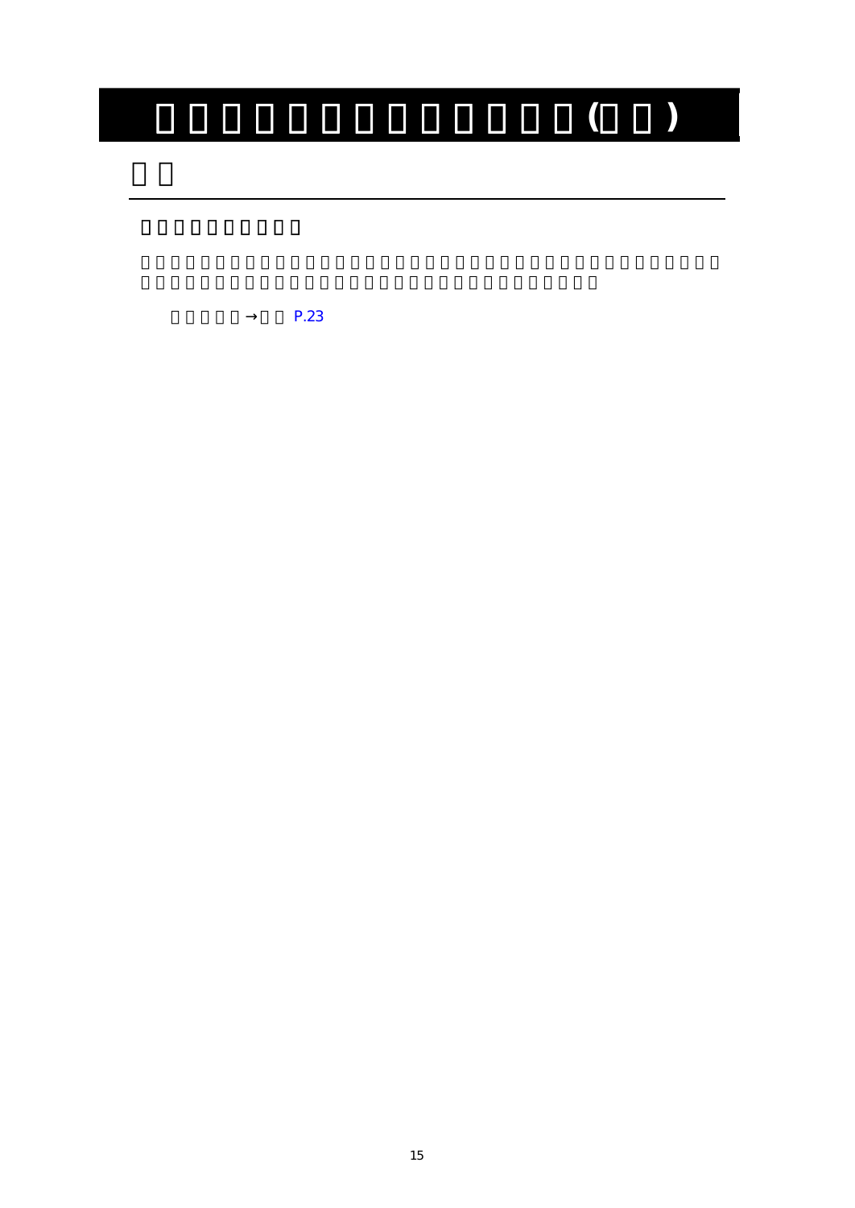# (　)

→ P.23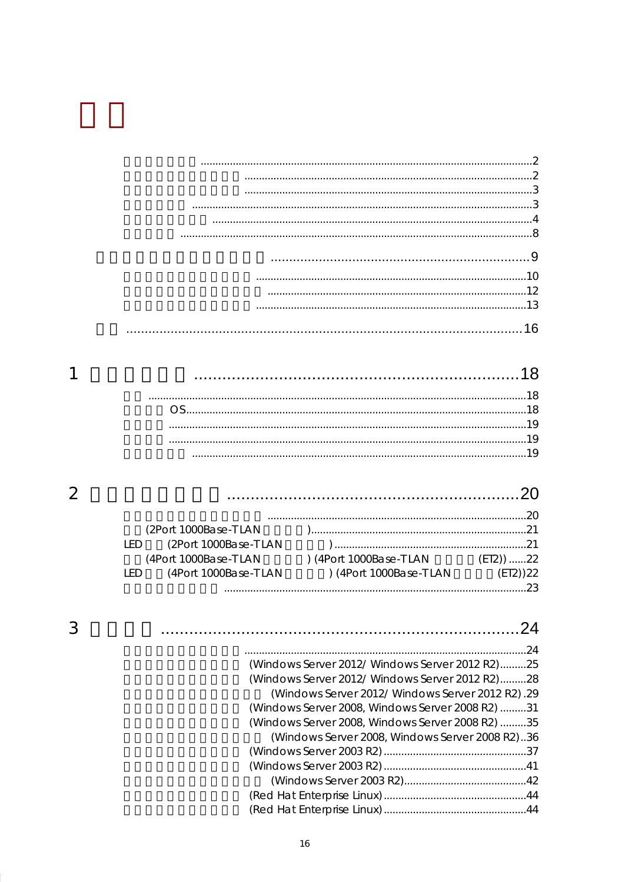# 目次

.................................................................................................2
.................................................................................................2
.................................................................................................3
.................................................................................................3
.................................................................................................4
.................................................................................................8

.....................................................................9

.................................................................................................10
.................................................................................................12
.................................................................................................13

.................................................................................................16

## 1 ......................................................................18

.................................................................................................18
OS...............................................................................................18
.................................................................................................19
.................................................................................................19
.................................................................................................19

## 2 ......................................................................20

.................................................................................................20
(2Port 1000Base-TLAN )....................................................................21
LED (2Port 1000Base-TLAN )...........................................................21
(4Port 1000Base-TLAN ) (4Port 1000Base-TLAN (ET2)) ......22
LED (4Port 1000Base-TLAN ) (4Port 1000Base-TLAN (ET2))22
.................................................................................................23

## 3 ......................................................................24

.................................................................................................24
(Windows Server 2012/ Windows Server 2012 R2).........25
(Windows Server 2012/ Windows Server 2012 R2).........28
(Windows Server 2012/ Windows Server 2012 R2) .29
(Windows Server 2008, Windows Server 2008 R2) .........31
(Windows Server 2008, Windows Server 2008 R2) .........35
(Windows Server 2008, Windows Server 2008 R2)..36
(Windows Server 2003 R2).................................................37
(Windows Server 2003 R2).................................................41
(Windows Server 2003 R2)..........................................42
(Red Hat Enterprise Linux).................................................44
(Red Hat Enterprise Linux).................................................44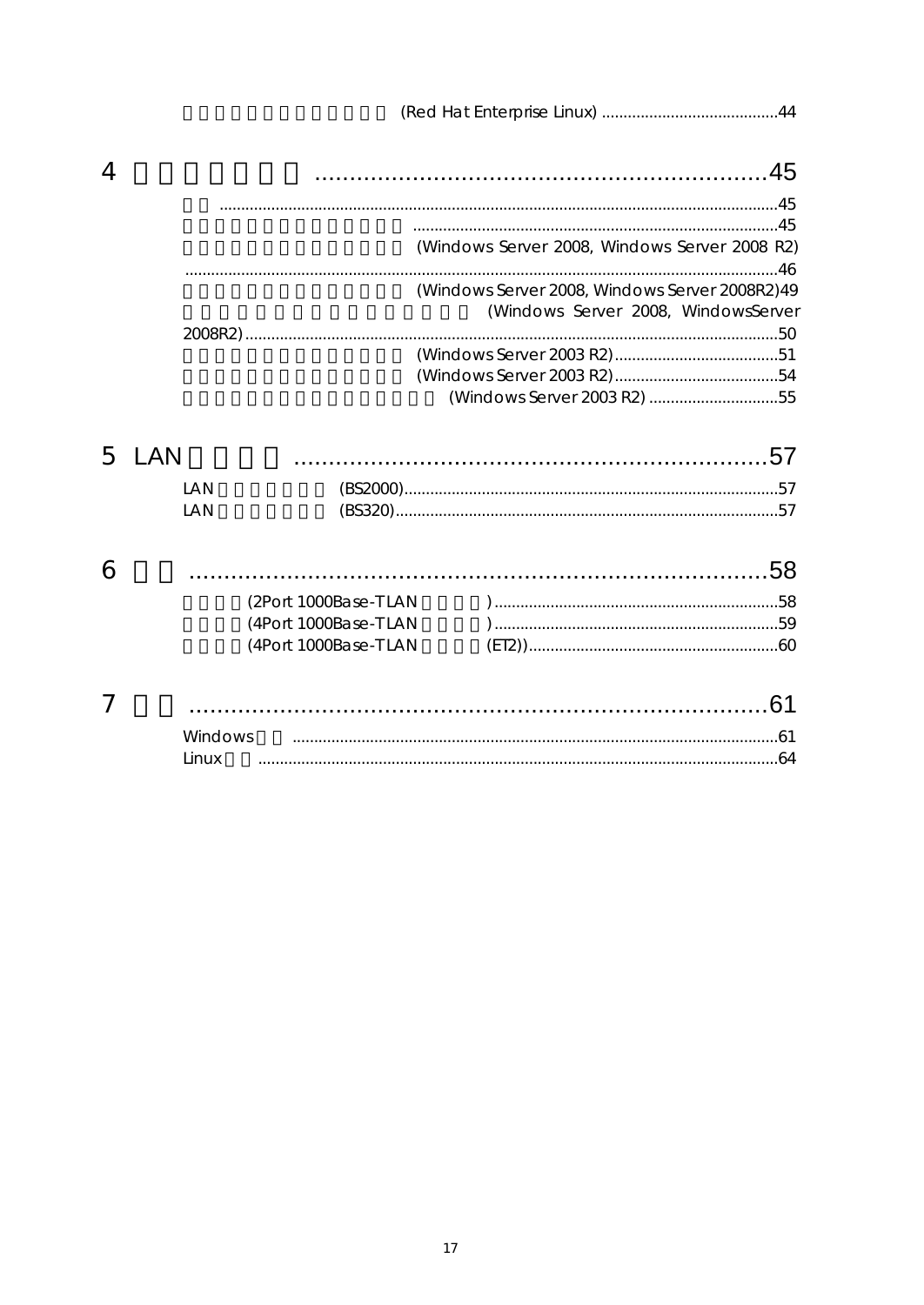(Red Hat Enterprise Linux) ......................................... 44

## 4 ................................................................. 45

............................................................................................................................ 45

.................................................................................... 45

(Windows Server 2008, Windows Server 2008 R2) ....................................................................................................................................... 46

(Windows Server 2008, Windows Server 2008R2) 49

(Windows Server 2008, WindowsServer 2008R2) ............................................................................................................................ 50

(Windows Server 2003 R2) ...................................... 51

(Windows Server 2003 R2) ...................................... 54

(Windows Server 2003 R2) .............................. 55

## 5 LAN ..................................................................... 57

LAN (BS2000) ...................................................................................... 57

LAN (BS320) ........................................................................................ 57

## 6 ..................................................................................... 58

(2Port 1000Base-T LAN ) .................................................................. 58

(4Port 1000Base-T LAN ) .................................................................. 59

(4Port 1000Base-T LAN (ET2)) .......................................................... 60

## 7 ..................................................................................... 61

Windows ............................................................................................................... 61

Linux ........................................................................................................................ 64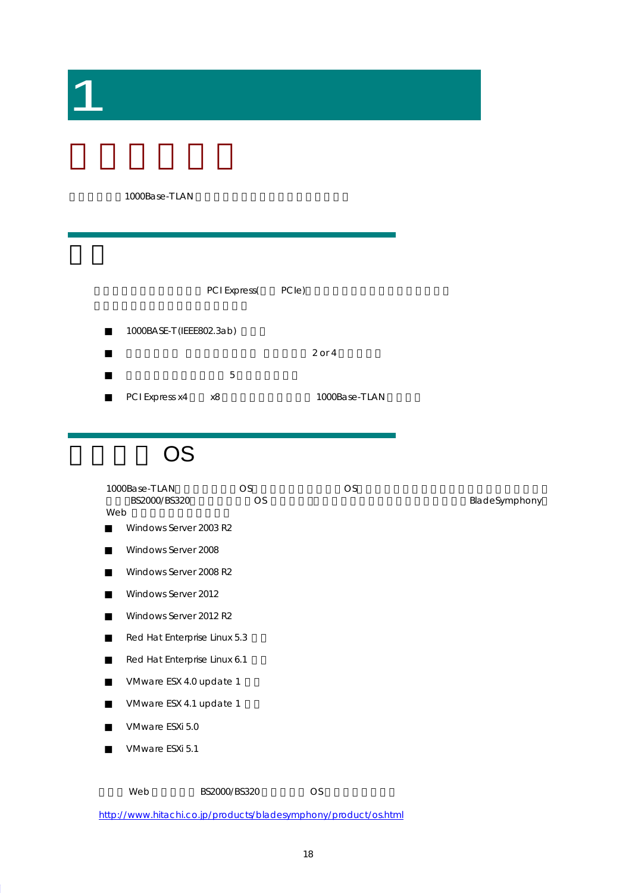# 1

1000Base-TLAN

PCI Express( PCIe)

- 1000BASE-T(IEEE802.3ab)
- 2 or 4
- 5
- PCI Express x4 x8 1000Base-TLAN

## OS

1000Base-TLAN OS OS
BS2000/BS320 OS BladeSymphony
Web

- Windows Server 2003 R2
- Windows Server 2008
- Windows Server 2008 R2
- Windows Server 2012
- Windows Server 2012 R2
- Red Hat Enterprise Linux 5.3
- Red Hat Enterprise Linux 6.1
- VMware ESX 4.0 update 1
- VMware ESX 4.1 update 1
- VMware ESXi 5.0
- VMware ESXi 5.1

Web BS2000/BS320 OS

http://www.hitachi.co.jp/products/bladesymphony/product/os.html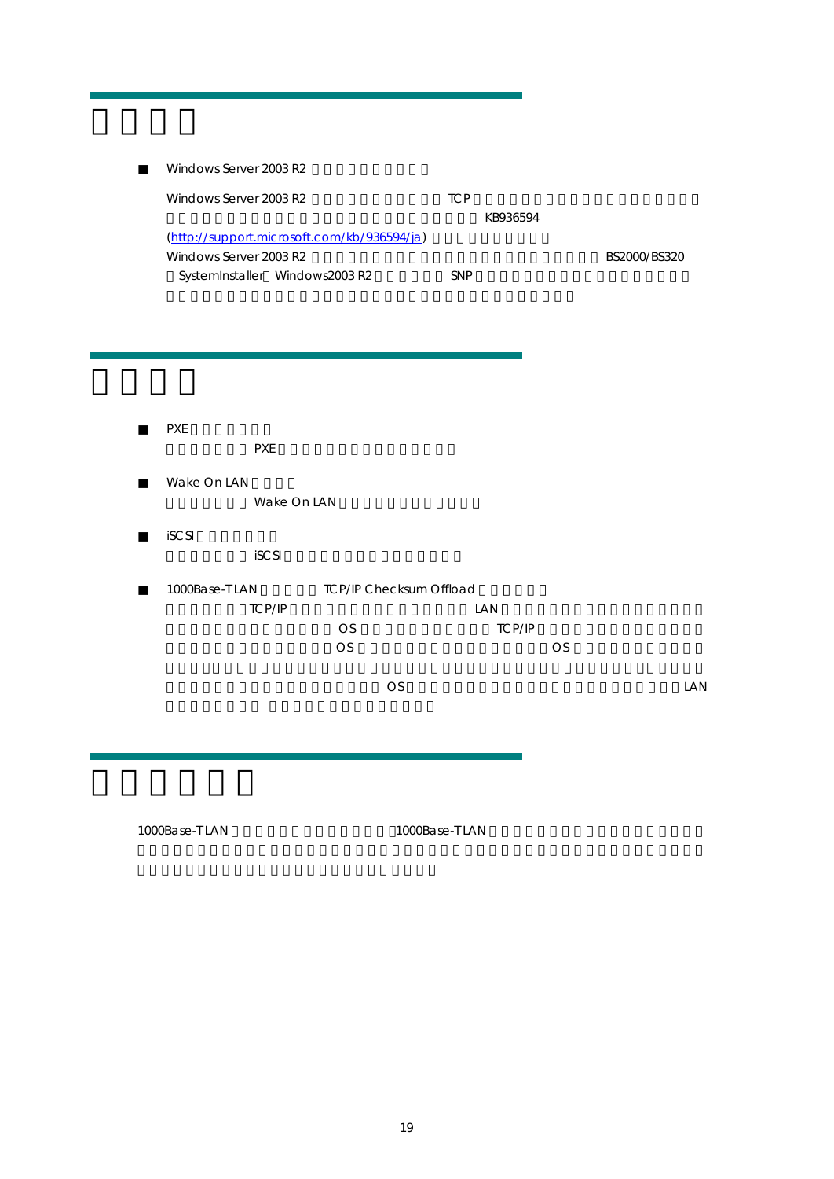■ Windows Server 2003 R2

Windows Server 2003 R2 TCP KB936594 (http://support.microsoft.com/kb/936594/ja) Windows Server 2003 R2 BS2000/BS320 SystemInstaller Windows2003 R2 SNP

■ PXE

PXE

■ Wake On LAN

Wake On LAN

■ iSCSI

iSCSI

■ 1000Base-TLAN TCP/IP Checksum Offload

TCP/IP LAN OS TCP/IP OS OS OS LAN

1000Base-TLAN 1000Base-TLAN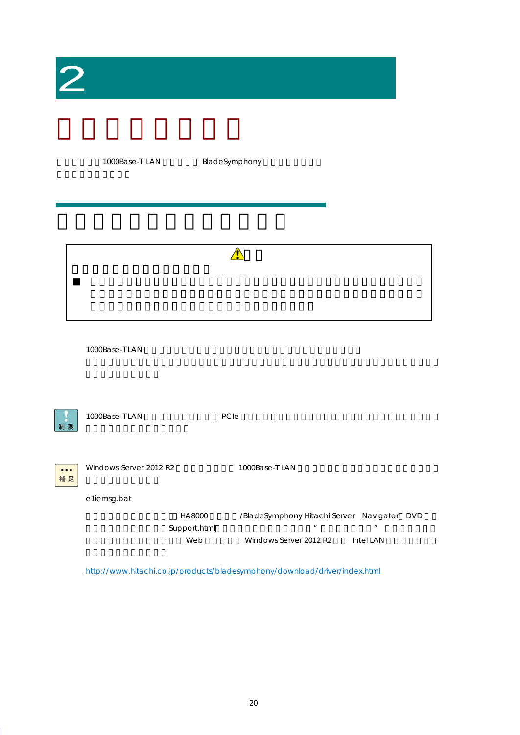# 2

1000Base-T LAN BladeSymphony

1000Base-TLAN

1000Base-TLAN PCIe

Windows Server 2012 R2 1000Base-TLAN

e1iemsg.bat

HA8000 /BladeSymphony Hitachi Server Navigator DVD Support.html “ ” Web Windows Server 2012 R2 Intel LAN

http://www.hitachi.co.jp/products/bladesymphony/download/driver/index.html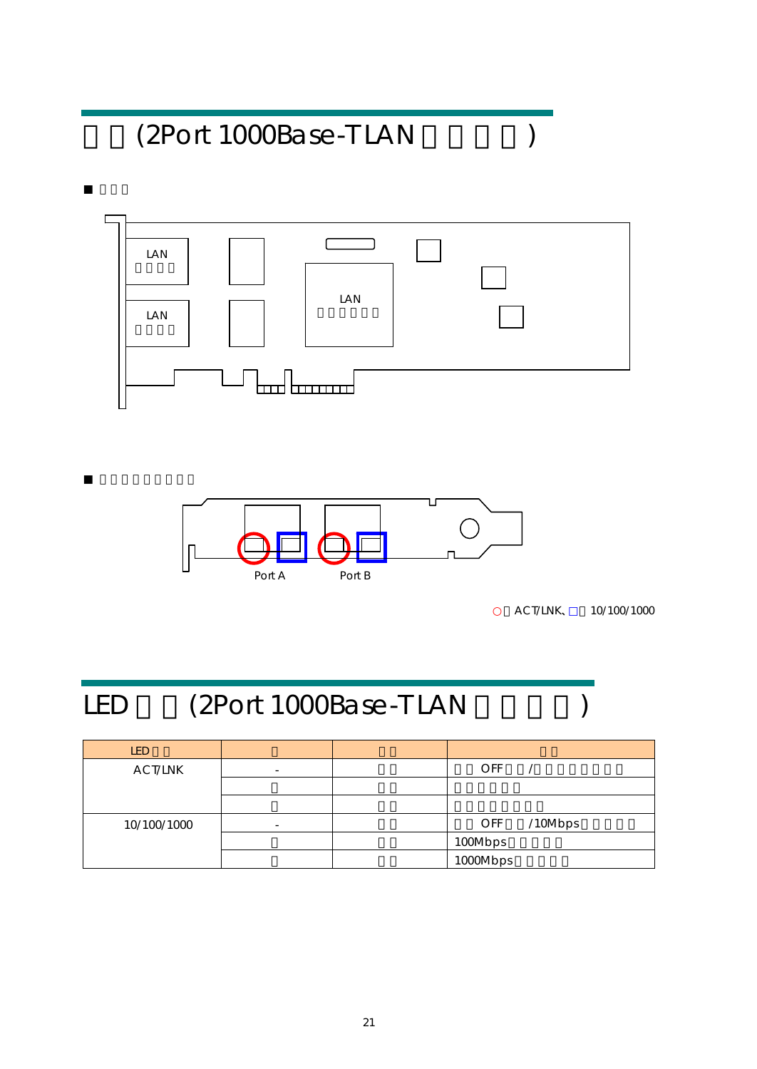# 　　(2Port 1000Base-T LAN　　　　)

■ 　　

LAN
　　　　

LAN
　　　　

LAN
　　　　　

■ 　　　　　　　　

Port A　　Port B

○：ACT/LNK、□：10/100/1000

# LED　　(2Port 1000Base-T LAN　　　　)

| LED　　 | 　 | 　　 | 　　 |
|---|---|---|---|
| ACT/LNK | - | 　　 | 　　OFF　　/　　　　　　　 |
| | 　 | 　　 | 　　　　　　 |
| | 　 | 　　 | 　　　　　　　　 |
| 10/100/1000 | - | 　　 | 　　OFF　　/10Mbps　　　　　 |
| | 　 | 　　 | 100Mbps　　　　　 |
| | 　 | 　　 | 1000Mbps　　　　　 |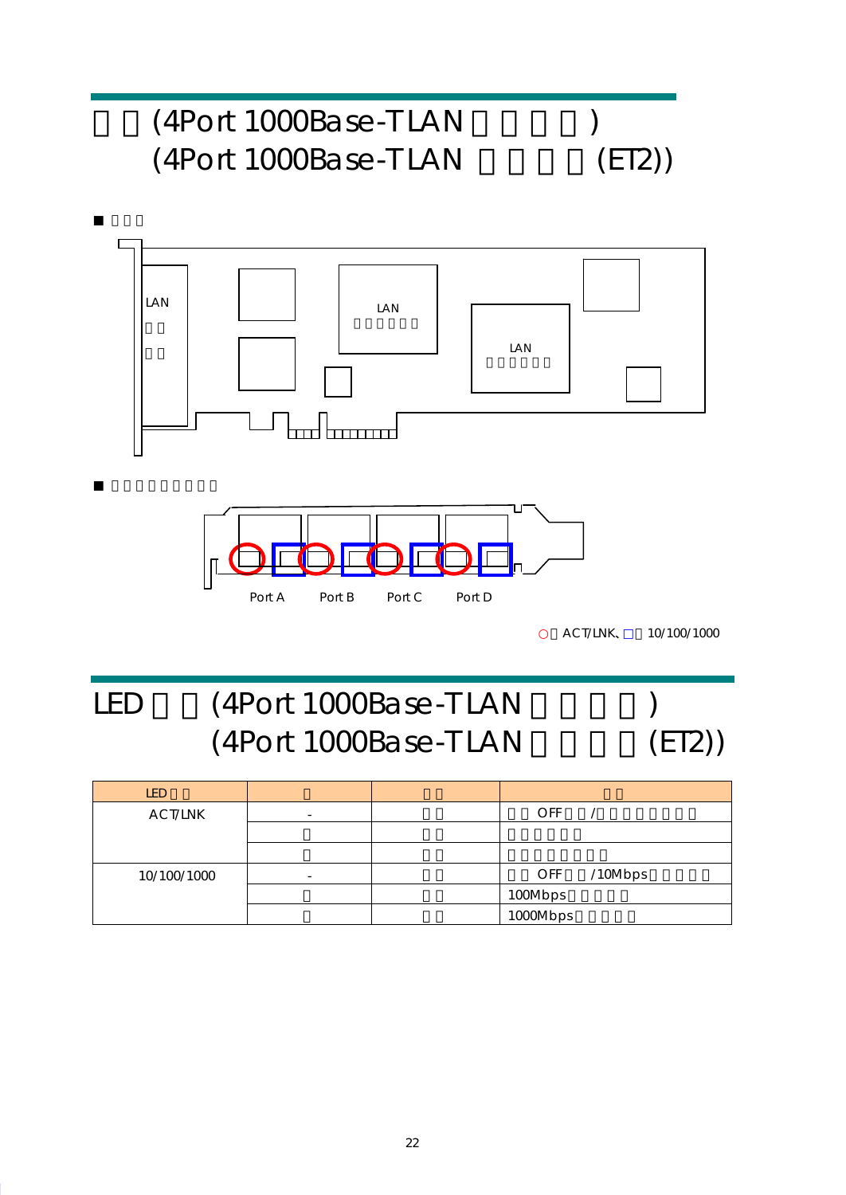# (4Port 1000Base-TLAN )
# (4Port 1000Base-TLAN (ET2))

■

LAN

LAN

LAN

■

Port A　Port B　Port C　Port D

○ ACT/LNK、□ 10/100/1000

# LED (4Port 1000Base-TLAN )
# (4Port 1000Base-TLAN (ET2))

| LED | | | |
|---|---|---|---|
| ACT/LNK | - | | OFF / |
| | | | |
| | | | |
| 10/100/1000 | - | | OFF /10Mbps |
| | | | 100Mbps |
| | | | 1000Mbps |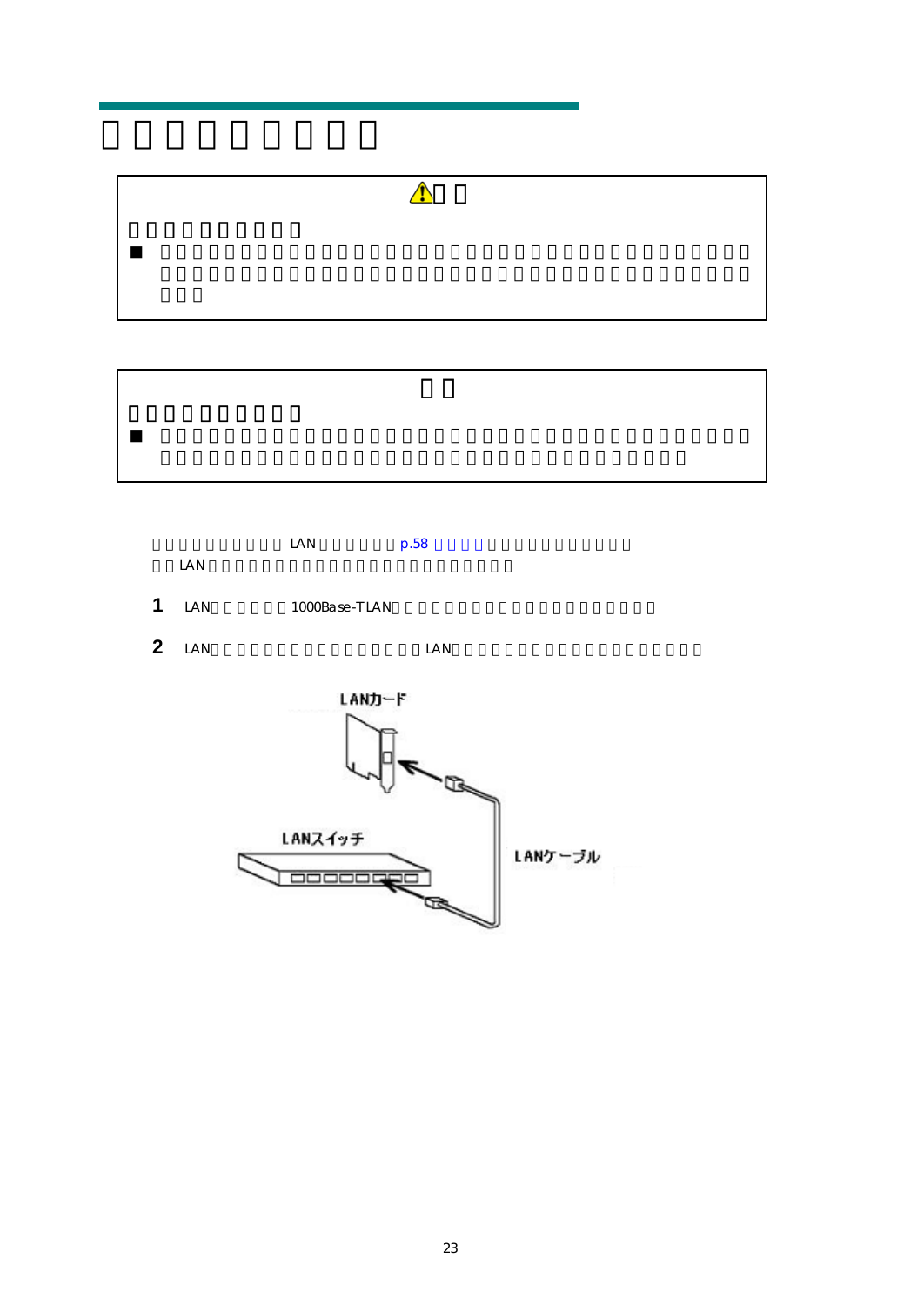LAN p.58

LAN

1 LAN 1000Base-TLAN

2 LAN LAN

LANカード

LANスイッチ

LANケーブル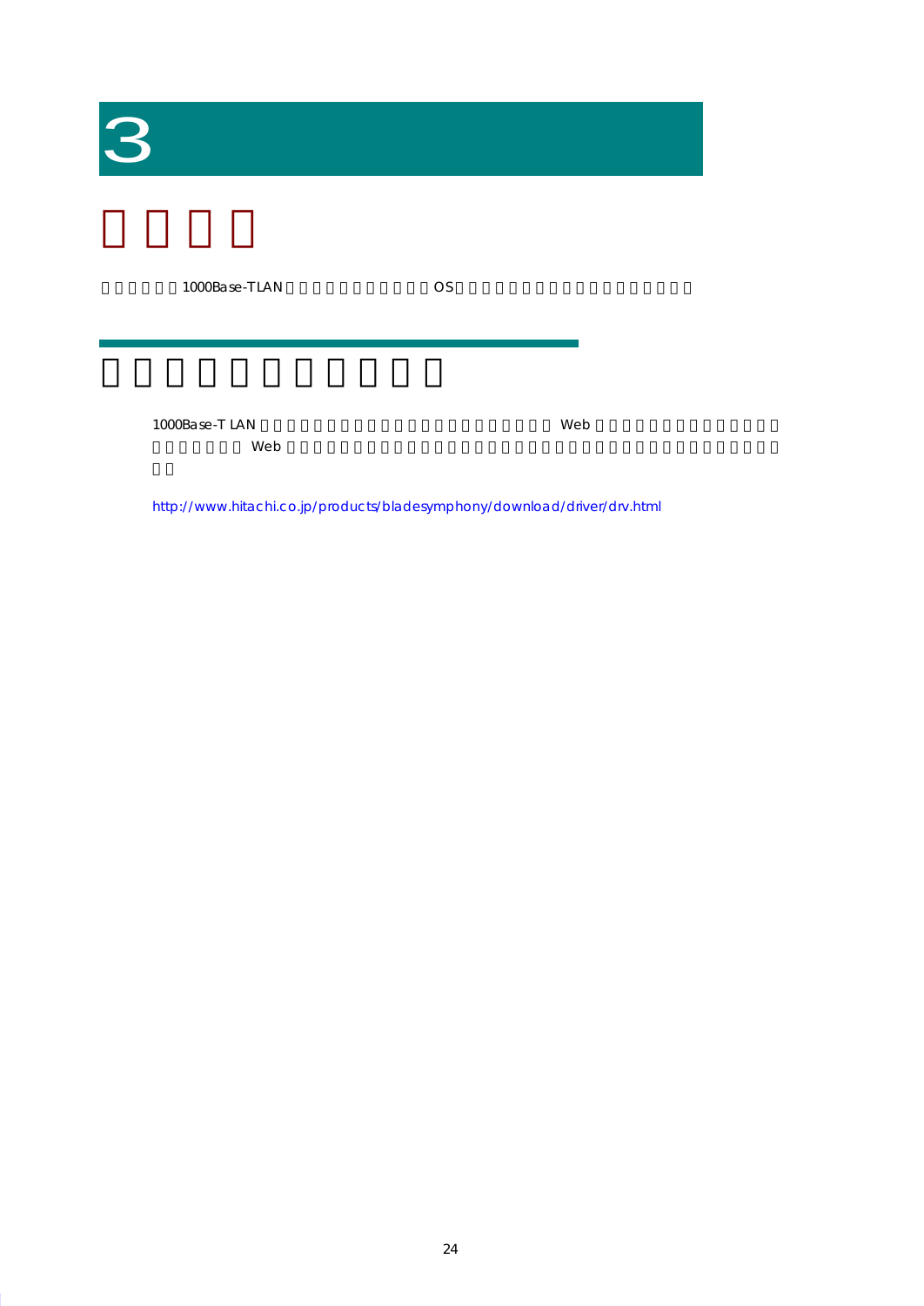# 3

1000Base-TLAN OS

1000Base-T LAN Web

Web

http://www.hitachi.co.jp/products/bladesymphony/download/driver/drv.html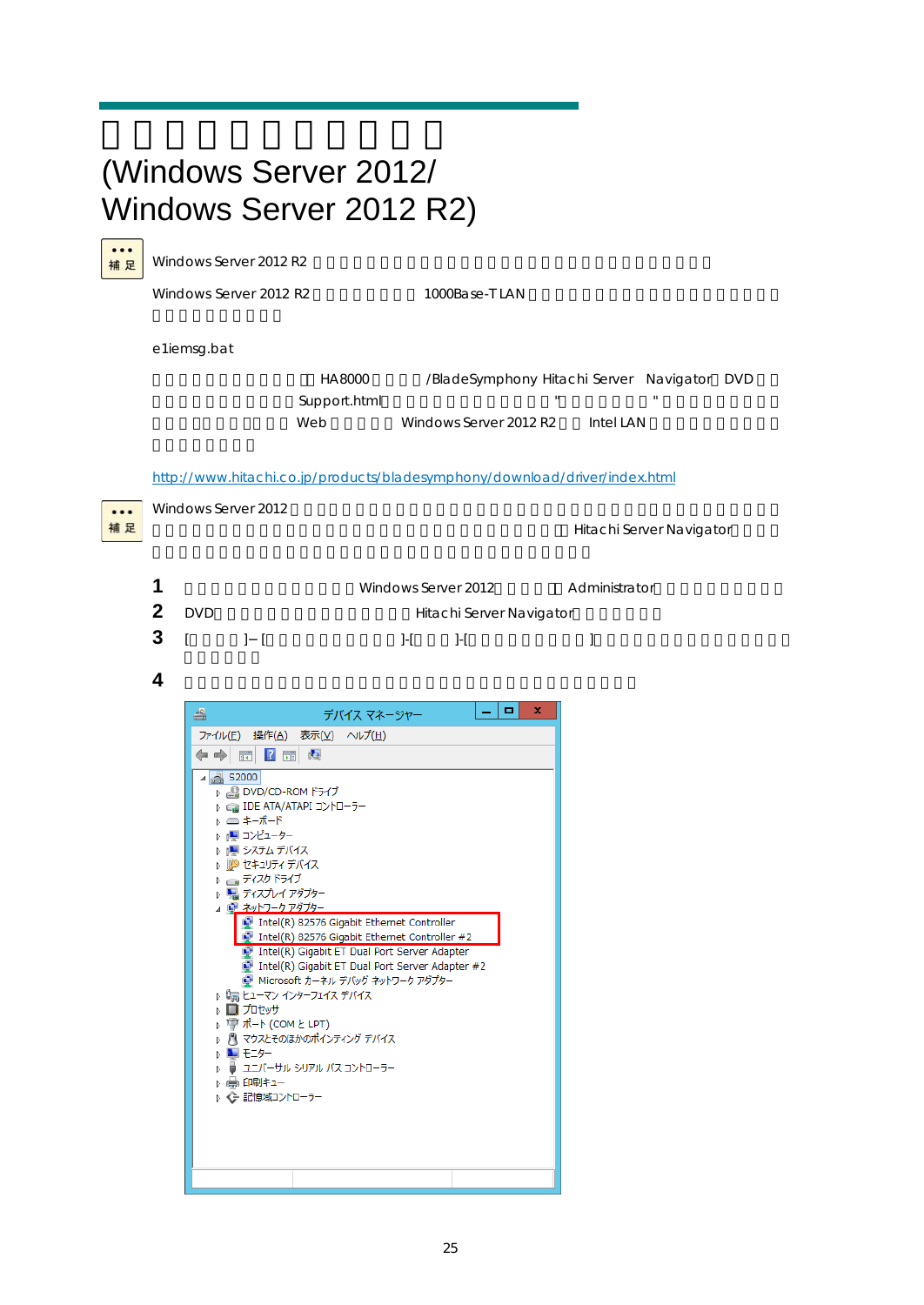# (Windows Server 2012/ Windows Server 2012 R2)

補足

Windows Server 2012 R2

Windows Server 2012 R2 1000Base-T LAN

e1iemsg.bat

HA8000 /BladeSymphony Hitachi Server Navigator DVD Support.html " " Web Windows Server 2012 R2 Intel LAN

http://www.hitachi.co.jp/products/bladesymphony/download/driver/index.html

補足

Windows Server 2012 Hitachi Server Navigator

**1** Windows Server 2012 Administrator

**2** DVD Hitachi Server Navigator

**3** [ ]–[ ]-[ ]-[ ]

**4**

デバイス マネージャー

ファイル(F) 操作(A) 表示(V) ヘルプ(H)

- S2000
  - DVD/CD-ROM ドライブ
  - IDE ATA/ATAPI コントローラー
  - キーボード
  - コンピューター
  - システム デバイス
  - セキュリティ デバイス
  - ディスク ドライブ
  - ディスプレイ アダプター
  - ネットワーク アダプター
    - Intel(R) 82576 Gigabit Ethernet Controller
    - Intel(R) 82576 Gigabit Ethernet Controller #2
    - Intel(R) Gigabit ET Dual Port Server Adapter
    - Intel(R) Gigabit ET Dual Port Server Adapter #2
    - Microsoft カーネル デバッグ ネットワーク アダプター
  - ヒューマン インターフェイス デバイス
  - プロセッサ
  - ポート (COM と LPT)
  - マウスとそのほかのポインティング デバイス
  - モニター
  - ユニバーサル シリアル バス コントローラー
  - 印刷キュー
  - 記憶域コントローラー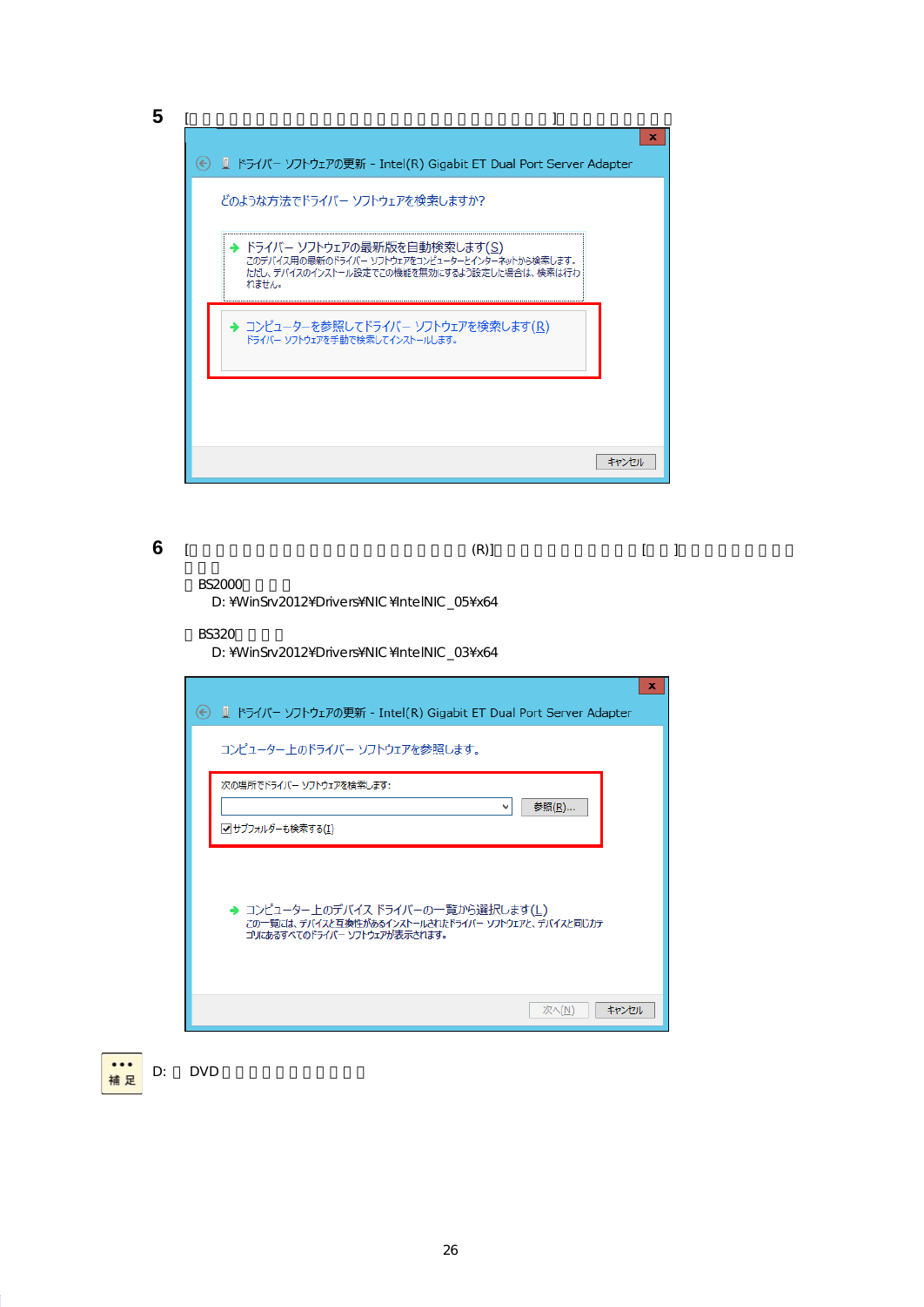5 [□□□□□□□□□□□□□□□□□□□□□□□□□□□□□□□□□□□]□□□□□□□□□

ドライバー ソフトウェアの更新 - Intel(R) Gigabit ET Dual Port Server Adapter

どのような方法でドライバー ソフトウェアを検索しますか?

→ ドライバー ソフトウェアの最新版を自動検索します(S)
このデバイス用の最新のドライバー ソフトウェアをコンピューターとインターネットから検索します。ただし、デバイスのインストール設定でこの機能を無効にするよう設定した場合は、検索は行われません。

→ コンピューターを参照してドライバー ソフトウェアを検索します(R)
ドライバー ソフトウェアを手動で検索してインストールします。

キャンセル

6 [□□□□□□□□□□□□□□□□□□□□□□□□□□(R)]□□□□□□□□□□□□[□□]□□□□□□□□□□□□

□ BS2000□□□□
D: ¥WinSrv2012¥Drivers¥NIC¥IntelNIC_05¥x64

□ BS320□□□□
D: ¥WinSrv2012¥Drivers¥NIC¥IntelNIC_03¥x64

ドライバー ソフトウェアの更新 - Intel(R) Gigabit ET Dual Port Server Adapter

コンピューター上のドライバー ソフトウェアを参照します。

次の場所でドライバー ソフトウェアを検索します:

参照(R)...

☑ サブフォルダーも検索する(I)

→ コンピューター上のデバイス ドライバーの一覧から選択します(L)
この一覧には、デバイスと互換性があるインストールされたドライバー ソフトウェアと、デバイスと同じカテゴリにあるすべてのドライバー ソフトウェアが表示されます。

次へ(N)　キャンセル

補足 D: □ DVD□□□□□□□□□□□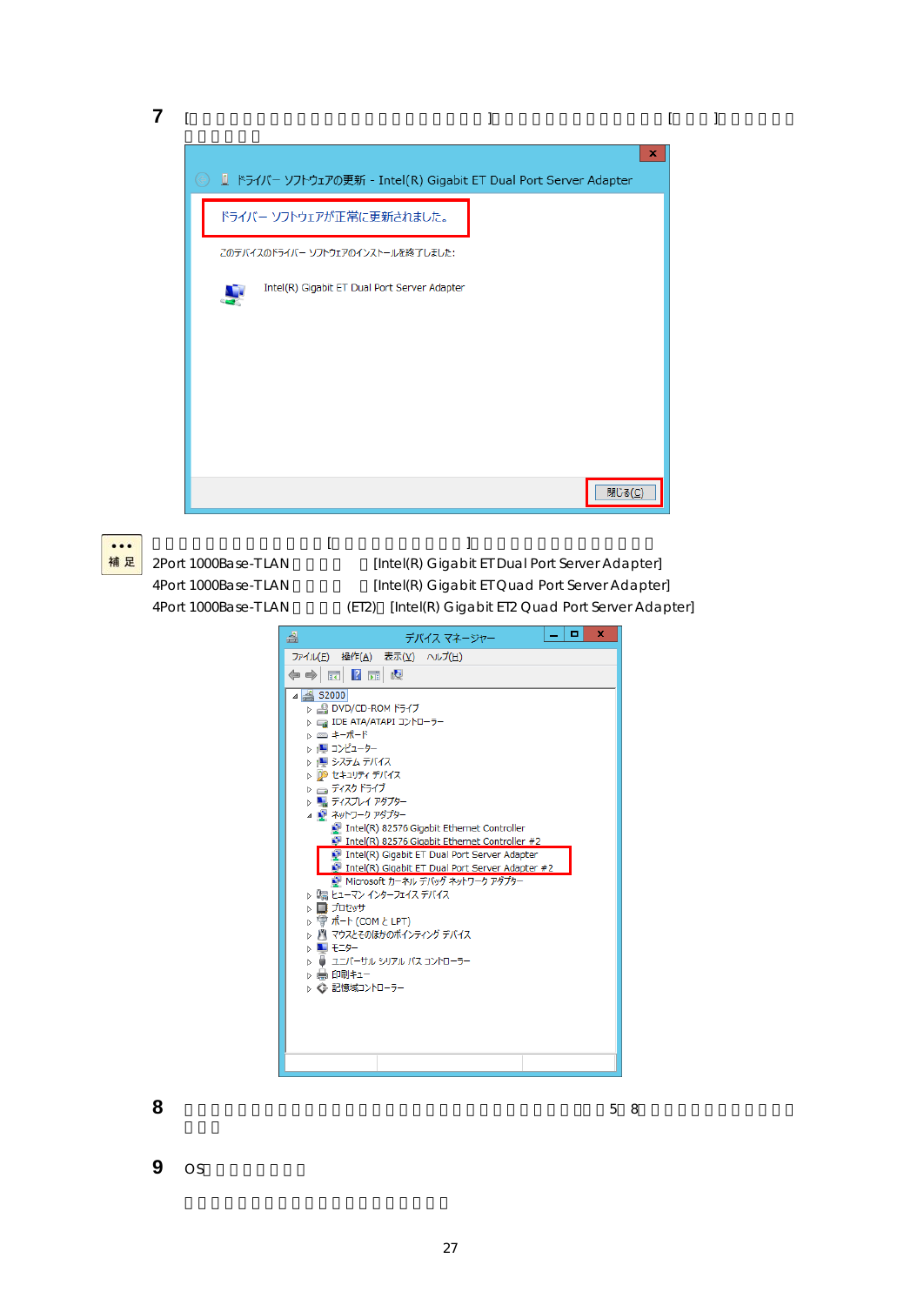**7** [　　　　　　　　　　　　　　　　　　　　　　　　　　]　　　　　　　　　　　　　[　　　]　　　　　　　　　　　　　

ドライバー ソフトウェアの更新 - Intel(R) Gigabit ET Dual Port Server Adapter

ドライバー ソフトウェアが正常に更新されました。

このデバイスのドライバー ソフトウェアのインストールを終了しました:

Intel(R) Gigabit ET Dual Port Server Adapter

閉じる(C)

補足

　　　　　　　　　　　　[　　　　　　　　　　]　　　　　　　　　　　　　　　　

2Port 1000Base-TLAN　　　　　[Intel(R) Gigabit ET Dual Port Server Adapter]

4Port 1000Base-TLAN　　　　　[Intel(R) Gigabit ET Quad Port Server Adapter]

4Port 1000Base-TLAN　　　　(ET2)　[Intel(R) Gigabit ET2 Quad Port Server Adapter]

デバイス マネージャー

ファイル(F)　操作(A)　表示(V)　ヘルプ(H)

- S2000
  - DVD/CD-ROM ドライブ
  - IDE ATA/ATAPI コントローラー
  - キーボード
  - コンピューター
  - システム デバイス
  - セキュリティ デバイス
  - ディスク ドライブ
  - ディスプレイ アダプター
  - ネットワーク アダプター
    - Intel(R) 82576 Gigabit Ethernet Controller
    - Intel(R) 82576 Gigabit Ethernet Controller #2
    - Intel(R) Gigabit ET Dual Port Server Adapter
    - Intel(R) Gigabit ET Dual Port Server Adapter #2
    - Microsoft カーネル デバッグ ネットワーク アダプター
  - ヒューマン インターフェイス デバイス
  - プロセッサ
  - ポート (COM と LPT)
  - マウスとそのほかのポインティング デバイス
  - モニター
  - ユニバーサル シリアル バス コントローラー
  - 印刷キュー
  - 記憶域コントローラー

**8** 　　　　　　　　　　　　　　　　　　　　　　　　　　　　　　5　8　　　　　　　　　　　　　

**9** OS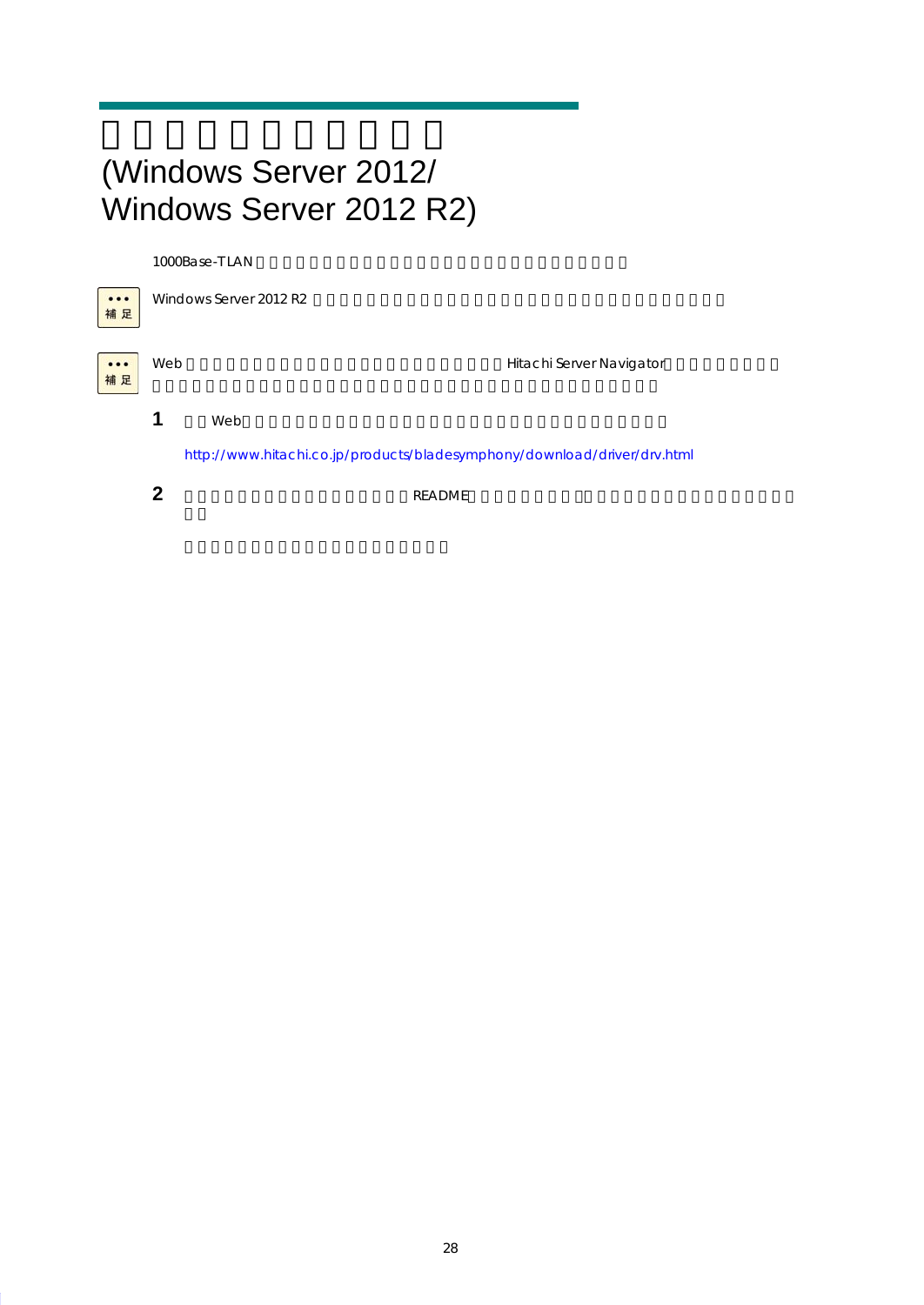# (Windows Server 2012/ Windows Server 2012 R2)

1000Base-TLAN

補足

Windows Server 2012 R2

補足

Web Hitachi Server Navigator

**1** Web

http://www.hitachi.co.jp/products/bladesymphony/download/driver/drv.html

**2** README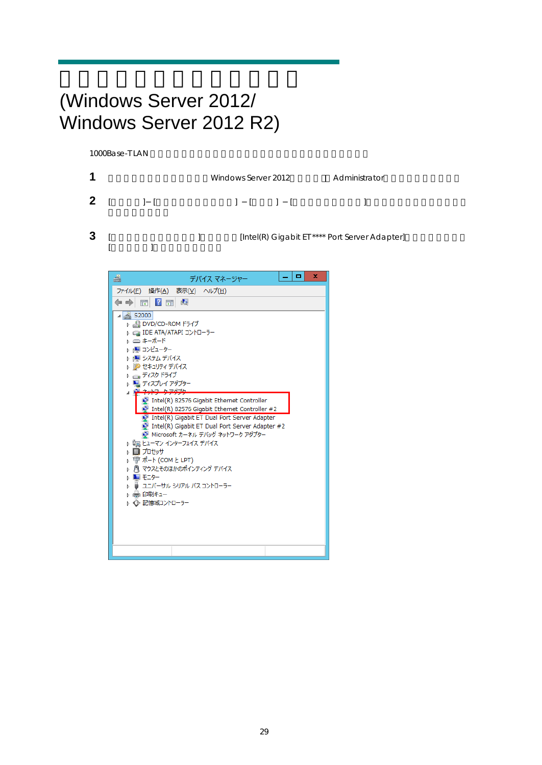# □□□□□□□□□□□□□□ (Windows Server 2012/ Windows Server 2012 R2)

1000Base-T LAN □□□□□□□□□□□□□□□□□□□□□□□□□□□□□□□

**1** □□□□□□□□□□□□□ Windows Server 2012□□□□□□ Administrator□□□□□□□□□□

**2** [□□□□]－[□□□□□□□□□□□□]－[□□□]－[□□□□□□□□□□]□□□□□□□□□□□□□□□□□□□□□□□

**3** [□□□□□□□□□□□]□□□□□ [Intel(R) Gigabit ET**** Port Server Adapter]□□□□□□□□ [□□□□□□]□□□□□□□□□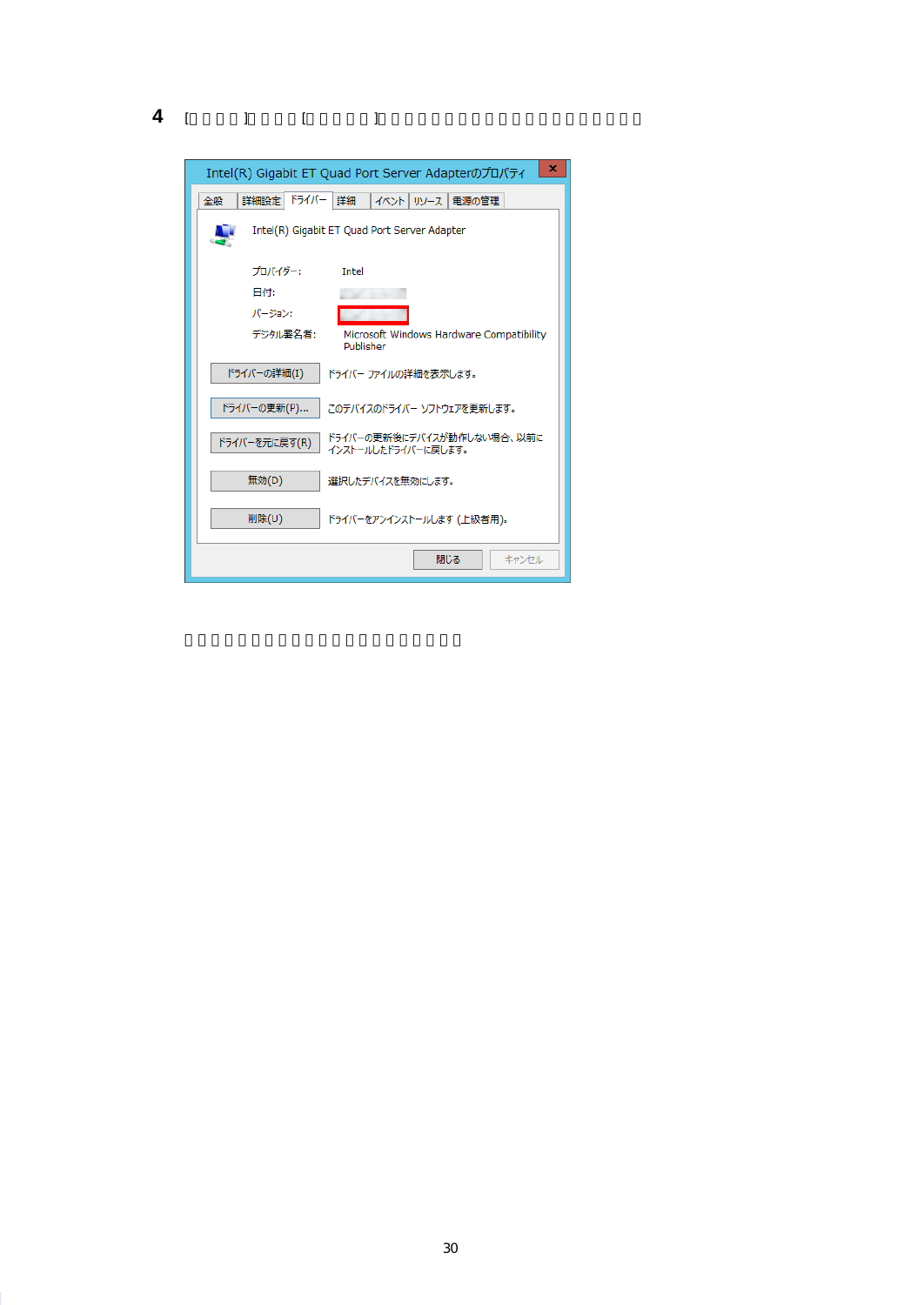4 [□□□□]□□□□[□□□□□]□□□□□□□□□□□□□□□□□□□□□□□□

Intel(R) Gigabit ET Quad Port Server Adapterのプロパティ

全般 | 詳細設定 | ドライバー | 詳細 | イベント | リソース | 電源の管理

Intel(R) Gigabit ET Quad Port Server Adapter

| | |
|---|---|
| プロバイダー: | Intel |
| 日付: | |
| バージョン: | |
| デジタル署名者: | Microsoft Windows Hardware Compatibility Publisher |

| | |
|---|---|
| ドライバーの詳細(I) | ドライバー ファイルの詳細を表示します。 |
| ドライバーの更新(P)... | このデバイスのドライバー ソフトウェアを更新します。 |
| ドライバーを元に戻す(R) | ドライバーの更新後にデバイスが動作しない場合、以前にインストールしたドライバーに戻します。 |
| 無効(D) | 選択したデバイスを無効にします。 |
| 削除(U) | ドライバーをアンインストールします (上級者用)。 |

閉じる　キャンセル

□□□□□□□□□□□□□□□□□□□□□□□□□□□□□□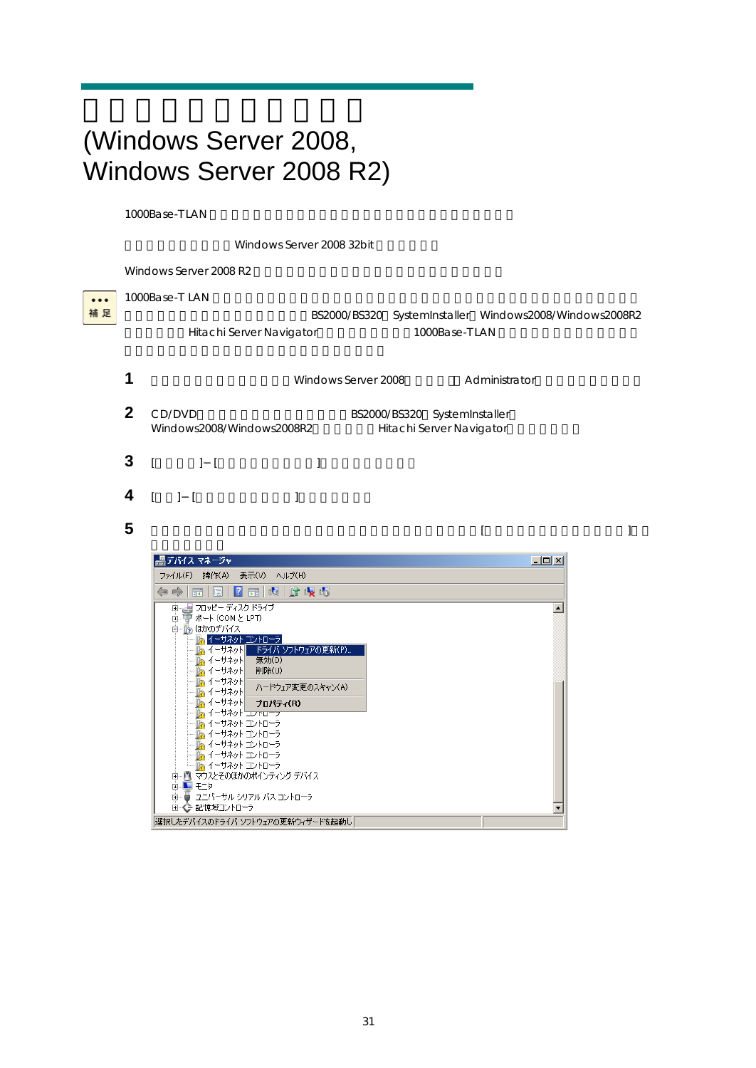# (Windows Server 2008, Windows Server 2008 R2)

1000Base-TLAN

Windows Server 2008 32bit

Windows Server 2008 R2

補足

1000Base-T LAN

BS2000/BS320 SystemInstaller Windows2008/Windows2008R2

Hitachi Server Navigator 1000Base-TLAN

**1** Windows Server 2008 Administrator

**2** CD/DVD BS2000/BS320 SystemInstaller Windows2008/Windows2008R2 Hitachi Server Navigator

**3** [ ] − [ ]

**4** [ ] − [ ]

**5** [ ]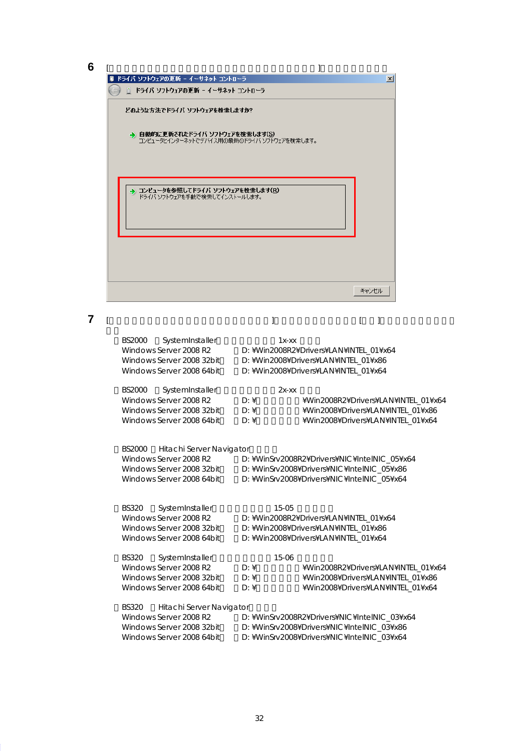6 [ ]

ドライバ ソフトウェアの更新 – イーサネット コントローラ

ドライバ ソフトウェアの更新 – イーサネット コントローラ

どのような方法でドライバ ソフトウェアを検索しますか?

→ 自動的に更新されたドライバ ソフトウェアを検索します(S)
コンピュータとインターネットでデバイス用の最新のドライバ ソフトウェアを検索します。

→ コンピュータを参照してドライバ ソフトウェアを検索します(R)
ドライバ ソフトウェアを手動で検索してインストールします。

キャンセル

7 [ ] [ ]

BS2000 SystemInstaller 1x-xx

Windows Server 2008 R2 D: ¥Win2008R2¥Drivers¥LAN¥INTEL_01¥x64
Windows Server 2008 32bit D: ¥Win2008¥Drivers¥LAN¥INTEL_01¥x86
Windows Server 2008 64bit D: ¥Win2008¥Drivers¥LAN¥INTEL_01¥x64

BS2000 SystemInstaller 2x-xx

Windows Server 2008 R2 D: ¥ ¥Win2008R2¥Drivers¥LAN¥INTEL_01¥x64
Windows Server 2008 32bit D: ¥ ¥Win2008¥Drivers¥LAN¥INTEL_01¥x86
Windows Server 2008 64bit D: ¥ ¥Win2008¥Drivers¥LAN¥INTEL_01¥x64

BS2000 Hitachi Server Navigator

Windows Server 2008 R2 D: ¥WinSrv2008R2¥Drivers¥NIC¥IntelNIC_05¥x64
Windows Server 2008 32bit D: ¥WinSrv2008¥Drivers¥NIC¥IntelNIC_05¥x86
Windows Server 2008 64bit D: ¥WinSrv2008¥Drivers¥NIC¥IntelNIC_05¥x64

BS320 SystemInstaller 15-05

Windows Server 2008 R2 D: ¥Win2008R2¥Drivers¥LAN¥INTEL_01¥x64
Windows Server 2008 32bit D: ¥Win2008¥Drivers¥LAN¥INTEL_01¥x86
Windows Server 2008 64bit D: ¥Win2008¥Drivers¥LAN¥INTEL_01¥x64

BS320 SystemInstaller 15-06

Windows Server 2008 R2 D: ¥ ¥Win2008R2¥Drivers¥LAN¥INTEL_01¥x64
Windows Server 2008 32bit D: ¥ ¥Win2008¥Drivers¥LAN¥INTEL_01¥x86
Windows Server 2008 64bit D: ¥ ¥Win2008¥Drivers¥LAN¥INTEL_01¥x64

BS320 Hitachi Server Navigator

Windows Server 2008 R2 D: ¥WinSrv2008R2¥Drivers¥NIC¥IntelNIC_03¥x64
Windows Server 2008 32bit D: ¥WinSrv2008¥Drivers¥NIC¥IntelNIC_03¥x86
Windows Server 2008 64bit D: ¥WinSrv2008¥Drivers¥NIC¥IntelNIC_03¥x64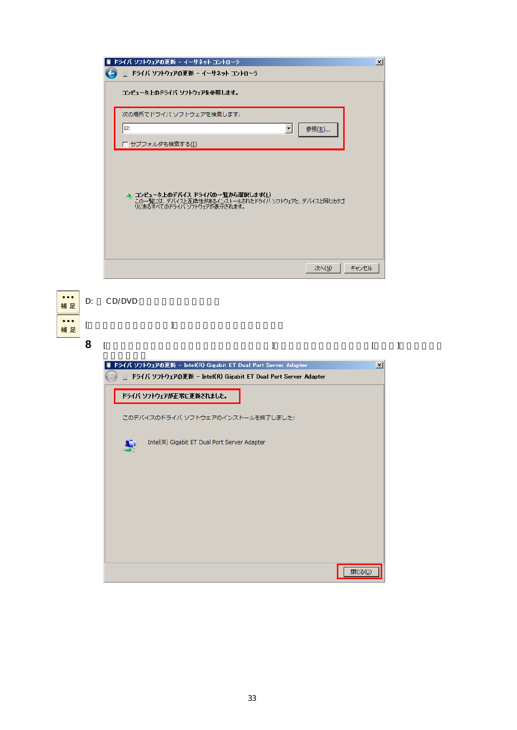ドライバ ソフトウェアの更新 - イーサネット コントローラ

ドライバ ソフトウェアの更新 - イーサネット コントローラ

コンピュータ上のドライバ ソフトウェアを参照します。

次の場所でドライバ ソフトウェアを検索します:

D:

参照(R)...

サブフォルダも検索する(I)

→ コンピュータ上のデバイス ドライバの一覧から選択します(L)
この一覧には、デバイスと互換性があるインストールされたドライバ ソフトウェアと、デバイスと同じカテゴリにあるすべてのドライバ ソフトウェアが表示されます。

次へ(N)　キャンセル

補足　D: □ CD/DVD □□□□□□□□□□□

補足　[□□□□□□□□□□□]□□□□□□□□□□□□□□□□

**8**　[□□□□□□□□□□□□□□□□□□□□□□□□□]□□□□□□□□□□□□□□[□□□]□□□□□□□□□□□□□

ドライバ ソフトウェアの更新 - Intel(R) Gigabit ET Dual Port Server Adapter

ドライバ ソフトウェアの更新 - Intel(R) Gigabit ET Dual Port Server Adapter

ドライバ ソフトウェアが正常に更新されました。

このデバイスのドライバ ソフトウェアのインストールを終了しました:

Intel(R) Gigabit ET Dual Port Server Adapter

閉じる(C)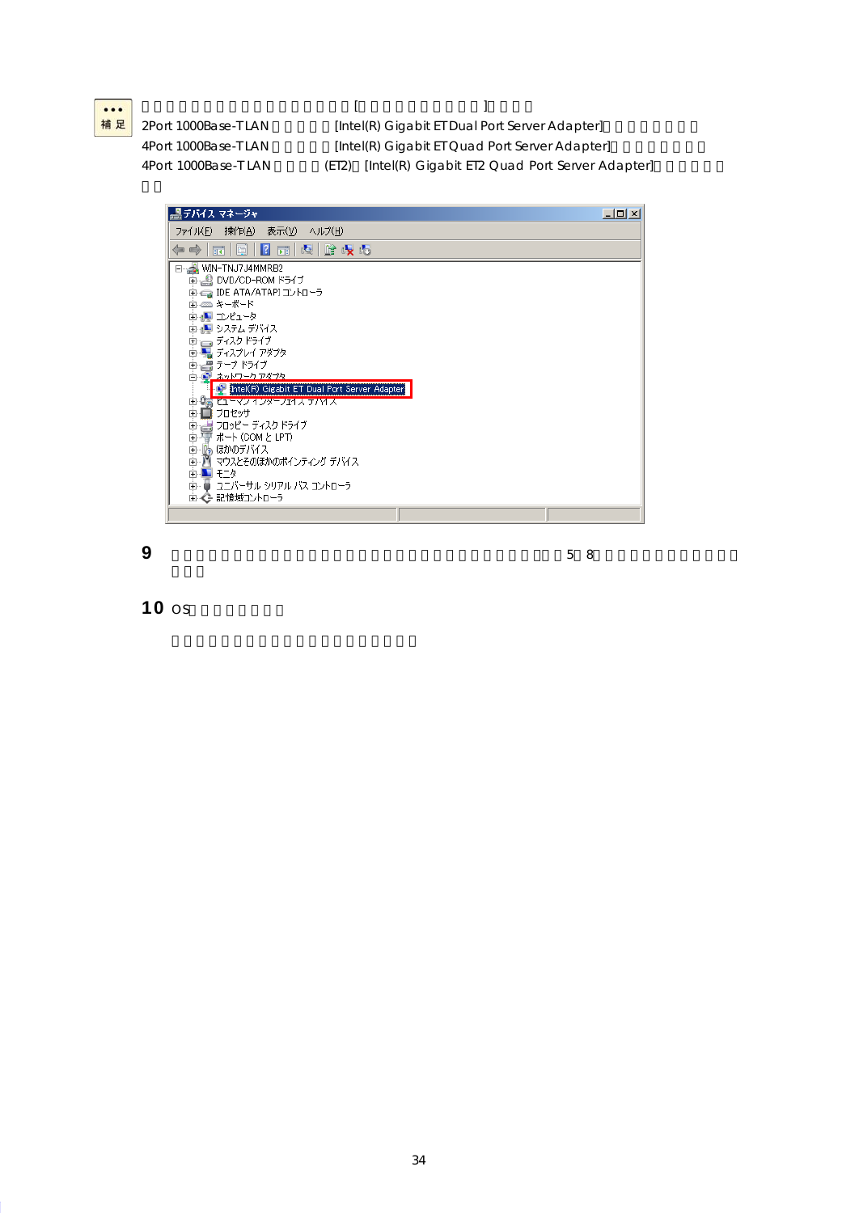補足

[ ]

2Port 1000Base-TLAN [Intel(R) Gigabit ET Dual Port Server Adapter]

4Port 1000Base-TLAN [Intel(R) Gigabit ET Quad Port Server Adapter]

4Port 1000Base-T LAN (ET2) [Intel(R) Gigabit ET2 Quad Port Server Adapter]

**9** 5 8

**10** OS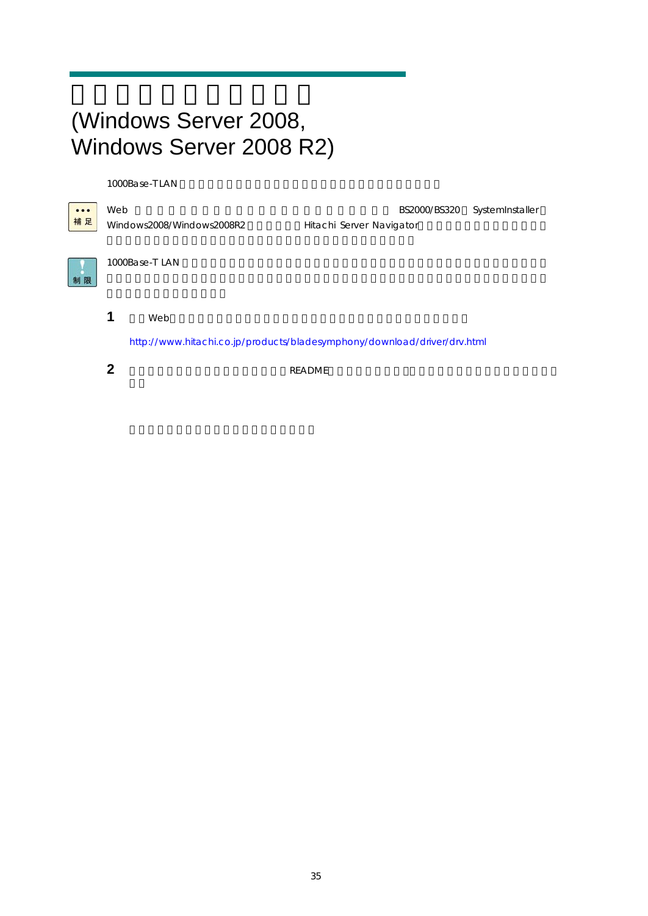# (Windows Server 2008, Windows Server 2008 R2)

1000Base-T LAN

補足

Web BS2000/BS320 SystemInstaller Windows2008/Windows2008R2 Hitachi Server Navigator

制限

1000Base-T LAN

**1** Web

http://www.hitachi.co.jp/products/bladesymphony/download/driver/drv.html

**2** README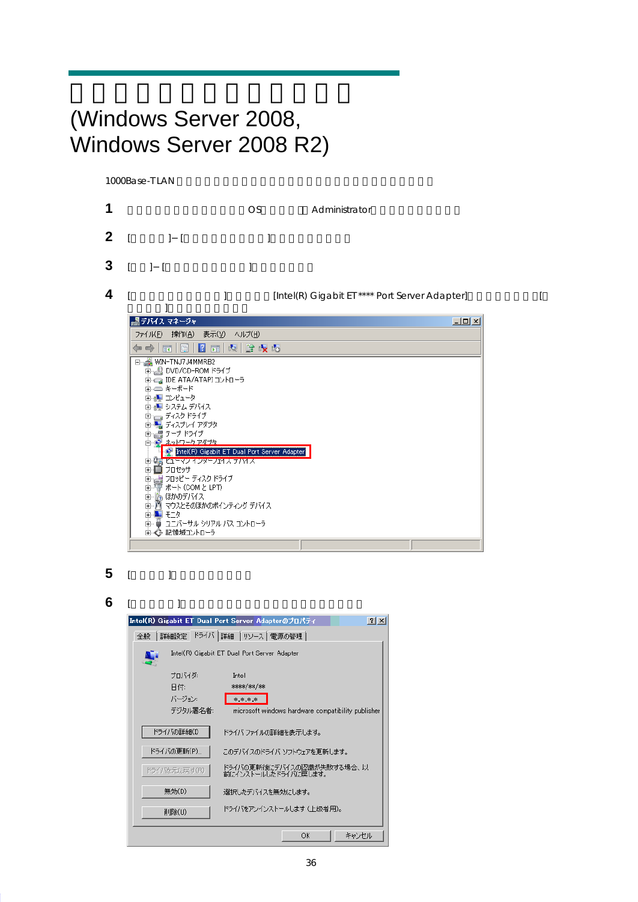# □□□□□□□□□□□□□□
# (Windows Server 2008, Windows Server 2008 R2)

1000Base-TLAN□□□□□□□□□□□□□□□□□□□□□□□□□□□□□□□

**1** □□□□□□□□□□□□□□OS□□□□□ Administrator□□□□□□□□□□□

**2** [□□□□]–[□□□□□□□□□□]□□□□□□□□□

**3** [□□]–[□□□□□□□□□]□□□□□□

**4** [□□□□□□□□□□]□□□□□[Intel(R) Gigabit ET **** Port Server Adapter]□□□□□□□□[□□□□□]□□□□□□□□

**5** [□□□□]□□□□□□□□

**6** [□□□□□]□□□□□□□□□□□□□□□□□□□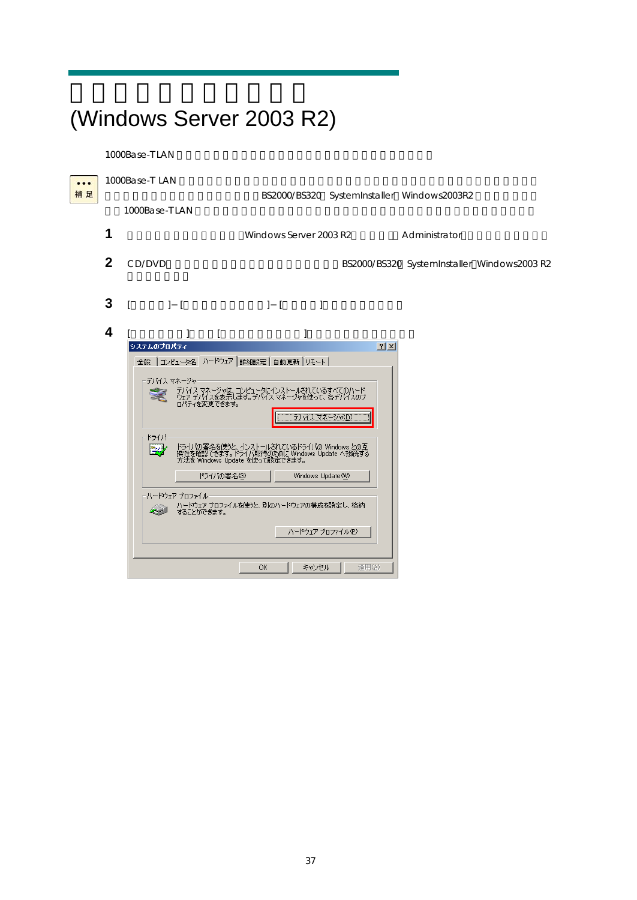# (Windows Server 2003 R2)

1000Base-TLAN

補足

1000Base-T LAN

BS2000/BS320 SystemInstaller Windows2003R2

1000Base-TLAN

**1** Windows Server 2003 R2 Administrator

**2** CD/DVD BS2000/BS320 SystemInstaller Windows2003 R2

**3** [ ] [ ] [ ]

**4** [ ] [ ]

システムのプロパティ

全般 | コンピュータ名 | ハードウェア | 詳細設定 | 自動更新 | リモート

デバイス マネージャ

デバイス マネージャは、コンピュータにインストールされているすべてのハードウェア デバイスを表示します。デバイス マネージャを使って、各デバイスのプロパティを変更できます。

デバイス マネージャ(D)

ドライバ

ドライバの署名を使うと、インストールされているドライバの Windows との互換性を確認できます。ドライバ取得のために Windows Update へ接続する方法を Windows Update を使って設定できます。

ドライバの署名(S)　Windows Update(W)

ハードウェア プロファイル

ハードウェア プロファイルを使うと、別のハードウェアの構成を設定し、格納することができます。

ハードウェア プロファイル(P)

OK　キャンセル　適用(A)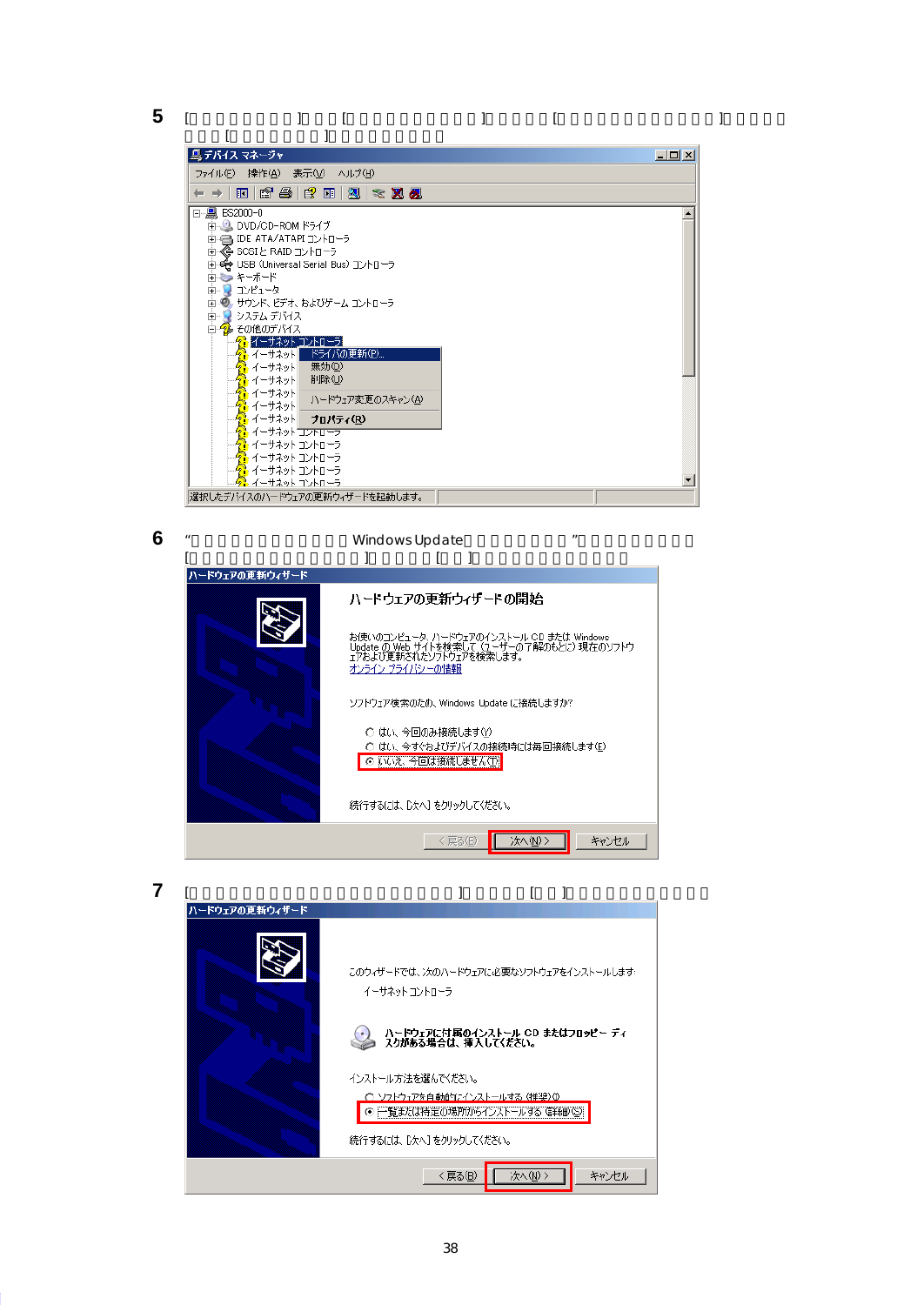5 [　　　　　　　　] [　　　　　　　　　　] [　　　　　　　　　　　　　] [　　　　　　　　]

デバイス マネージャ

ファイル(F)　操作(A)　表示(V)　ヘルプ(H)

- BS2000-0
  - DVD/CD-ROM ドライブ
  - IDE ATA/ATAPI コントローラ
  - SCSI と RAID コントローラ
  - USB (Universal Serial Bus) コントローラ
  - キーボード
  - コンピュータ
  - サウンド、ビデオ、およびゲーム コントローラ
  - システム デバイス
  - その他のデバイス
    - イーサネット コントローラ
    - イーサネット コントローラ
    - イーサネット コントローラ
    - イーサネット コントローラ
    - イーサネット コントローラ
    - イーサネット コントローラ
    - イーサネット コントローラ
    - イーサネット コントローラ
    - イーサネット コントローラ
    - イーサネット コントローラ
    - イーサネット コントローラ
    - イーサネット コントローラ

ドライバの更新(P)...
無効(D)
削除(U)
ハードウェア変更のスキャン(A)
**プロパティ(R)**

選択したデバイスのハードウェアの更新ウィザードを起動します。

6 "　　　　　　　　　　　　Windows Update　　　　　　　" [　　　　　　　　　　　　] [　　]

ハードウェアの更新ウィザード

**ハードウェアの更新ウィザードの開始**

お使いのコンピュータ、ハードウェアのインストール CD または Windows Update の Web サイトを検索して (ユーザーの了解のもとに) 現在のソフトウェアおよび更新されたソフトウェアを検索します。
オンライン プライバシーの情報

ソフトウェア検索のため、Windows Update に接続しますか?

- ○ はい、今回のみ接続します(Y)
- ○ はい、今すぐおよびデバイスの接続時には毎回接続します(E)
- ◉ いいえ、今回は接続しません(T)

続行するには、[次へ] をクリックしてください。

< 戻る(B)　次へ(N) >　キャンセル

7 [　　　　　　　　　　　　　　　　　　　] [　　]

ハードウェアの更新ウィザード

このウィザードでは、次のハードウェアに必要なソフトウェアをインストールします:

イーサネット コントローラ

**ハードウェアに付属のインストール CD またはフロッピー ディスクがある場合は、挿入してください。**

インストール方法を選んでください。

- ○ ソフトウェアを自動的にインストールする (推奨)(I)
- ◉ 一覧または特定の場所からインストールする (詳細)(S)

続行するには、[次へ] をクリックしてください。

< 戻る(B)　次へ(N) >　キャンセル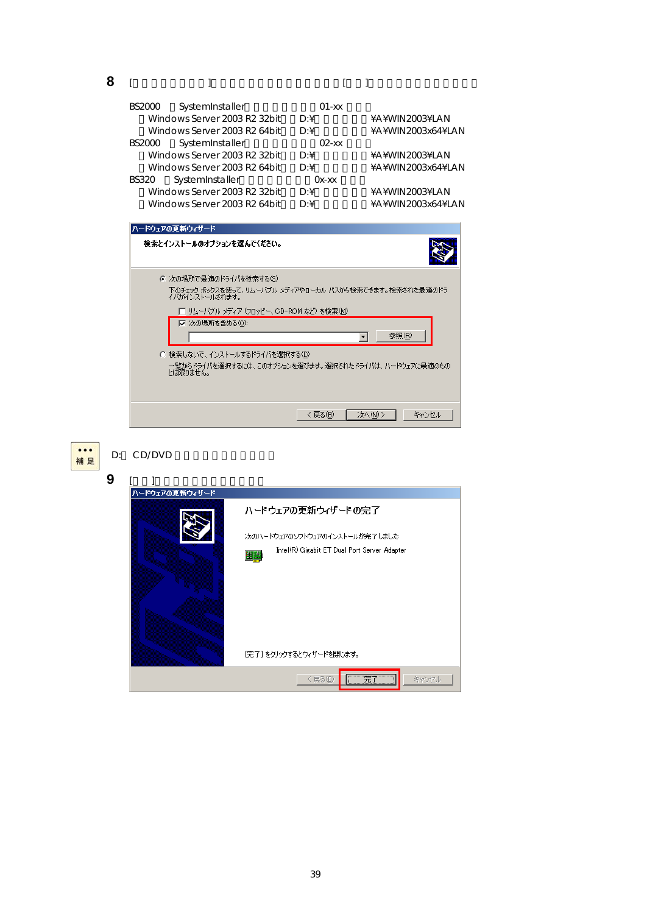**8** [ ]                [ ]

BS2000 SystemInstaller 01-xx
Windows Server 2003 R2 32bit D:¥ ¥A¥WIN2003¥LAN
Windows Server 2003 R2 64bit D:¥ ¥A¥WIN2003x64¥LAN
BS2000 SystemInstaller 02-xx
Windows Server 2003 R2 32bit D:¥ ¥A¥WIN2003¥LAN
Windows Server 2003 R2 64bit D:¥ ¥A¥WIN2003x64¥LAN
BS320 SystemInstaller 0x-xx
Windows Server 2003 R2 32bit D:¥ ¥A¥WIN2003¥LAN
Windows Server 2003 R2 64bit D:¥ ¥A¥WIN2003x64¥LAN

ハードウェアの更新ウィザード

検索とインストールのオプションを選んでください。

◉ 次の場所で最適のドライバを検索する(S)

下のチェック ボックスを使って、リムーバブル メディアやローカル パスから検索できます。検索された最適のドライバがインストールされます。

☐ リムーバブル メディア (フロッピー、CD-ROM など) を検索(M)

☑ 次の場所を含める(O):

参照(R)

○ 検索しないで、インストールするドライバを選択する(D)

一覧からドライバを選択するには、このオプションを選びます。選択されたドライバは、ハードウェアに最適のものとは限りません。

< 戻る(B) 次へ(N) > キャンセル

補足 D: CD/DVD

**9** [ ]

ハードウェアの更新ウィザード

ハードウェアの更新ウィザードの完了

次のハードウェアのソフトウェアのインストールが完了しました:

Intel(R) Gigabit ET Dual Port Server Adapter

[完了] をクリックするとウィザードを閉じます。

< 戻る(B) 完了 キャンセル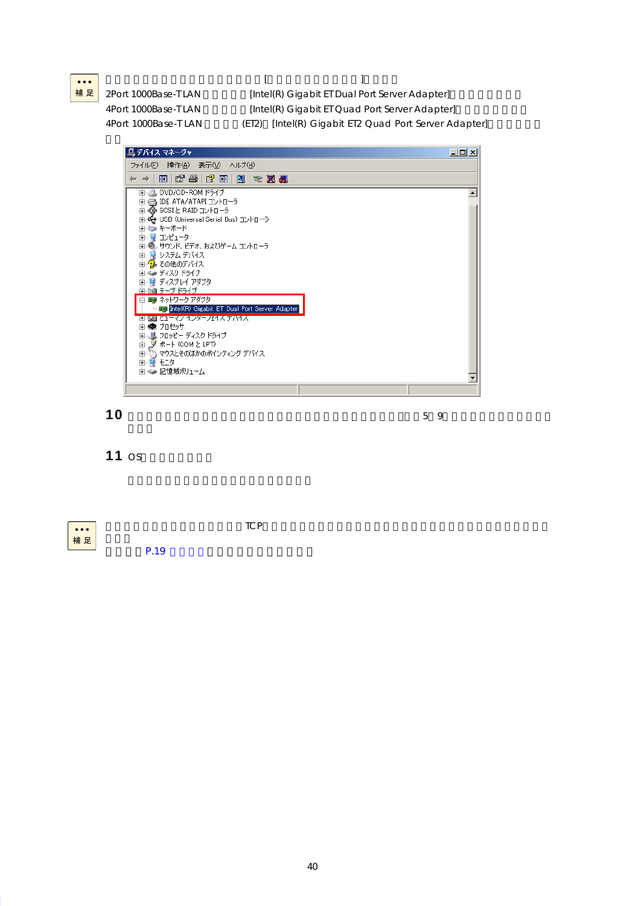補足

[ ]

2Port 1000Base-T LAN [Intel(R) Gigabit ET Dual Port Server Adapter]

4Port 1000Base-T LAN [Intel(R) Gigabit ET Quad Port Server Adapter]

4Port 1000Base-T LAN (ET2) [Intel(R) Gigabit ET2 Quad Port Server Adapter]

**10** 5 9

**11** OS

補足

TCP

P.19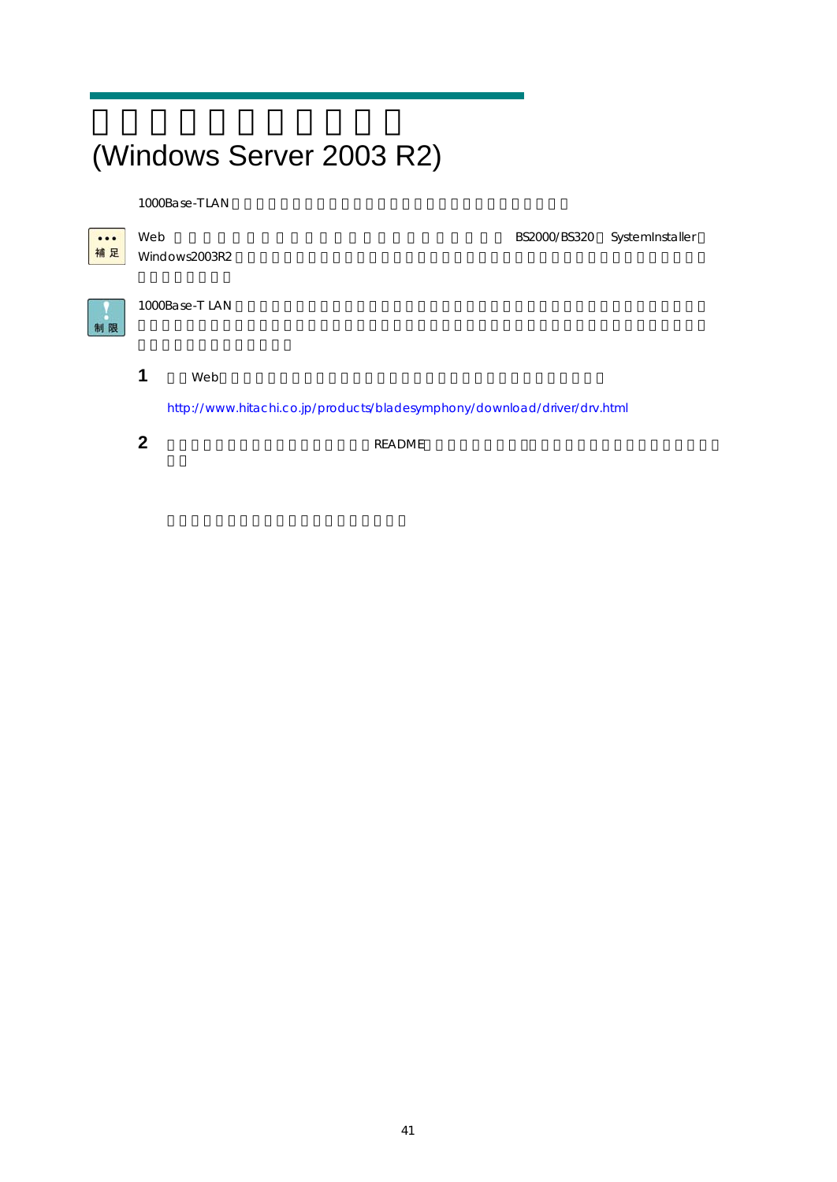# (Windows Server 2003 R2)

1000Base-TLAN

**補足**

Web BS2000/BS320 SystemInstaller Windows2003R2

**制限**

1000Base-T LAN

**1** Web

http://www.hitachi.co.jp/products/bladesymphony/download/driver/drv.html

**2** README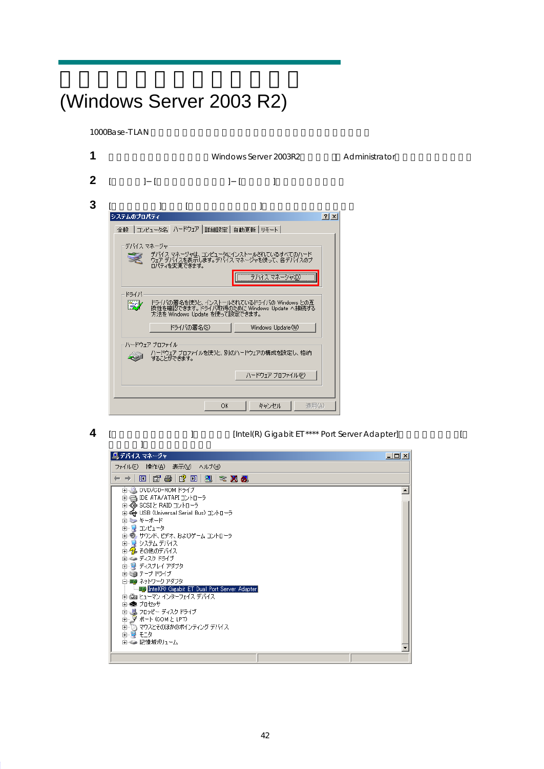# □□□□□□□□□□□□□□
# (Windows Server 2003 R2)

1000Base-TLAN□□□□□□□□□□□□□□□□□□□□□□□□□□□□□□□□

**1** □□□□□□□□□□□□□ Windows Server 2003R2□□□□□ Administrator□□□□□□□□□□□

**2** [□□□□□]－[□□□□□□□□□□□]－[□□□□□]□□□□□□□□□

**3** [□□□□□□□]□□□[□□□□□□□□□□□]□□□□□□□□□□□□□

**4** [□□□□□□□□□□□□]□□□□□□ [Intel(R) Gigabit ET**** Port Server Adapter]□□□□□□□□□□[□□□□□□]□□□□□□□□□□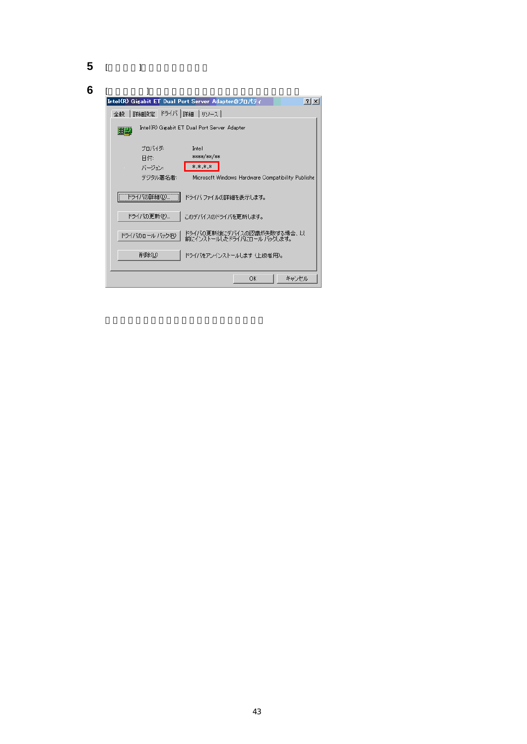**5** [□□□□]□□□□□□□□□

**6** [□□□□□]□□□□□□□□□□□□□□□□□□□□□□□□□

Intel(R) Gigabit ET Dual Port Server Adapterのプロパティ

全般 | 詳細設定 | ドライバ | 詳細 | リソース

Intel(R) Gigabit ET Dual Port Server Adapter

| | |
|---|---|
| プロバイダ: | Intel |
| 日付: | ****/**/** |
| バージョン: | *.*.*.* |
| デジタル署名者: | Microsoft Windows Hardware Compatibility Publishe |

| | |
|---|---|
| ドライバの詳細(D)... | ドライバ ファイルの詳細を表示します。 |
| ドライバの更新(P)... | このデバイスのドライバを更新します。 |
| ドライバのロール バック(R) | ドライバの更新後にデバイスの認識が失敗する場合、以前にインストールしたドライバにロール バックします。 |
| 削除(U) | ドライバをアンインストールします (上級者用)。 |

OK キャンセル

□□□□□□□□□□□□□□□□□□□□□□□□□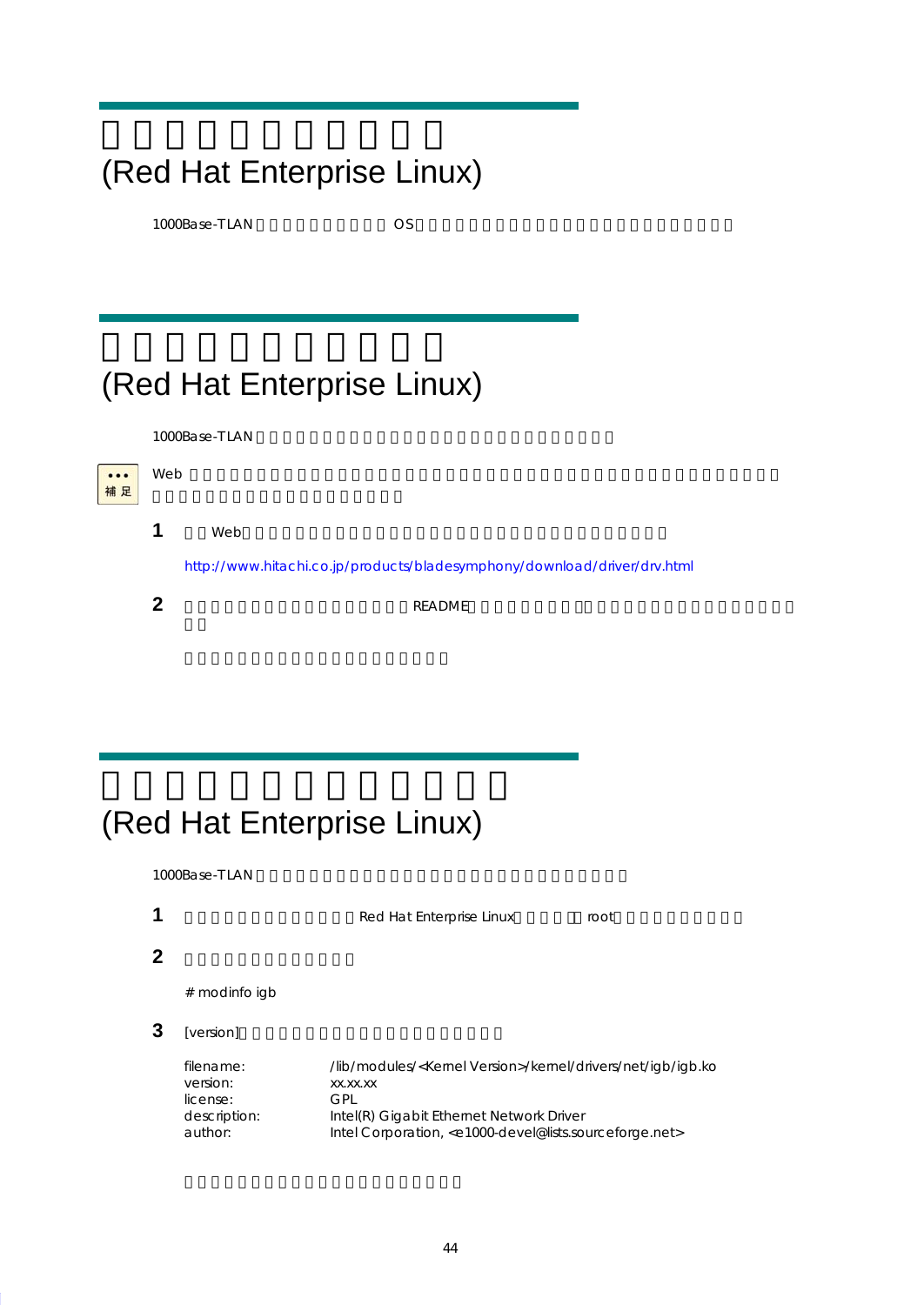# (Red Hat Enterprise Linux)

1000Base-T LAN OS

# (Red Hat Enterprise Linux)

1000Base-T LAN

補足

Web

1. Web

   http://www.hitachi.co.jp/products/bladesymphony/download/driver/drv.html

2. README

# (Red Hat Enterprise Linux)

1000Base-T LAN

1. Red Hat Enterprise Linux root

2. 

   ```
   # modinfo igb
   ```

3. [version]

   ```
   filename:       /lib/modules/<Kernel Version>/kernel/drivers/net/igb/igb.ko
   version:        xx.xx.xx
   license:        GPL
   description:    Intel(R) Gigabit Ethernet Network Driver
   author:         Intel Corporation, <e1000-devel@lists.sourceforge.net>
   ```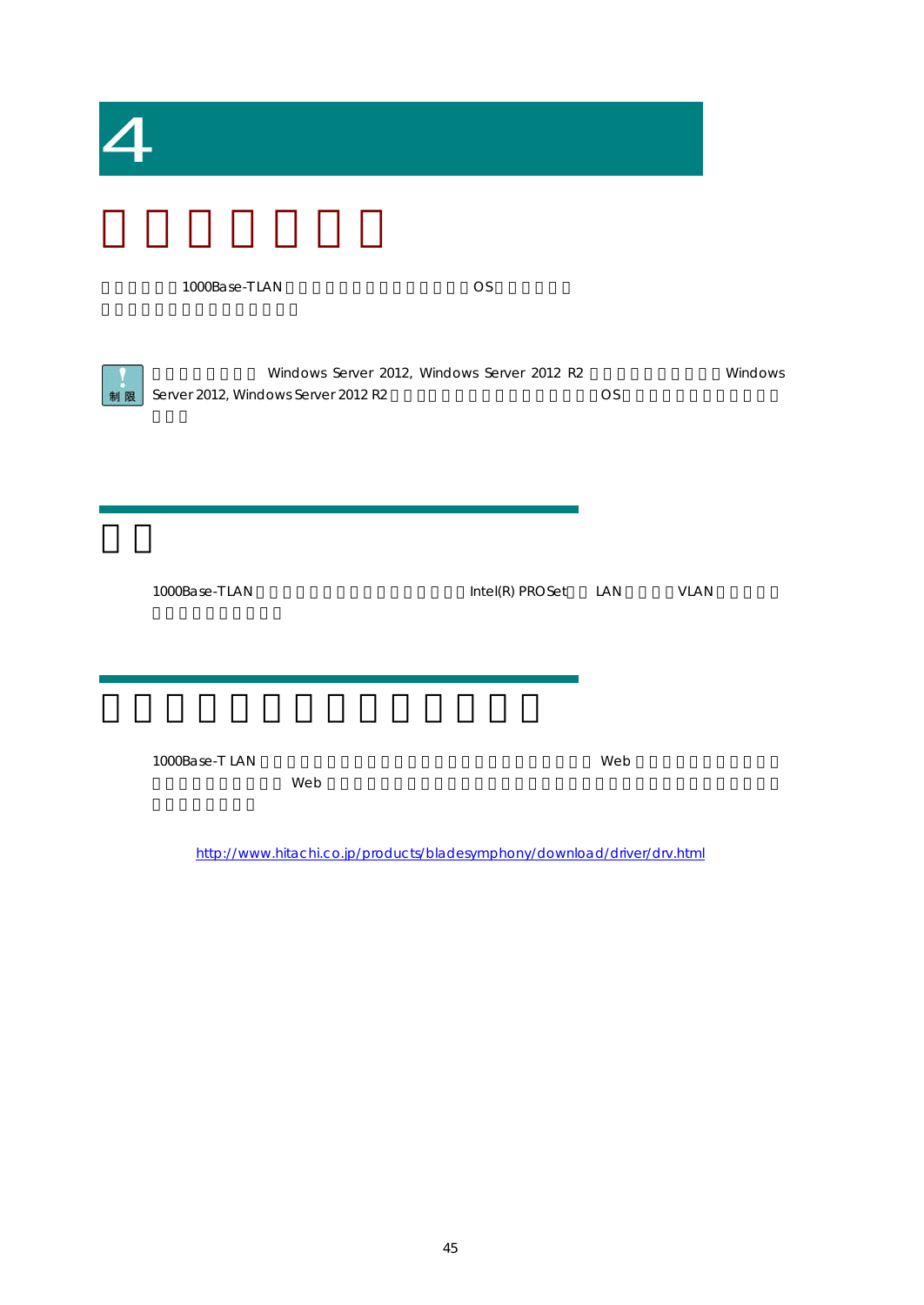# 4

# □□□□□□□

□□□□□□1000Base-TLAN□□□□□□□□□□□□□□□□OS□□□□□□
□□□□□□□□□□□□□□□

> **制限** □□□□□□□□ Windows Server 2012, Windows Server 2012 R2 □□□□□□□□□□ Windows Server 2012, Windows Server 2012 R2 □□□□□□□□□□□□□□□□□□□□□□□OS□□□□□□□□□□□□□□□□□□□

## □□

1000Base-TLAN□□□□□□□□□□□□□□□□□□Intel(R) PROSet□□ LAN□□□□VLAN□□□□□□
□□□□□□□□□□

## □□□□□□□□□□□□□□

1000Base-T LAN□□□□□□□□□□□□□□□□□□□□□□□□□□□□ Web□□□□□□□□□□□
□□□□□□□□□□ Web□□□□□□□□□□□□□□□□□□□□□□□□□□□□□□□□□□□□
□□□□□□□□

http://www.hitachi.co.jp/products/bladesymphony/download/driver/drv.html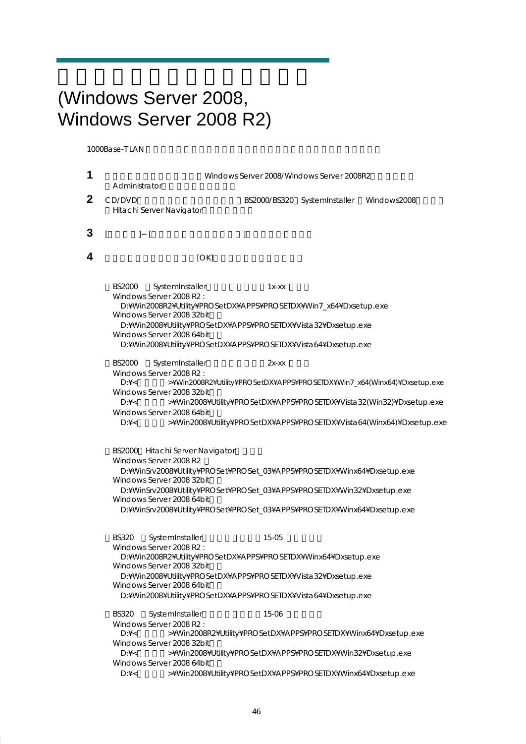# (Windows Server 2008, Windows Server 2008 R2)

1000Base-TLAN

**1** Windows Server 2008/Windows Server 2008R2
Administrator

**2** CD/DVD BS2000/BS320 SystemInstaller Windows2008
Hitachi Server Navigator

**3** [ ] [ ]

**4** [OK]

BS2000 SystemInstaller 1x-xx
Windows Server 2008 R2 :
D:¥Win2008R2¥Utility¥PROSetDX¥APPS¥PROSETDX¥Win7_x64¥Dxsetup.exe
Windows Server 2008 32bit
D:¥Win2008¥Utility¥PROSetDX¥APPS¥PROSETDX¥Vista32¥Dxsetup.exe
Windows Server 2008 64bit
D:¥Win2008¥Utility¥PROSetDX¥APPS¥PROSETDX¥Vista64¥Dxsetup.exe

BS2000 SystemInstaller 2x-xx
Windows Server 2008 R2 :
D:¥< >¥Win2008R2¥Utility¥PROSetDX¥APPS¥PROSETDX¥Win7_x64(Winx64)¥Dxsetup.exe
Windows Server 2008 32bit
D:¥< >¥Win2008¥Utility¥PROSetDX¥APPS¥PROSETDX¥Vista32(Win32)¥Dxsetup.exe
Windows Server 2008 64bit
D:¥< >¥Win2008¥Utility¥PROSetDX¥APPS¥PROSETDX¥Vista64(Winx64)¥Dxsetup.exe

BS2000 Hitachi Server Navigator
Windows Server 2008 R2
D:¥WinSrv2008¥Utility¥PROSet¥PROSet_03¥APPS¥PROSETDX¥Winx64¥Dxsetup.exe
Windows Server 2008 32bit
D:¥WinSrv2008¥Utility¥PROSet¥PROSet_03¥APPS¥PROSETDX¥Win32¥Dxsetup.exe
Windows Server 2008 64bit
D:¥WinSrv2008¥Utility¥PROSet¥PROSet_03¥APPS¥PROSETDX¥Winx64¥Dxsetup.exe

BS320 SystemInstaller 15-05
Windows Server 2008 R2 :
D:¥Win2008R2¥Utility¥PROSetDX¥APPS¥PROSETDX¥Winx64¥Dxsetup.exe
Windows Server 2008 32bit
D:¥Win2008¥Utility¥PROSetDX¥APPS¥PROSETDX¥Vista32¥Dxsetup.exe
Windows Server 2008 64bit
D:¥Win2008¥Utility¥PROSetDX¥APPS¥PROSETDX¥Vista64¥Dxsetup.exe

BS320 SystemInstaller 15-06
Windows Server 2008 R2 :
D:¥< >¥Win2008R2¥Utility¥PROSetDX¥APPS¥PROSETDX¥Winx64¥Dxsetup.exe
Windows Server 2008 32bit
D:¥< >¥Win2008¥Utility¥PROSetDX¥APPS¥PROSETDX¥Win32¥Dxsetup.exe
Windows Server 2008 64bit
D:¥< >¥Win2008¥Utility¥PROSetDX¥APPS¥PROSETDX¥Winx64¥Dxsetup.exe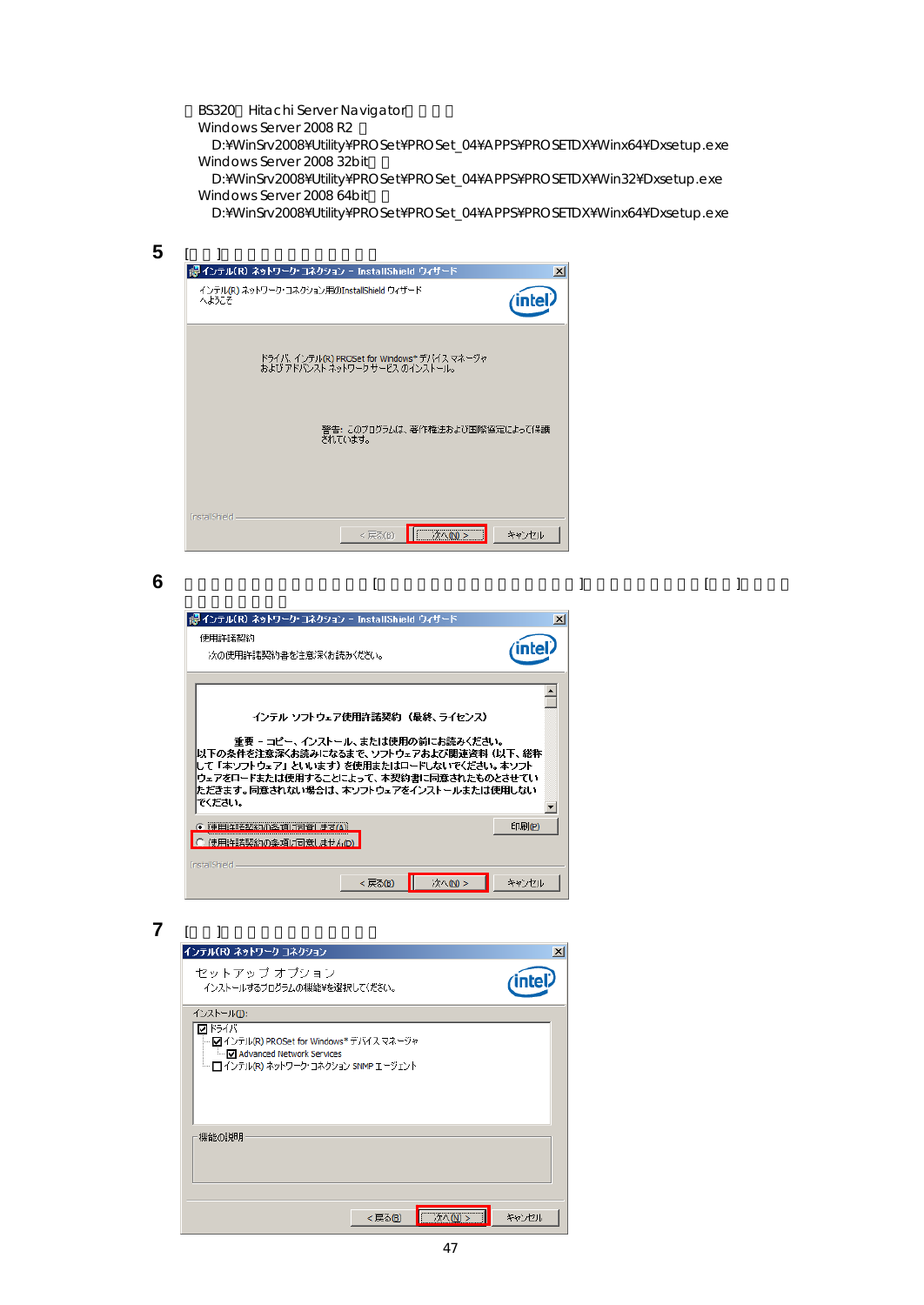BS320 Hitachi Server Navigator
Windows Server 2008 R2
D:¥WinSrv2008¥Utility¥PROSet¥PROSet_04¥APPS¥PROSETDX¥Winx64¥Dxsetup.exe
Windows Server 2008 32bit
D:¥WinSrv2008¥Utility¥PROSet¥PROSet_04¥APPS¥PROSETDX¥Win32¥Dxsetup.exe
Windows Server 2008 64bit
D:¥WinSrv2008¥Utility¥PROSet¥PROSet_04¥APPS¥PROSETDX¥Winx64¥Dxsetup.exe

**5** [ ]

インテル(R) ネットワーク・コネクション - InstallShield ウィザード

インテル(R) ネットワーク・コネクション用のInstallShield ウィザードへようこそ

ドライバ、インテル(R) PROSet for Windows* デバイス マネージャおよびアドバンスト ネットワークサービス のインストール。

警告: このプログラムは、著作権法および国際協定によって保護されています。

InstallShield

< 戻る(B) 次へ(N) > キャンセル

**6** [ ] [ ]

インテル(R) ネットワーク・コネクション - InstallShield ウィザード

使用許諾契約

次の使用許諾契約書を注意深くお読みください。

インテル ソフトウェア使用許諾契約（最終、ライセンス）

重要 - コピー、インストール、または使用の前にお読みください。
以下の条件を注意深くお読みになるまで、ソフトウェアおよび関連資料（以下、総称して「本ソフトウェア」といいます）を使用またはロードしないでください。本ソフトウェアをロードまたは使用することによって、本契約書に同意されたものとさせていただきます。同意されない場合は、本ソフトウェアをインストールまたは使用しないでください。

使用許諾契約の条項に同意します(A)
使用許諾契約の条項に同意しません(D)

印刷(P)

InstallShield

< 戻る(B) 次へ(N) > キャンセル

**7** [ ]

インテル(R) ネットワーク コネクション

セットアップ オプション
インストールするプログラムの機能を選択してください。

インストール(I):

- ☑ ドライバ
  - ☑ インテル(R) PROSet for Windows* デバイス マネージャ
    - ☑ Advanced Network Services
  - ☐ インテル(R) ネットワーク・コネクション SNMP エージェント

機能の説明

< 戻る(B) 次へ(N) > キャンセル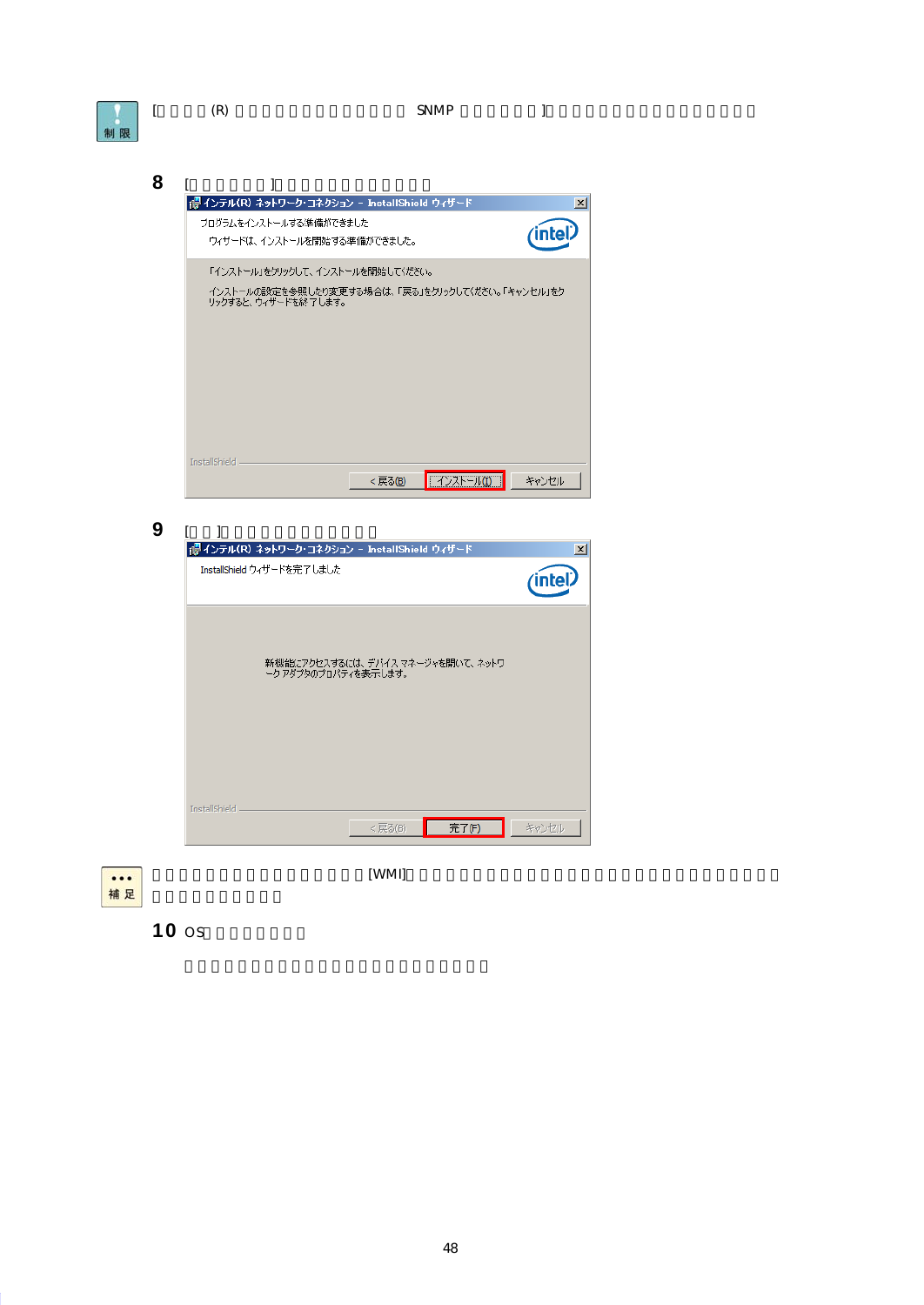制限

[ (R) SNMP ]

**8** [ ]

インテル(R) ネットワーク・コネクション - InstallShield ウィザード

プログラムをインストールする準備ができました

ウィザードは、インストールを開始する準備ができました。

「インストール」をクリックして、インストールを開始してください。

インストールの設定を参照したり変更する場合は、「戻る」をクリックしてください。「キャンセル」をクリックすると、ウィザードを終了します。

InstallShield

< 戻る(B)　インストール(I)　キャンセル

**9** [ ]

インテル(R) ネットワーク・コネクション - InstallShield ウィザード

InstallShield ウィザードを完了しました

新機能にアクセスするには、デバイス マネージャを開いて、ネットワーク アダプタのプロパティを表示します。

InstallShield

< 戻る(B)　完了(F)　キャンセル

補足

[WMI]

**10** OS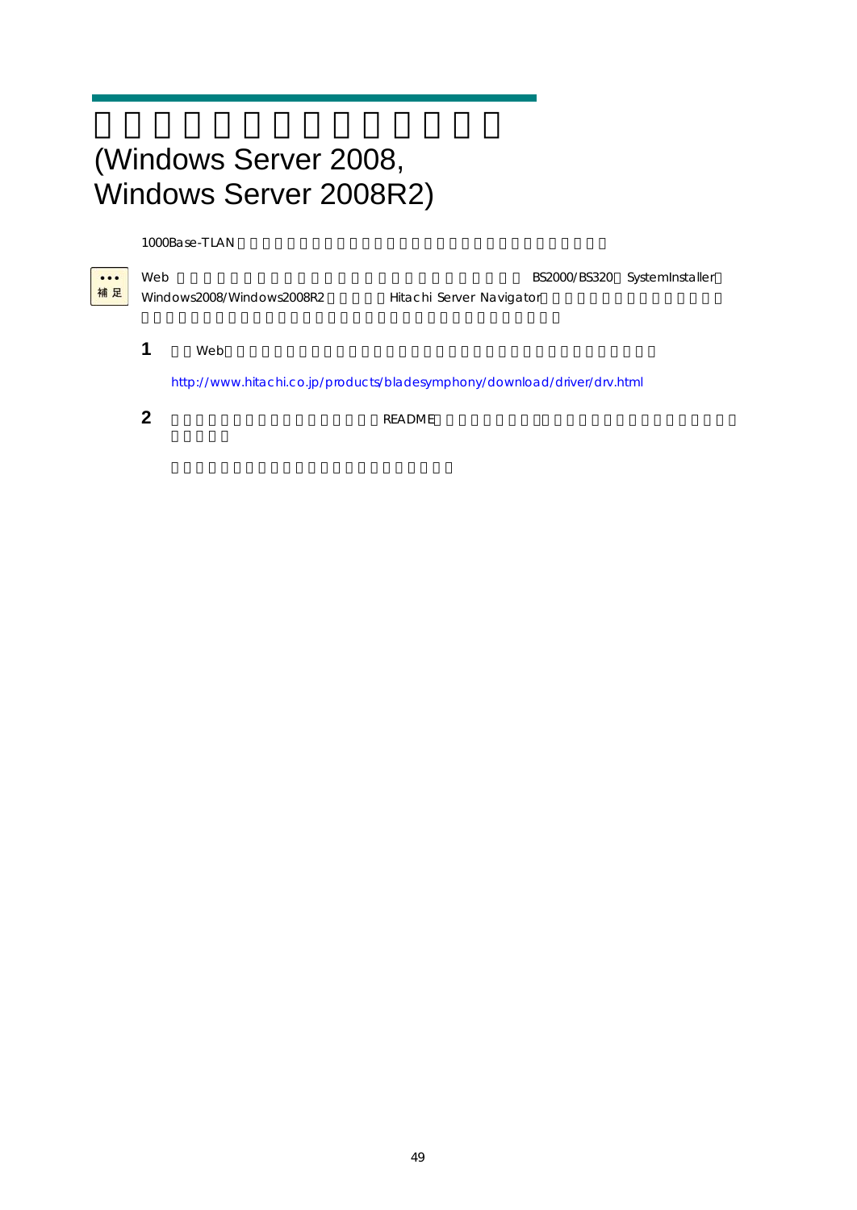# (Windows Server 2008, Windows Server 2008R2)

1000Base-TLAN

補足

Web BS2000/BS320 SystemInstaller Windows2008/Windows2008R2 Hitachi Server Navigator

**1** Web

http://www.hitachi.co.jp/products/bladesymphony/download/driver/drv.html

**2** README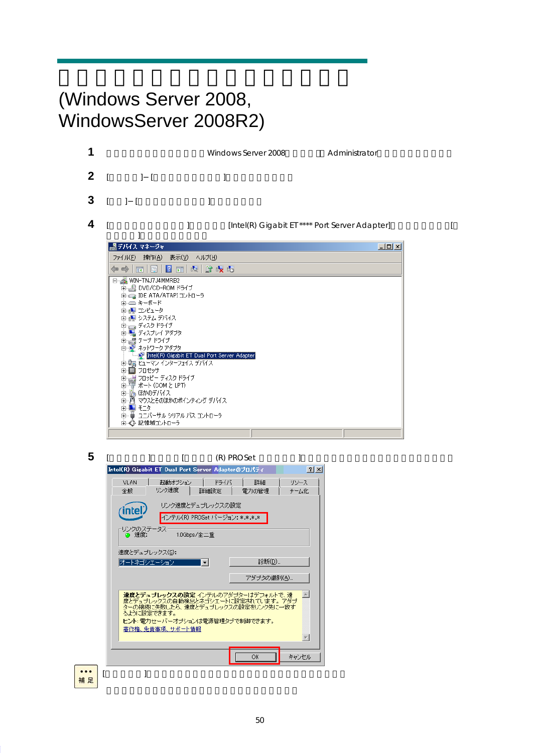# □□□□□□□□□□□□□□□□□

# (Windows Server 2008, WindowsServer 2008R2)

**1** □□□□□□□□□□□□□Windows Server 2008□□□□□□Administrator□□□□□□□□□

**2** [□□□□]−[□□□□□□□□□□]□□□□□□□□□

**3** [□□]−[□□□□□□□□□□]□□□□□□□

**4** [□□□□□□□□□□□]□□□□□[Intel(R) Gigabit ET **** Port Server Adapter]□□□□□□□□□[□□□□□]□□□□□□□□□□

デバイス マネージャ

ファイル(F)　操作(A)　表示(V)　ヘルプ(H)

- WIN-TNJ7J4MMRB2
  - DVD/CD-ROM ドライブ
  - IDE ATA/ATAPI コントローラ
  - キーボード
  - コンピュータ
  - システム デバイス
  - ディスク ドライブ
  - ディスプレイ アダプタ
  - テープ ドライブ
  - ネットワーク アダプタ
    - Intel(R) Gigabit ET Dual Port Server Adapter
  - ヒューマン インターフェイス デバイス
  - プロセッサ
  - フロッピー ディスク ドライブ
  - ポート (COM と LPT)
  - ほかのデバイス
  - マウスとそのほかのポインティング デバイス
  - モニタ
  - ユニバーサル シリアル バス コントローラ
  - 記憶域コントローラ

**5** [□□□□□□]□□□□[□□□□(R) PROSet □□□□□□]□□□□□□□□□□□□□□□□□□□□□□

Intel(R) Gigabit ET Dual Port Server Adapterのプロパティ

VLAN　起動オプション　ドライバ　詳細　リソース
全般　リンク速度　詳細設定　電力の管理　チーム化

リンク速度とデュプレックスの設定

インテル(R) PROSet バージョン: *.*.*.*

リンクのステータス
速度:　1.0Gbps/全二重

速度とデュプレックス(S):
オートネゴシエーション

診断(D)...

アダプタの識別(A)...

**速度とデュプレックスの設定** インテルのアダプターはデフォルトで、速度とデュプレックスの自動検出とネゴシエートに設定されています。アダプターの接続に失敗したら、速度とデュプレックスの設定をリンク先に一致するように設定できます。
**ヒント**: 電力セーバーオプションは電源管理タブで制御できます。
著作権、免責事項、サポート情報

OK　キャンセル

補足

[□□□□□□]□□□□□□□□□□□□□□□□□□□□□□□□□□□□□
□□□□□□□□□□□□□□□□□□□□□□□□□□□□□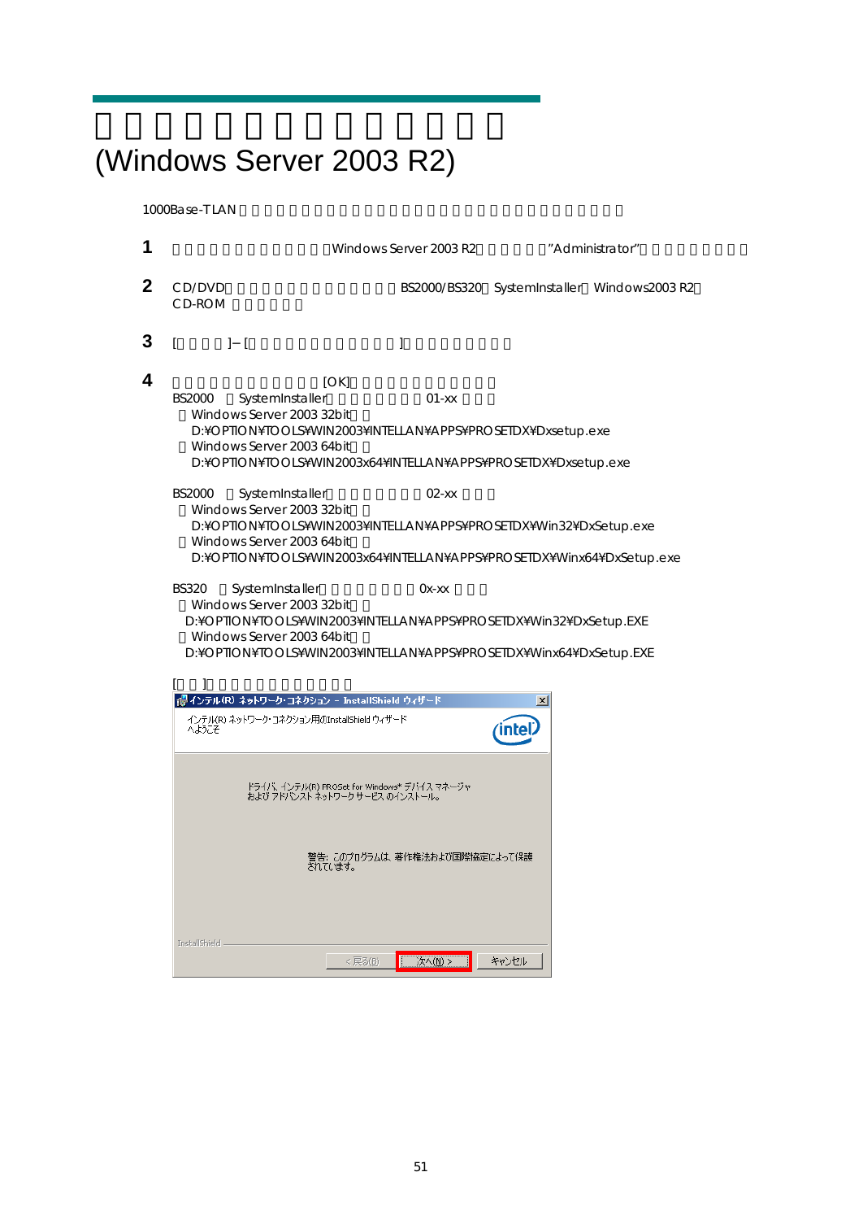# (Windows Server 2003 R2)

1000Base-TLAN

**1** Windows Server 2003 R2 "Administrator"

**2** CD/DVD BS2000/BS320 SystemInstaller Windows2003 R2
CD-ROM

**3** [ ] – [ ]

**4** [OK]

BS2000 SystemInstaller 01-xx

Windows Server 2003 32bit
D:¥OPTION¥TOOLS¥WIN2003¥INTELLAN¥APPS¥PROSETDX¥Dxsetup.exe

Windows Server 2003 64bit
D:¥OPTION¥TOOLS¥WIN2003x64¥INTELLAN¥APPS¥PROSETDX¥Dxsetup.exe

BS2000 SystemInstaller 02-xx

Windows Server 2003 32bit
D:¥OPTION¥TOOLS¥WIN2003¥INTELLAN¥APPS¥PROSETDX¥Win32¥DxSetup.exe

Windows Server 2003 64bit
D:¥OPTION¥TOOLS¥WIN2003x64¥INTELLAN¥APPS¥PROSETDX¥Winx64¥DxSetup.exe

BS320 SystemInstaller 0x-xx

Windows Server 2003 32bit
D:¥OPTION¥TOOLS¥WIN2003¥INTELLAN¥APPS¥PROSETDX¥Win32¥DxSetup.EXE

Windows Server 2003 64bit
D:¥OPTION¥TOOLS¥WIN2003¥INTELLAN¥APPS¥PROSETDX¥Winx64¥DxSetup.EXE

[ ]

インテル(R) ネットワーク･コネクション – InstallShield ウィザード

インテル(R) ネットワーク･コネクション用のInstallShield ウィザードへようこそ

ドライバ、インテル(R) PROSet for Windows* デバイス マネージャおよび アドバンスト ネットワーク サービス のインストール。

警告: このプログラムは、著作権法および国際協定によって保護されています。

InstallShield

< 戻る(B) | 次へ(N) > | キャンセル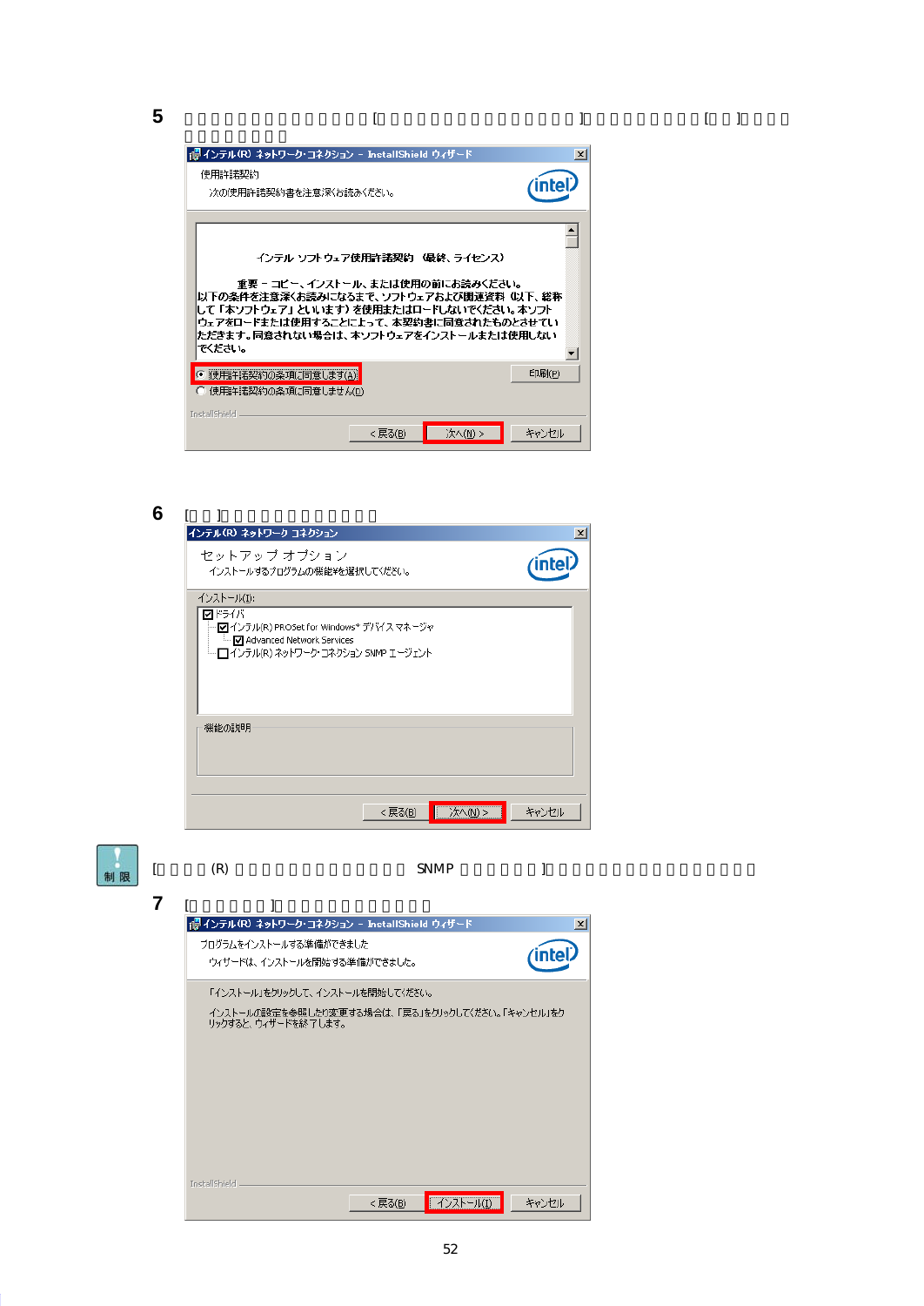**5**

インテル(R) ネットワーク・コネクション - InstallShield ウィザード

使用許諾契約

次の使用許諾契約書を注意深くお読みください。

インテル ソフトウェア使用許諾契約 (最終、ライセンス)

重要 - コピー、インストール、または使用の前にお読みください。
以下の条件を注意深くお読みになるまで、ソフトウェアおよび関連資料 (以下、総称して「本ソフトウェア」といいます) を使用またはロードしないでください。本ソフトウェアをロードまたは使用することによって、本契約書に同意されたものとさせていただきます。同意されない場合は、本ソフトウェアをインストールまたは使用しないでください。

◉ 使用許諾契約の条項に同意します(A)

○ 使用許諾契約の条項に同意しません(D)

印刷(P)

InstallShield

< 戻る(B) | 次へ(N) > | キャンセル

**6**

インテル(R) ネットワーク コネクション

セットアップ オプション

インストールするプログラムの機能を選択してください。

インストール(I):

- ☑ ドライバ
  - ☑ インテル(R) PROSet for Windows* デバイス マネージャ
    - ☑ Advanced Network Services
  - ☐ インテル(R) ネットワーク・コネクション SNMP エージェント

機能の説明

< 戻る(B) | 次へ(N) > | キャンセル

**制限**

[ (R) SNMP ]

**7**

インテル(R) ネットワーク・コネクション - InstallShield ウィザード

プログラムをインストールする準備ができました

ウィザードは、インストールを開始する準備ができました。

「インストール」をクリックして、インストールを開始してください。

インストールの設定を参照したり変更する場合は、「戻る」をクリックしてください。「キャンセル」をクリックすると、ウィザードを終了します。

InstallShield

< 戻る(B) | インストール(I) | キャンセル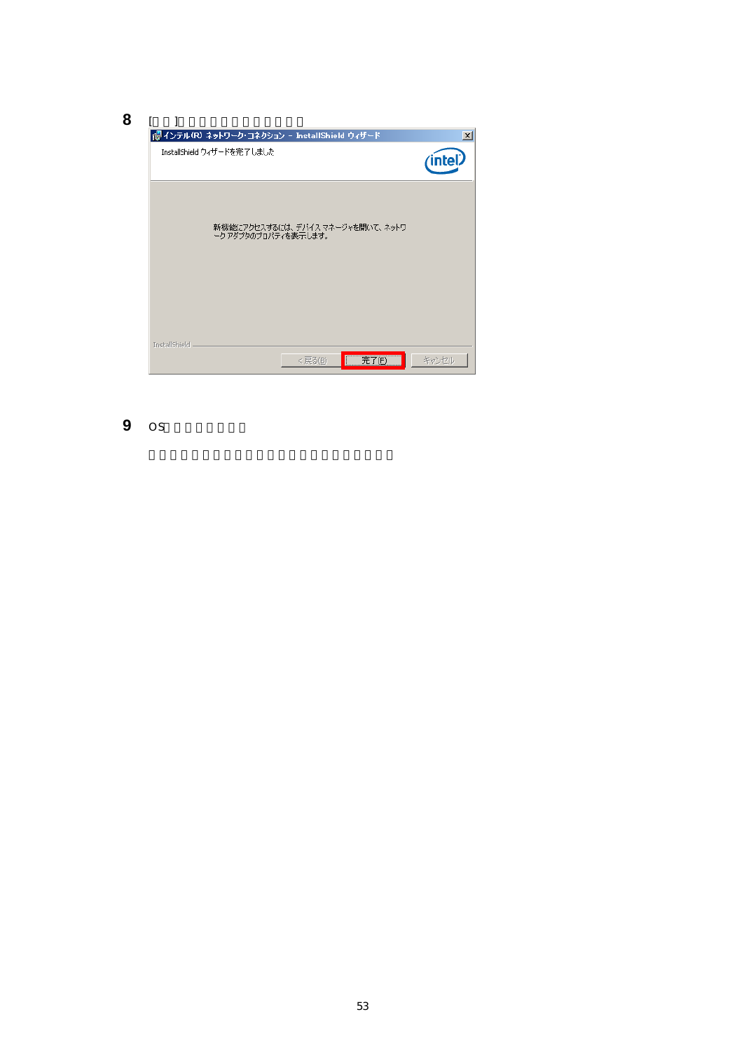**8** [□□]□□□□□□□□□□□□

インテル(R) ネットワーク・コネクション - InstallShield ウィザード

InstallShield ウィザードを完了しました

新機能にアクセスするには、デバイス マネージャを開いて、ネットワーク アダプタのプロパティを表示します。

InstallShield

< 戻る(B) 完了(F) キャンセル

**9** OS□□□□□□□□

□□□□□□□□□□□□□□□□□□□□□□□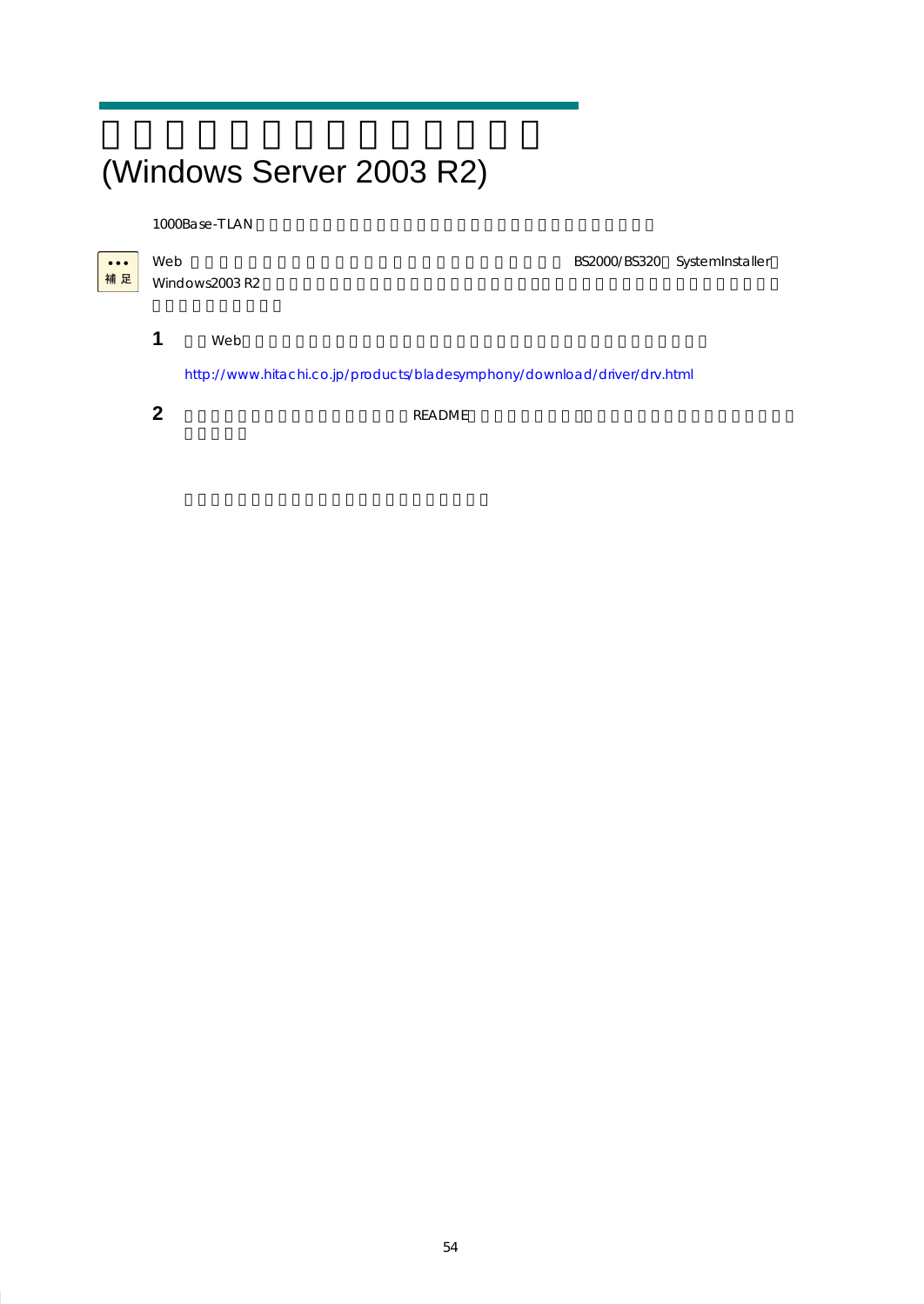# (Windows Server 2003 R2)

1000Base-TLAN

補足

Web BS2000/BS320 SystemInstaller Windows2003 R2

**1** Web

http://www.hitachi.co.jp/products/bladesymphony/download/driver/drv.html

**2** README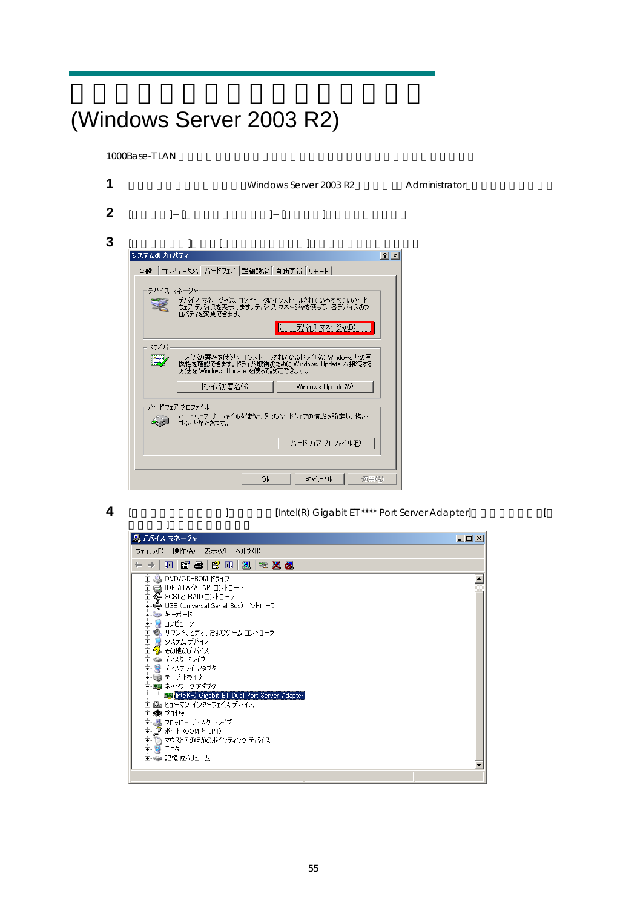# (Windows Server 2003 R2)

1000Base-TLAN

1 Windows Server 2003 R2 Administrator

2 [ ]–[ ]–[ ]

3 [ ] [ ]

4 [ ] [Intel(R) Gigabit ET **** Port Server Adapter] [ ]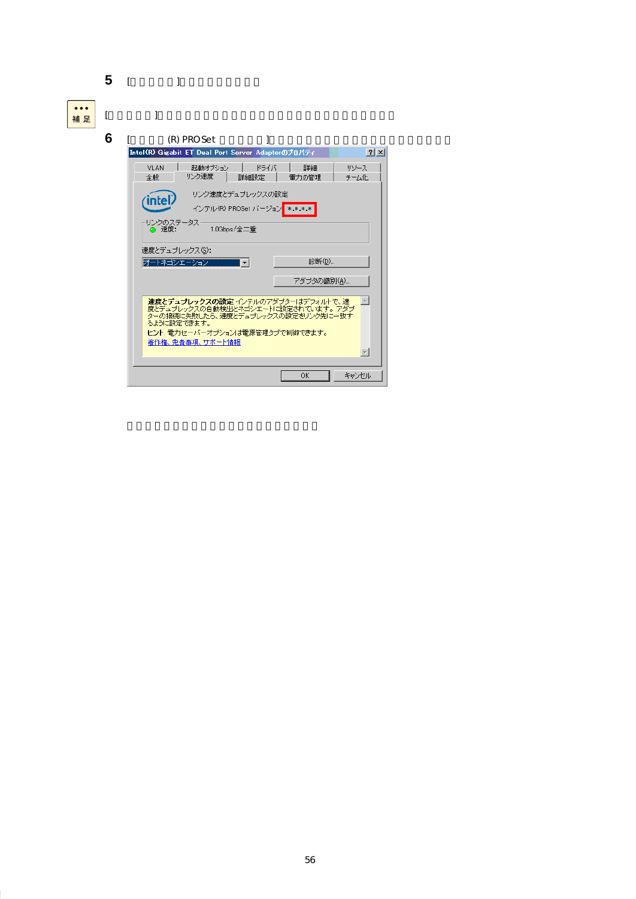**5** [ ]

補足 [ ]

**6** [ (R) PROSet ]

Intel(R) Gigabit ET Dual Port Server Adapterのプロパティ

VLAN | 起動オプション | ドライバ | 詳細 | リソース
全般 | リンク速度 | 詳細設定 | 電力の管理 | チーム化

リンク速度とデュプレックスの設定

インテル(R) PROSet バージョン *.*.*.*

リンクのステータス
速度: 1.0Gbps/全二重

速度とデュプレックス(S):
オートネゴシエーション

診断(D)...

アダプタの識別(A)...

**速度とデュプレックスの設定** インテルのアダプターはデフォルトで、速度とデュプレックスの自動検出とネゴシエートに設定されています。アダプターの接続に失敗したら、速度とデュプレックスの設定をリンク先に一致するように設定できます。

**ヒント**: 電力セーバーオプションは電源管理タブで制御できます。

著作権、免責事項、サポート情報

OK　キャンセル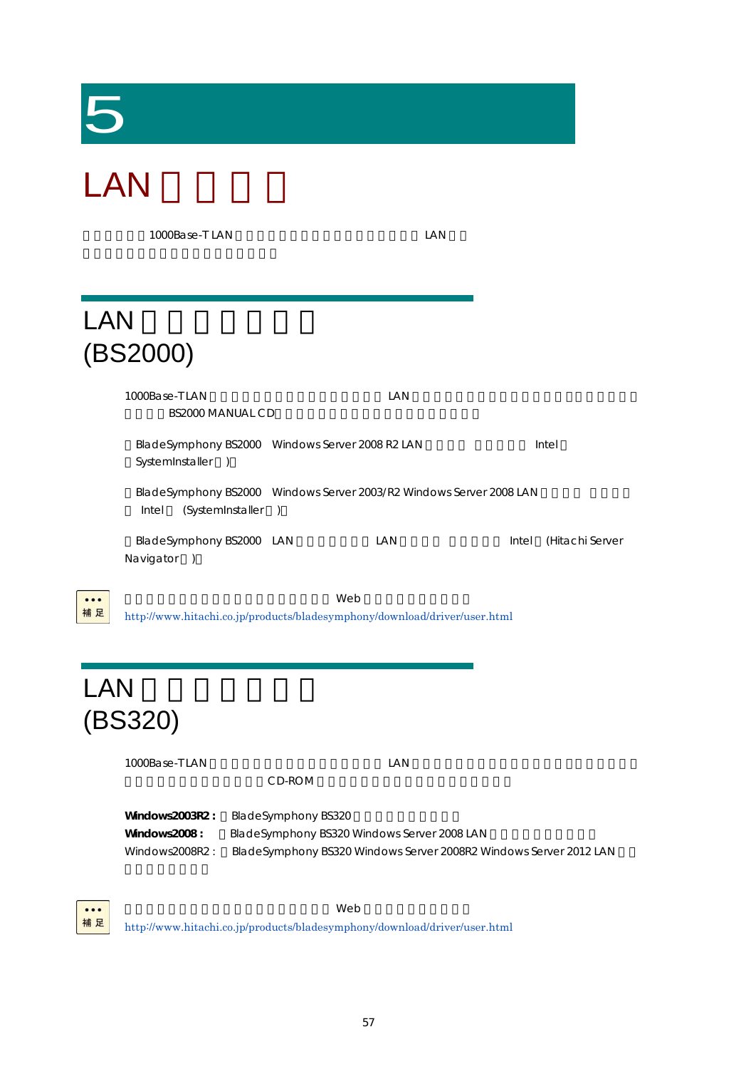# 5

# LAN

1000Base-T LAN LAN

## LAN (BS2000)

1000Base-T LAN LAN BS2000 MANUAL CD

BladeSymphony BS2000 Windows Server 2008 R2 LAN Intel SystemInstaller )

BladeSymphony BS2000 Windows Server 2003/R2 Windows Server 2008 LAN Intel (SystemInstaller )

BladeSymphony BS2000 LAN LAN Intel (Hitachi Server Navigator )

補足

Web

http://www.hitachi.co.jp/products/bladesymphony/download/driver/user.html

## LAN (BS320)

1000Base-T LAN LAN CD-ROM

**Windows2003R2 :** BladeSymphony BS320
**Windows2008 :** BladeSymphony BS320 Windows Server 2008 LAN
Windows2008R2 : BladeSymphony BS320 Windows Server 2008R2 Windows Server 2012 LAN

補足

Web

http://www.hitachi.co.jp/products/bladesymphony/download/driver/user.html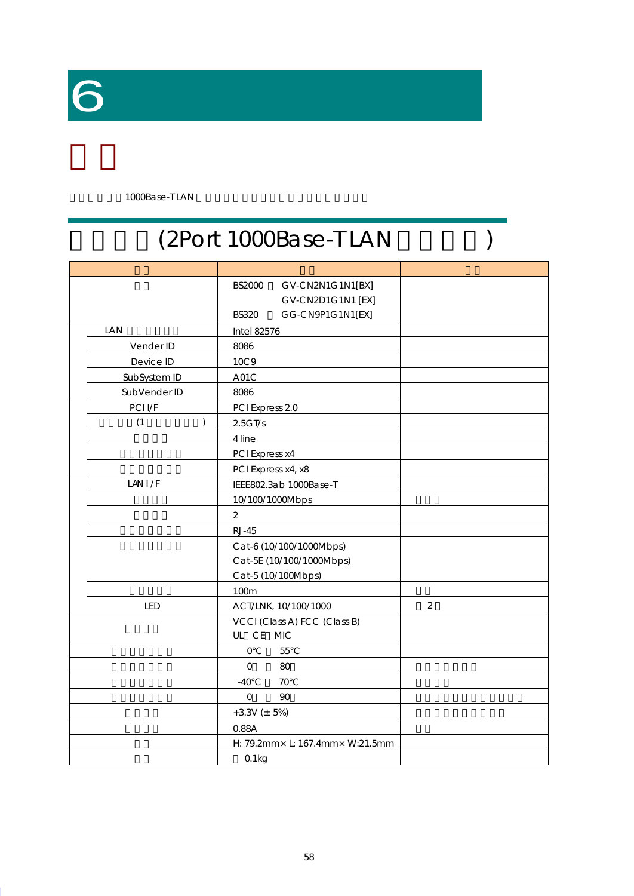# 6

# 仕様

1000Base-TLAN

## (2Port 1000Base-TLAN )

| | | |
|---|---|---|
| | BS2000 GV-CN2N1G1N1[BX]<br>GV-CN2D1G1N1 [EX]<br>BS320 GG-CN9P1G1N1[EX] | |
| LAN | Intel 82576 | |
| Vender ID | 8086 | |
| Device ID | 10C9 | |
| SubSystem ID | A01C | |
| SubVender ID | 8086 | |
| PCI I/F | PCI Express 2.0 | |
| (1 ) | 2.5GT/s | |
| | 4 line | |
| | PCI Express x4 | |
| | PCI Express x4, x8 | |
| LAN I / F | IEEE802.3ab 1000Base-T | |
| | 10/100/1000Mbps | |
| | 2 | |
| | RJ-45 | |
| | Cat-6 (10/100/1000Mbps)<br>Cat-5E (10/100/1000Mbps)<br>Cat-5 (10/100Mbps) | |
| | 100m | |
| LED | ACT/LNK, 10/100/1000 | 2 |
| | VCCI (Class A) FCC (Class B)<br>UL CE MIC | |
| | 0℃ 55℃ | |
| | 0 80 | |
| | -40℃ 70℃ | |
| | 0 90 | |
| | +3.3V (± 5%) | |
| | 0.88A | |
| | H: 79.2mm× L: 167.4mm× W:21.5mm | |
| | 0.1kg | |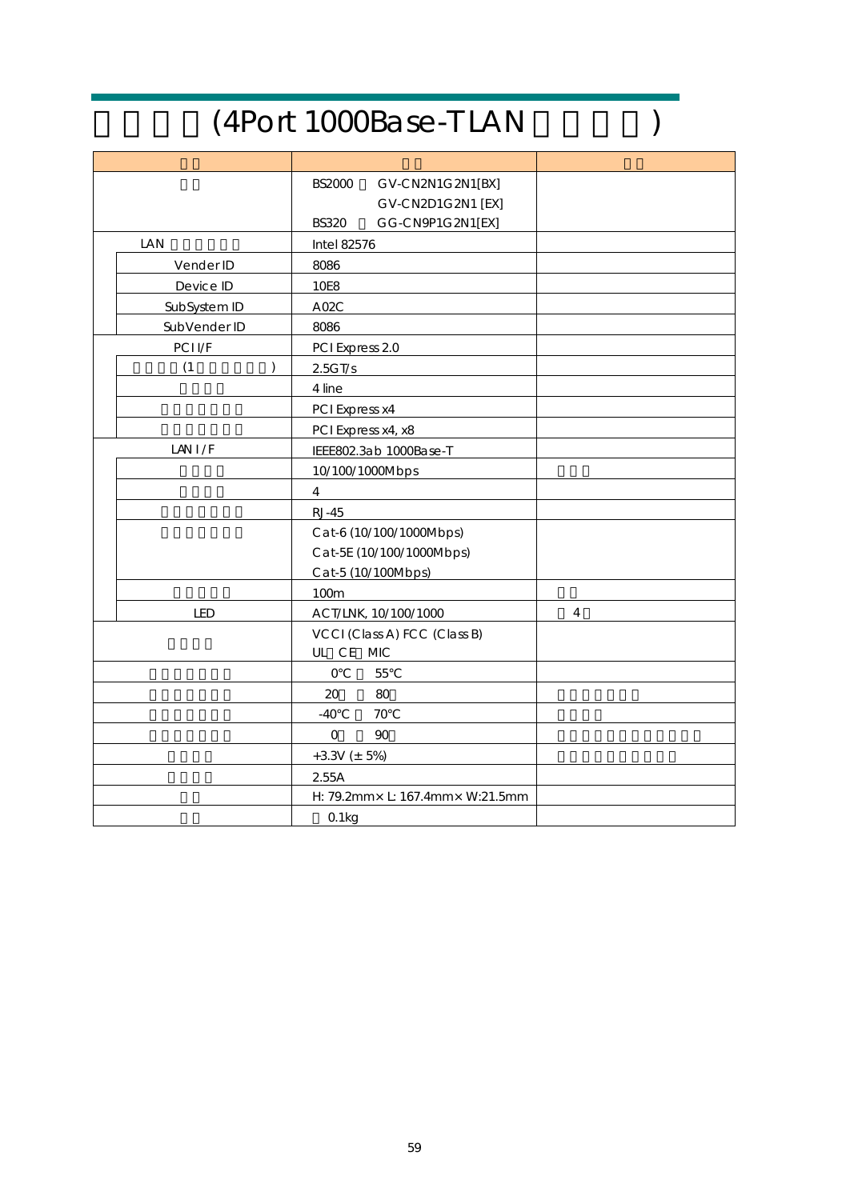# (4Port 1000Base-T LAN )

| | | |
|---|---|---|
| | BS2000 GV-CN2N1G2N1[BX]<br>GV-CN2D1G2N1 [EX]<br>BS320 GG-CN9P1G2N1[EX] | |
| LAN | Intel 82576 | |
| Vender ID | 8086 | |
| Device ID | 10E8 | |
| SubSystem ID | A02C | |
| SubVender ID | 8086 | |
| PCI I/F | PCI Express 2.0 | |
| (1 ) | 2.5GT/s | |
| | 4 line | |
| | PCI Express x4 | |
| | PCI Express x4, x8 | |
| LAN I/F | IEEE802.3ab 1000Base-T | |
| | 10/100/1000Mbps | |
| | 4 | |
| | RJ-45 | |
| | Cat-6 (10/100/1000Mbps)<br>Cat-5E (10/100/1000Mbps)<br>Cat-5 (10/100Mbps) | |
| | 100m | |
| LED | ACT/LNK, 10/100/1000 | 4 |
| | VCCI (Class A) FCC (Class B)<br>UL CE MIC | |
| | 0℃ 55℃ | |
| | 20 80 | |
| | -40℃ 70℃ | |
| | 0 90 | |
| | +3.3V (±5%) | |
| | 2.55A | |
| | H: 79.2mm× L: 167.4mm× W:21.5mm | |
| | 0.1kg | |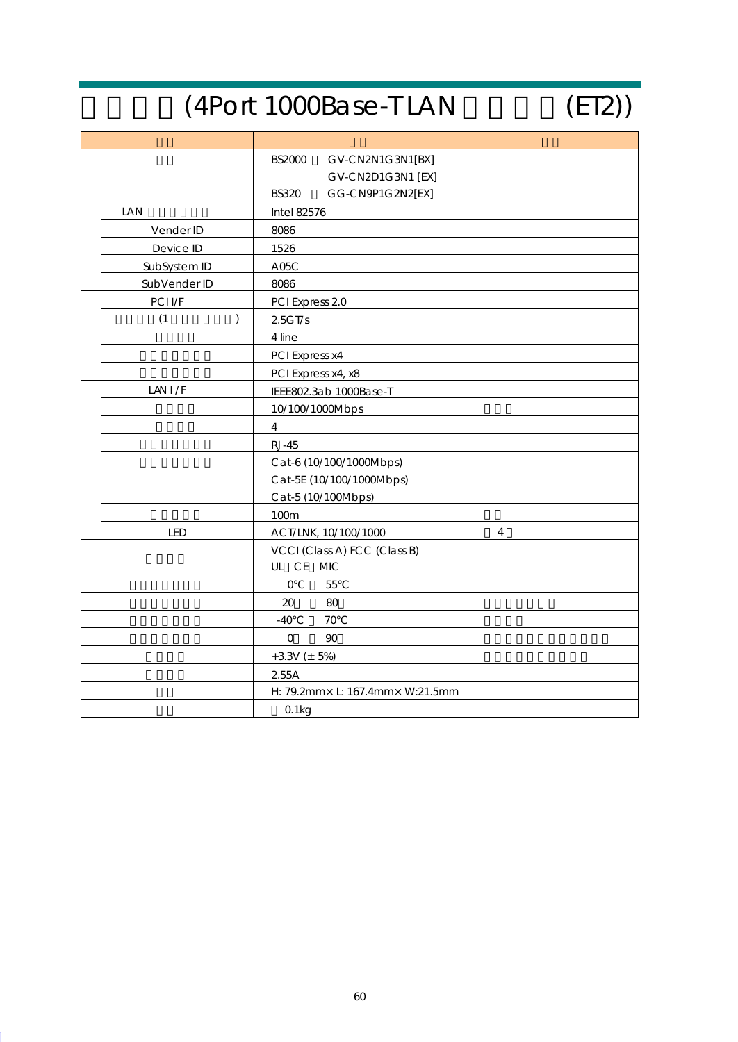# (4Port 1000Base-T LAN (ET2))

| | | |
|---|---|---|
| | BS2000 GV-CN2N1G3N1[BX]<br>GV-CN2D1G3N1 [EX]<br>BS320 GG-CN9P1G2N2[EX] | |
| LAN | Intel 82576 | |
| Vender ID | 8086 | |
| Device ID | 1526 | |
| SubSystem ID | A05C | |
| SubVender ID | 8086 | |
| PCI I/F | PCI Express 2.0 | |
| (1 ) | 2.5GT/s | |
| | 4 line | |
| | PCI Express x4 | |
| | PCI Express x4, x8 | |
| LAN I/F | IEEE802.3ab 1000Base-T | |
| | 10/100/1000Mbps | |
| | 4 | |
| | RJ-45 | |
| | Cat-6 (10/100/1000Mbps)<br>Cat-5E (10/100/1000Mbps)<br>Cat-5 (10/100Mbps) | |
| | 100m | |
| LED | ACT/LNK, 10/100/1000 | 4 |
| | VCCI (Class A) FCC (Class B)<br>UL CE MIC | |
| | 0℃ 55℃ | |
| | 20 80 | |
| | -40℃ 70℃ | |
| | 0 90 | |
| | +3.3V (± 5%) | |
| | 2.55A | |
| | H: 79.2mm× L: 167.4mm× W:21.5mm | |
| | 0.1kg | |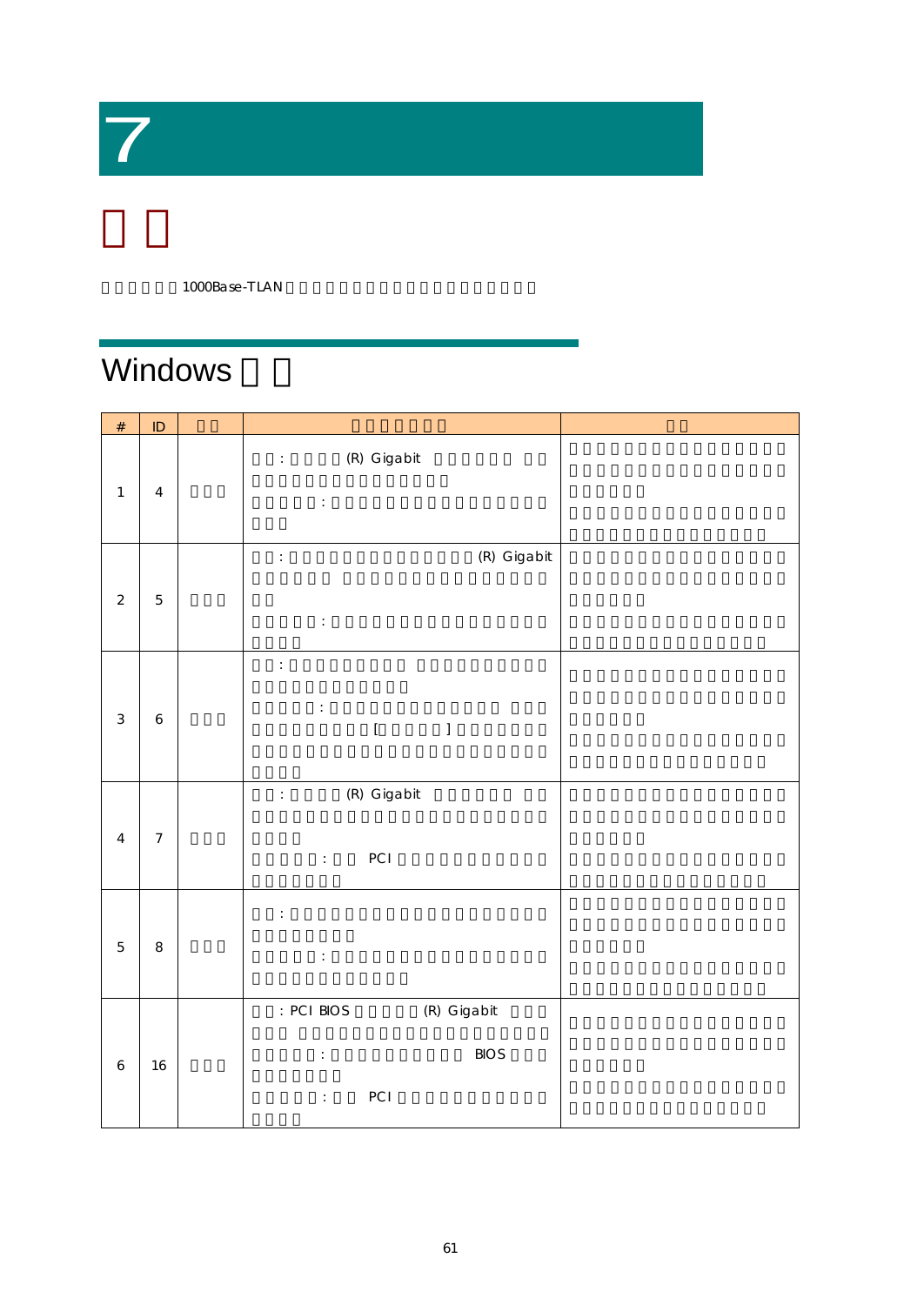# 7

# □□

□□□□□1000Base-TLAN□□□□□□□□□□□□□□□□□□□□□□

## Windows □□

| # | ID | □□ | □□□□□□ | □□ |
|---|---|---|---|---|
| 1 | 4 | □□□ | □□: □□□□(R) Gigabit □□□□□□ □□□□□□□□□□□□□□□□□□ □□□□□: □□□□□□□□□□□□□□□□□□□□ | □□□□□□□□□□□□□□□□□□□□□□□□□□□□□□□□□□□□□□□□□□□□□□□□□□□□□□□□□□□□□□□□□□ |
| 2 | 5 | □□□ | □□: □□□□□□□□□□□□□□□□(R) Gigabit □□□□□□ □□□□□□□□□□□□□□□□□□□□□□ □□□□□: □□□□□□□□□□□□□□□□□□□□□ | □□□□□□□□□□□□□□□□□□□□□□□□□□□□□□□□□□□□□□□□□□□□□□□□□□□□□□□□□□□□□□□□□□ |
| 3 | 6 | □□□ | □□: □□□□□□□□□ □□□□□□□□□□□□□□□□□□□□□ □□□□□: □□□□□□□□□□□□□□ □□□□□□□□□□□□[□□□□□]□□□□□□□□□□□□□□□□□□□□□□□□□□□□□□□□□ | □□□□□□□□□□□□□□□□□□□□□□□□□□□□□□□□□□□□□□□□□□□□□□□□□□□□□□□□□□□□□□□□□□ |
| 4 | 7 | □□□ | □□: □□□□(R) Gigabit □□□□□□ □□□□□□□□□□□□□□□□□□□□□□□□□□□□□□ □□□□□: □□ PCI □□□□□□□□□□□□□□□□□□□□□ | □□□□□□□□□□□□□□□□□□□□□□□□□□□□□□□□□□□□□□□□□□□□□□□□□□□□□□□□□□□□□□□□□□ |
| 5 | 8 | □□□ | □□: □□□□□□□□□□□□□□□□□□□□□□□□□□□□□ □□□□□: □□□□□□□□□□□□□□□□□□□□□□□□□□□□□ | □□□□□□□□□□□□□□□□□□□□□□□□□□□□□□□□□□□□□□□□□□□□□□□□□□□□□□□□□□□□□□□□□□ |
| 6 | 16 | □□□ | □□: PCI BIOS □□□□□(R) Gigabit □□□□□□ □□□□□□□□□□□□□□□□□□□□□ □□□□□: □□□□□□□□□□□ BIOS □□□□□□□□□ □□□□□: □□ PCI □□□□□□□□□□□□□□□□ | □□□□□□□□□□□□□□□□□□□□□□□□□□□□□□□□□□□□□□□□□□□□□□□□□□□□□□□□□□□□□□□□□□ |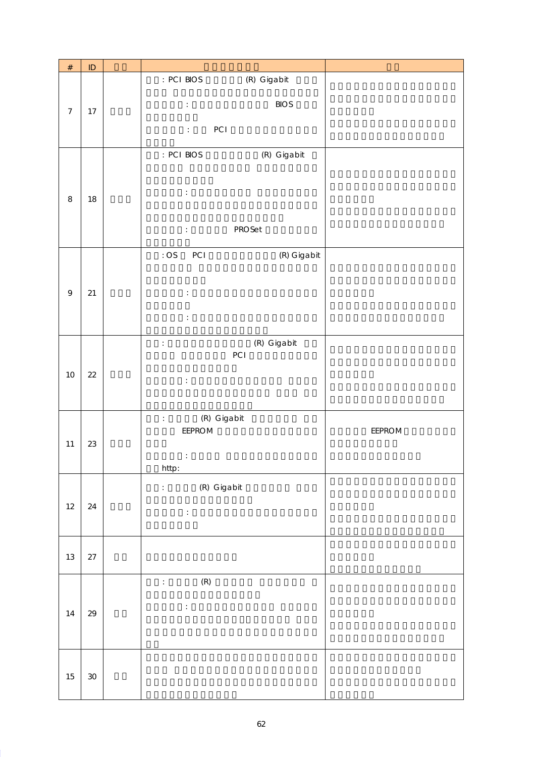| # | ID | | | |
|---|---|---|---|---|
| 7 | 17 | | : PCI BIOS (R) Gigabit<br>:  BIOS<br>: PCI | |
| 8 | 18 | | : PCI BIOS (R) Gigabit<br>:<br>: PROSet | |
| 9 | 21 | | : OS PCI (R) Gigabit<br>:<br>: | |
| 10 | 22 | | : (R) Gigabit<br>PCI<br>: | |
| 11 | 23 | | : (R) Gigabit<br>EEPROM<br>:<br>http: | EEPROM |
| 12 | 24 | | : (R) Gigabit<br>: | |
| 13 | 27 | | | |
| 14 | 29 | | : (R)<br>: | |
| 15 | 30 | | | |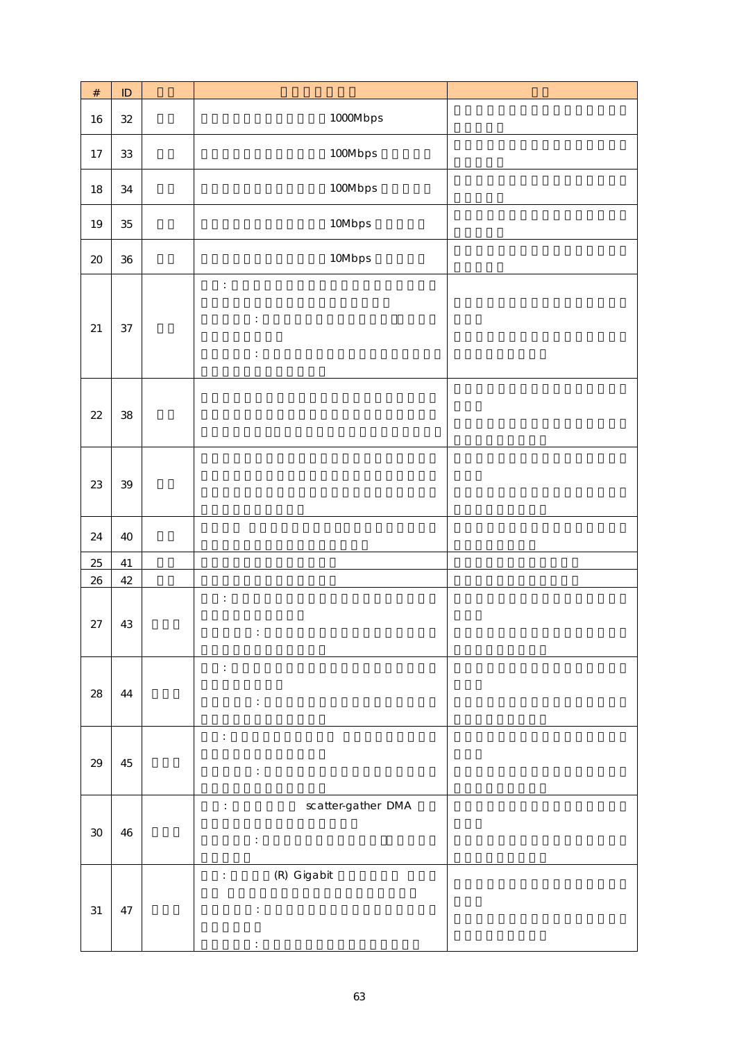| # | ID | | | |
|---|---|---|---|---|
| 16 | 32 | | 1000Mbps | |
| 17 | 33 | | 100Mbps | |
| 18 | 34 | | 100Mbps | |
| 19 | 35 | | 10Mbps | |
| 20 | 36 | | 10Mbps | |
| 21 | 37 | | : : : | |
| 22 | 38 | | | |
| 23 | 39 | | | |
| 24 | 40 | | | |
| 25 | 41 | | | |
| 26 | 42 | | | |
| 27 | 43 | | : : | |
| 28 | 44 | | : : | |
| 29 | 45 | | : : | |
| 30 | 46 | | : scatter-gather DMA : | |
| 31 | 47 | | : (R) Gigabit : : | |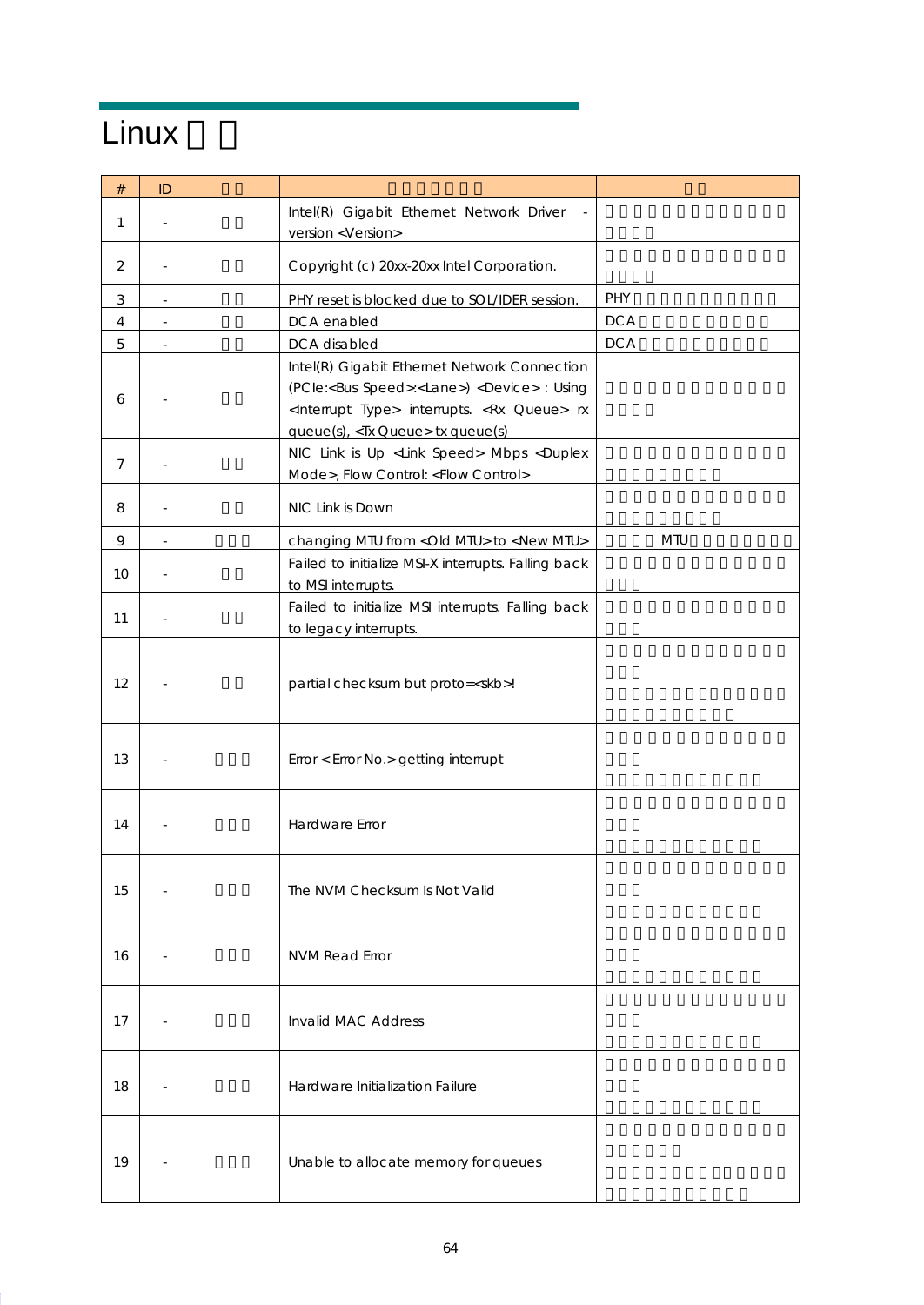# Linux

| # | ID | | | |
|---|---|---|---|---|
| 1 | - | | Intel(R) Gigabit Ethernet Network Driver - version <Version> | |
| 2 | - | | Copyright (c) 20xx-20xx Intel Corporation. | |
| 3 | - | | PHY reset is blocked due to SOL/IDER session. | PHY |
| 4 | - | | DCA enabled | DCA |
| 5 | - | | DCA disabled | DCA |
| 6 | - | | Intel(R) Gigabit Ethernet Network Connection (PCIe:<Bus Speed>:<Lane>) <Device> : Using <Interrupt Type> interrupts. <Rx Queue> rx queue(s), <Tx Queue> tx queue(s) | |
| 7 | - | | NIC Link is Up <Link Speed> Mbps <Duplex Mode>, Flow Control: <Flow Control> | |
| 8 | - | | NIC Link is Down | |
| 9 | - | | changing MTU from <Old MTU> to <New MTU> | MTU |
| 10 | - | | Failed to initialize MSI-X interrupts. Falling back to MSI interrupts. | |
| 11 | - | | Failed to initialize MSI interrupts. Falling back to legacy interrupts. | |
| 12 | - | | partial checksum but proto=<skb>! | |
| 13 | - | | Error < Error No.> getting interrupt | |
| 14 | - | | Hardware Error | |
| 15 | - | | The NVM Checksum Is Not Valid | |
| 16 | - | | NVM Read Error | |
| 17 | - | | Invalid MAC Address | |
| 18 | - | | Hardware Initialization Failure | |
| 19 | - | | Unable to allocate memory for queues | |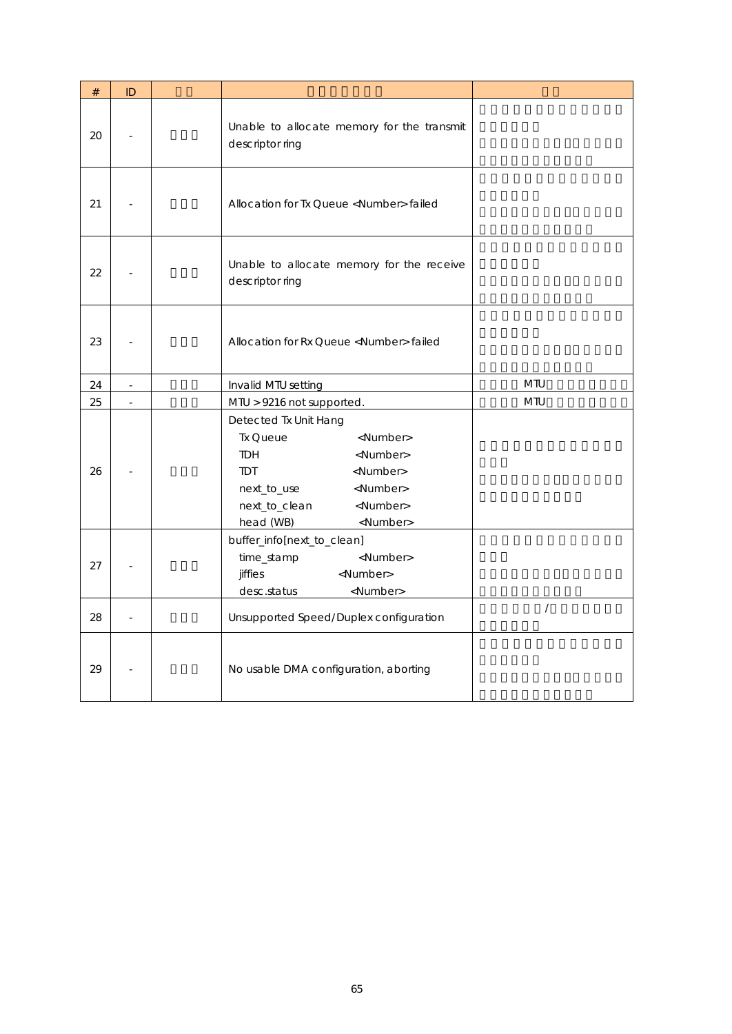| # | ID | | | |
|---|---|---|---|---|
| 20 | - | | Unable to allocate memory for the transmit descriptor ring | |
| 21 | - | | Allocation for Tx Queue <Number> failed | |
| 22 | - | | Unable to allocate memory for the receive descriptor ring | |
| 23 | - | | Allocation for Rx Queue <Number> failed | |
| 24 | - | | Invalid MTU setting | MTU |
| 25 | - | | MTU > 9216 not supported. | MTU |
| 26 | - | | Detected Tx Unit Hang<br>Tx Queue <Number><br>TDH <Number><br>TDT <Number><br>next_to_use <Number><br>next_to_clean <Number><br>head (WB) <Number> | |
| 27 | - | | buffer_info[next_to_clean]<br>time_stamp <Number><br>jiffies <Number><br>desc.status <Number> | |
| 28 | - | | Unsupported Speed/Duplex configuration | / |
| 29 | - | | No usable DMA configuration, aborting | |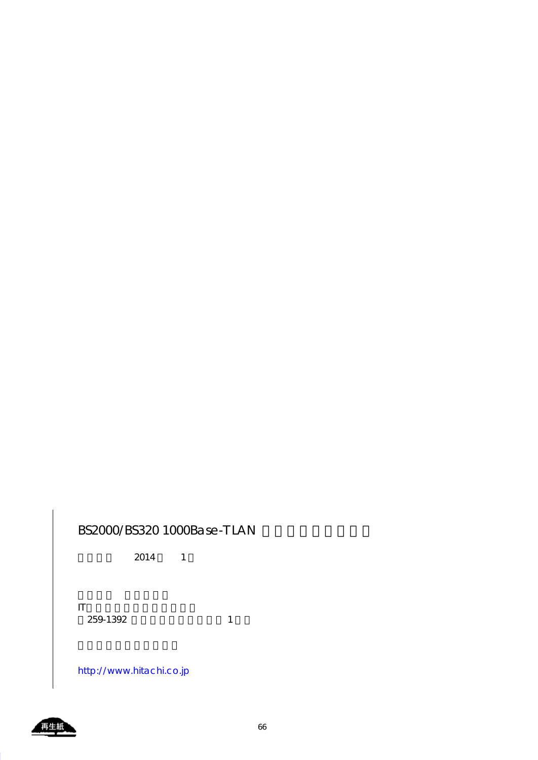BS2000/BS320 1000Base-T LAN

2014 1

IT

259-1392 1

http://www.hitachi.co.jp